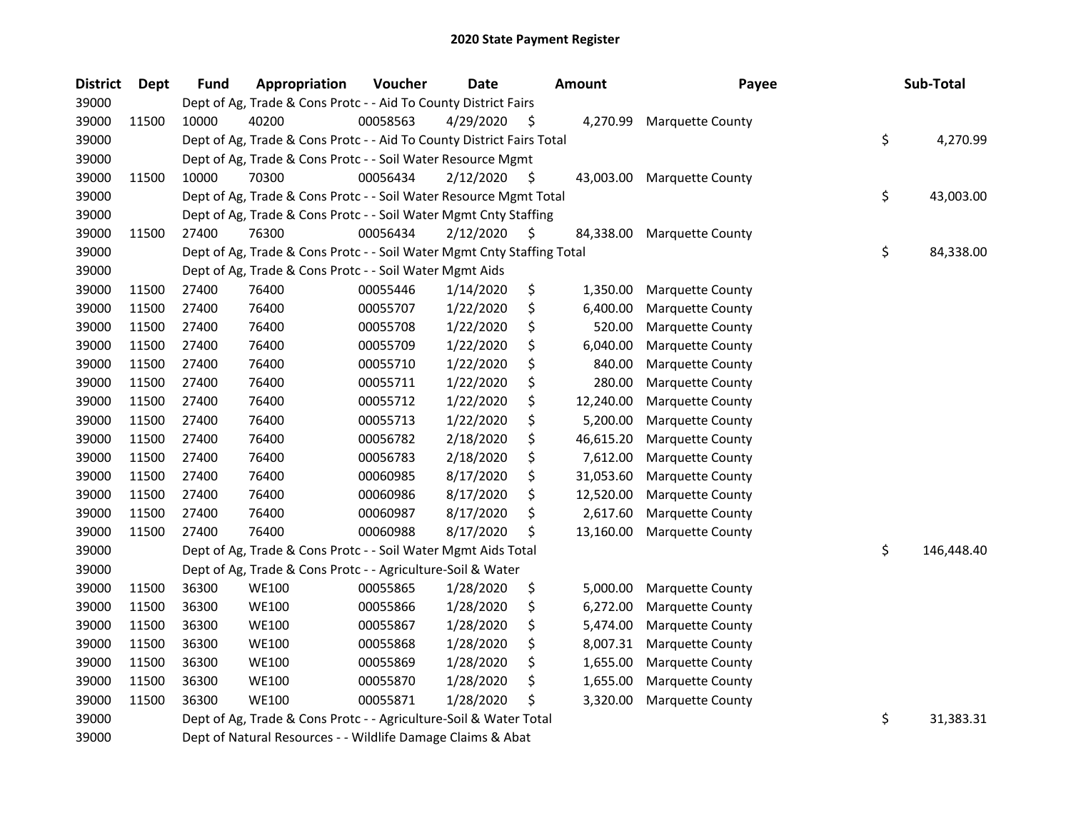# 2020 State Payment Register

| District | Dept | Fund | Appropriation | Voucher | Date | Amount | Payee | Sub-Total |
|---|---|---|---|---|---|---|---|---|
| 39000 | | Dept of Ag, Trade & Cons Protc - - Aid To County District Fairs | | | | | | |
| 39000 | 11500 | 10000 | 40200 | 00058563 | 4/29/2020 | $ 4,270.99 | Marquette County | |
| 39000 | | Dept of Ag, Trade & Cons Protc - - Aid To County District Fairs Total | | | | | | $ 4,270.99 |
| 39000 | | Dept of Ag, Trade & Cons Protc - - Soil Water Resource Mgmt | | | | | | |
| 39000 | 11500 | 10000 | 70300 | 00056434 | 2/12/2020 | $ 43,003.00 | Marquette County | |
| 39000 | | Dept of Ag, Trade & Cons Protc - - Soil Water Resource Mgmt Total | | | | | | $ 43,003.00 |
| 39000 | | Dept of Ag, Trade & Cons Protc - - Soil Water Mgmt Cnty Staffing | | | | | | |
| 39000 | 11500 | 27400 | 76300 | 00056434 | 2/12/2020 | $ 84,338.00 | Marquette County | |
| 39000 | | Dept of Ag, Trade & Cons Protc - - Soil Water Mgmt Cnty Staffing Total | | | | | | $ 84,338.00 |
| 39000 | | Dept of Ag, Trade & Cons Protc - - Soil Water Mgmt Aids | | | | | | |
| 39000 | 11500 | 27400 | 76400 | 00055446 | 1/14/2020 | $ 1,350.00 | Marquette County | |
| 39000 | 11500 | 27400 | 76400 | 00055707 | 1/22/2020 | $ 6,400.00 | Marquette County | |
| 39000 | 11500 | 27400 | 76400 | 00055708 | 1/22/2020 | $ 520.00 | Marquette County | |
| 39000 | 11500 | 27400 | 76400 | 00055709 | 1/22/2020 | $ 6,040.00 | Marquette County | |
| 39000 | 11500 | 27400 | 76400 | 00055710 | 1/22/2020 | $ 840.00 | Marquette County | |
| 39000 | 11500 | 27400 | 76400 | 00055711 | 1/22/2020 | $ 280.00 | Marquette County | |
| 39000 | 11500 | 27400 | 76400 | 00055712 | 1/22/2020 | $ 12,240.00 | Marquette County | |
| 39000 | 11500 | 27400 | 76400 | 00055713 | 1/22/2020 | $ 5,200.00 | Marquette County | |
| 39000 | 11500 | 27400 | 76400 | 00056782 | 2/18/2020 | $ 46,615.20 | Marquette County | |
| 39000 | 11500 | 27400 | 76400 | 00056783 | 2/18/2020 | $ 7,612.00 | Marquette County | |
| 39000 | 11500 | 27400 | 76400 | 00060985 | 8/17/2020 | $ 31,053.60 | Marquette County | |
| 39000 | 11500 | 27400 | 76400 | 00060986 | 8/17/2020 | $ 12,520.00 | Marquette County | |
| 39000 | 11500 | 27400 | 76400 | 00060987 | 8/17/2020 | $ 2,617.60 | Marquette County | |
| 39000 | 11500 | 27400 | 76400 | 00060988 | 8/17/2020 | $ 13,160.00 | Marquette County | |
| 39000 | | Dept of Ag, Trade & Cons Protc - - Soil Water Mgmt Aids Total | | | | | | $ 146,448.40 |
| 39000 | | Dept of Ag, Trade & Cons Protc - - Agriculture-Soil & Water | | | | | | |
| 39000 | 11500 | 36300 | WE100 | 00055865 | 1/28/2020 | $ 5,000.00 | Marquette County | |
| 39000 | 11500 | 36300 | WE100 | 00055866 | 1/28/2020 | $ 6,272.00 | Marquette County | |
| 39000 | 11500 | 36300 | WE100 | 00055867 | 1/28/2020 | $ 5,474.00 | Marquette County | |
| 39000 | 11500 | 36300 | WE100 | 00055868 | 1/28/2020 | $ 8,007.31 | Marquette County | |
| 39000 | 11500 | 36300 | WE100 | 00055869 | 1/28/2020 | $ 1,655.00 | Marquette County | |
| 39000 | 11500 | 36300 | WE100 | 00055870 | 1/28/2020 | $ 1,655.00 | Marquette County | |
| 39000 | 11500 | 36300 | WE100 | 00055871 | 1/28/2020 | $ 3,320.00 | Marquette County | |
| 39000 | | Dept of Ag, Trade & Cons Protc - - Agriculture-Soil & Water Total | | | | | | $ 31,383.31 |
| 39000 | | Dept of Natural Resources - - Wildlife Damage Claims & Abat | | | | | | |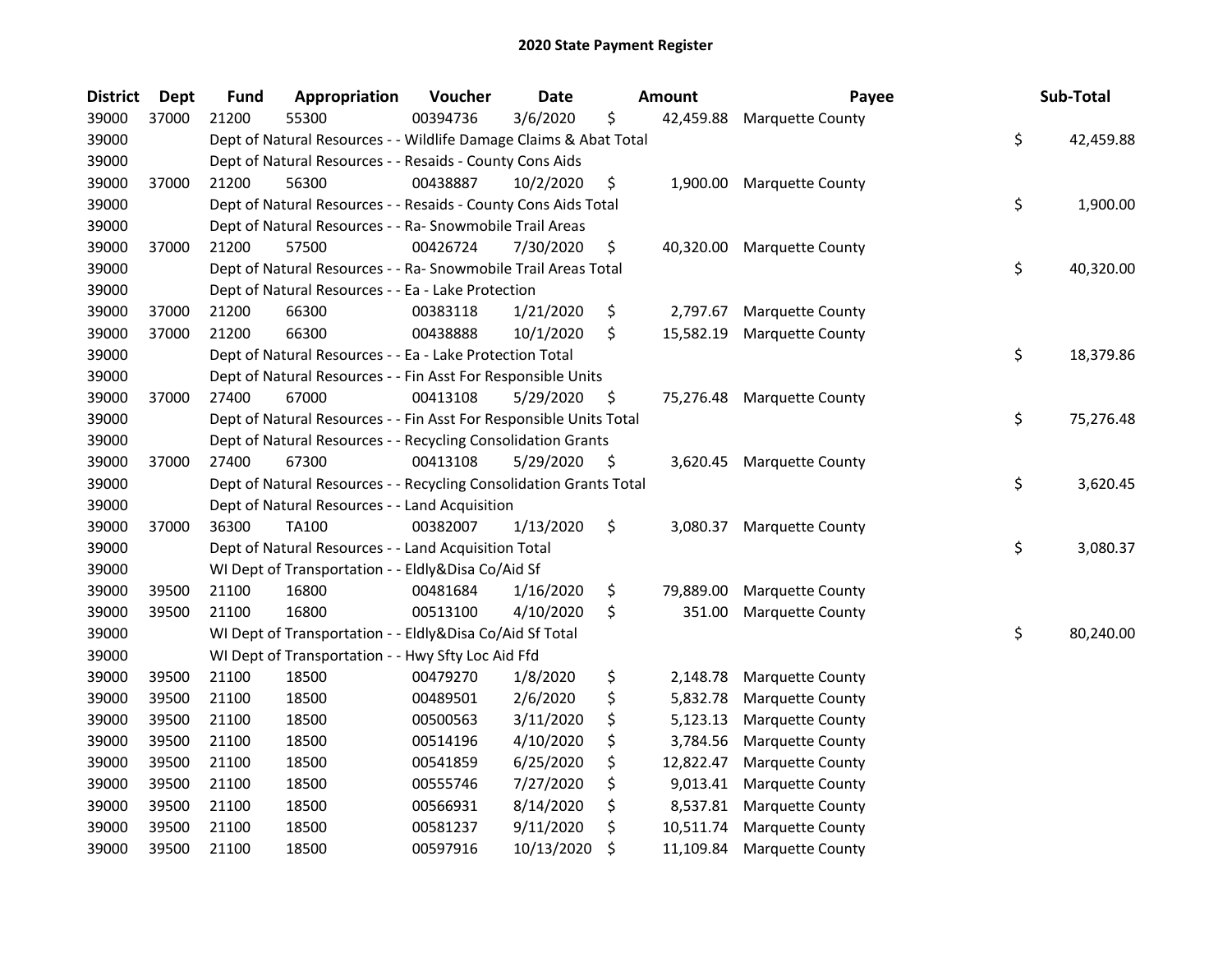# 2020 State Payment Register

| District | Dept | Fund | Appropriation | Voucher | Date | Amount | Payee | Sub-Total |
|---|---|---|---|---|---|---|---|---|
| 39000 | 37000 | 21200 | 55300 | 00394736 | 3/6/2020 | $ 42,459.88 | Marquette County | |
| 39000 | | Dept of Natural Resources - - Wildlife Damage Claims & Abat Total | | | | | | $ 42,459.88 |
| 39000 | | Dept of Natural Resources - - Resaids - County Cons Aids | | | | | | |
| 39000 | 37000 | 21200 | 56300 | 00438887 | 10/2/2020 | $ 1,900.00 | Marquette County | |
| 39000 | | Dept of Natural Resources - - Resaids - County Cons Aids Total | | | | | | $ 1,900.00 |
| 39000 | | Dept of Natural Resources - - Ra- Snowmobile Trail Areas | | | | | | |
| 39000 | 37000 | 21200 | 57500 | 00426724 | 7/30/2020 | $ 40,320.00 | Marquette County | |
| 39000 | | Dept of Natural Resources - - Ra- Snowmobile Trail Areas Total | | | | | | $ 40,320.00 |
| 39000 | | Dept of Natural Resources - - Ea - Lake Protection | | | | | | |
| 39000 | 37000 | 21200 | 66300 | 00383118 | 1/21/2020 | $ 2,797.67 | Marquette County | |
| 39000 | 37000 | 21200 | 66300 | 00438888 | 10/1/2020 | $ 15,582.19 | Marquette County | |
| 39000 | | Dept of Natural Resources - - Ea - Lake Protection Total | | | | | | $ 18,379.86 |
| 39000 | | Dept of Natural Resources - - Fin Asst For Responsible Units | | | | | | |
| 39000 | 37000 | 27400 | 67000 | 00413108 | 5/29/2020 | $ 75,276.48 | Marquette County | |
| 39000 | | Dept of Natural Resources - - Fin Asst For Responsible Units Total | | | | | | $ 75,276.48 |
| 39000 | | Dept of Natural Resources - - Recycling Consolidation Grants | | | | | | |
| 39000 | 37000 | 27400 | 67300 | 00413108 | 5/29/2020 | $ 3,620.45 | Marquette County | |
| 39000 | | Dept of Natural Resources - - Recycling Consolidation Grants Total | | | | | | $ 3,620.45 |
| 39000 | | Dept of Natural Resources - - Land Acquisition | | | | | | |
| 39000 | 37000 | 36300 | TA100 | 00382007 | 1/13/2020 | $ 3,080.37 | Marquette County | |
| 39000 | | Dept of Natural Resources - - Land Acquisition Total | | | | | | $ 3,080.37 |
| 39000 | | WI Dept of Transportation - - Eldly&Disa Co/Aid Sf | | | | | | |
| 39000 | 39500 | 21100 | 16800 | 00481684 | 1/16/2020 | $ 79,889.00 | Marquette County | |
| 39000 | 39500 | 21100 | 16800 | 00513100 | 4/10/2020 | $ 351.00 | Marquette County | |
| 39000 | | WI Dept of Transportation - - Eldly&Disa Co/Aid Sf Total | | | | | | $ 80,240.00 |
| 39000 | | WI Dept of Transportation - - Hwy Sfty Loc Aid Ffd | | | | | | |
| 39000 | 39500 | 21100 | 18500 | 00479270 | 1/8/2020 | $ 2,148.78 | Marquette County | |
| 39000 | 39500 | 21100 | 18500 | 00489501 | 2/6/2020 | $ 5,832.78 | Marquette County | |
| 39000 | 39500 | 21100 | 18500 | 00500563 | 3/11/2020 | $ 5,123.13 | Marquette County | |
| 39000 | 39500 | 21100 | 18500 | 00514196 | 4/10/2020 | $ 3,784.56 | Marquette County | |
| 39000 | 39500 | 21100 | 18500 | 00541859 | 6/25/2020 | $ 12,822.47 | Marquette County | |
| 39000 | 39500 | 21100 | 18500 | 00555746 | 7/27/2020 | $ 9,013.41 | Marquette County | |
| 39000 | 39500 | 21100 | 18500 | 00566931 | 8/14/2020 | $ 8,537.81 | Marquette County | |
| 39000 | 39500 | 21100 | 18500 | 00581237 | 9/11/2020 | $ 10,511.74 | Marquette County | |
| 39000 | 39500 | 21100 | 18500 | 00597916 | 10/13/2020 | $ 11,109.84 | Marquette County | |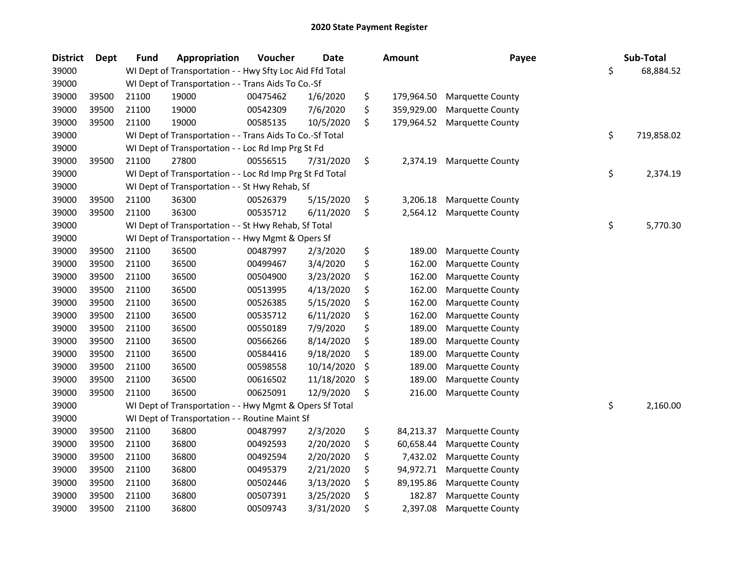# 2020 State Payment Register

| District | Dept | Fund | Appropriation | Voucher | Date | Amount | Payee | Sub-Total |
|---|---|---|---|---|---|---|---|---|
| 39000 | | WI Dept of Transportation - - Hwy Sfty Loc Aid Ffd Total | | | | | | $ 68,884.52 |
| 39000 | | WI Dept of Transportation - - Trans Aids To Co.-Sf | | | | | | |
| 39000 | 39500 | 21100 | 19000 | 00475462 | 1/6/2020 | $ 179,964.50 | Marquette County | |
| 39000 | 39500 | 21100 | 19000 | 00542309 | 7/6/2020 | $ 359,929.00 | Marquette County | |
| 39000 | 39500 | 21100 | 19000 | 00585135 | 10/5/2020 | $ 179,964.52 | Marquette County | |
| 39000 | | WI Dept of Transportation - - Trans Aids To Co.-Sf Total | | | | | | $ 719,858.02 |
| 39000 | | WI Dept of Transportation - - Loc Rd Imp Prg St Fd | | | | | | |
| 39000 | 39500 | 21100 | 27800 | 00556515 | 7/31/2020 | $ 2,374.19 | Marquette County | |
| 39000 | | WI Dept of Transportation - - Loc Rd Imp Prg St Fd Total | | | | | | $ 2,374.19 |
| 39000 | | WI Dept of Transportation - - St Hwy Rehab, Sf | | | | | | |
| 39000 | 39500 | 21100 | 36300 | 00526379 | 5/15/2020 | $ 3,206.18 | Marquette County | |
| 39000 | 39500 | 21100 | 36300 | 00535712 | 6/11/2020 | $ 2,564.12 | Marquette County | |
| 39000 | | WI Dept of Transportation - - St Hwy Rehab, Sf Total | | | | | | $ 5,770.30 |
| 39000 | | WI Dept of Transportation - - Hwy Mgmt & Opers Sf | | | | | | |
| 39000 | 39500 | 21100 | 36500 | 00487997 | 2/3/2020 | $ 189.00 | Marquette County | |
| 39000 | 39500 | 21100 | 36500 | 00499467 | 3/4/2020 | $ 162.00 | Marquette County | |
| 39000 | 39500 | 21100 | 36500 | 00504900 | 3/23/2020 | $ 162.00 | Marquette County | |
| 39000 | 39500 | 21100 | 36500 | 00513995 | 4/13/2020 | $ 162.00 | Marquette County | |
| 39000 | 39500 | 21100 | 36500 | 00526385 | 5/15/2020 | $ 162.00 | Marquette County | |
| 39000 | 39500 | 21100 | 36500 | 00535712 | 6/11/2020 | $ 162.00 | Marquette County | |
| 39000 | 39500 | 21100 | 36500 | 00550189 | 7/9/2020 | $ 189.00 | Marquette County | |
| 39000 | 39500 | 21100 | 36500 | 00566266 | 8/14/2020 | $ 189.00 | Marquette County | |
| 39000 | 39500 | 21100 | 36500 | 00584416 | 9/18/2020 | $ 189.00 | Marquette County | |
| 39000 | 39500 | 21100 | 36500 | 00598558 | 10/14/2020 | $ 189.00 | Marquette County | |
| 39000 | 39500 | 21100 | 36500 | 00616502 | 11/18/2020 | $ 189.00 | Marquette County | |
| 39000 | 39500 | 21100 | 36500 | 00625091 | 12/9/2020 | $ 216.00 | Marquette County | |
| 39000 | | WI Dept of Transportation - - Hwy Mgmt & Opers Sf Total | | | | | | $ 2,160.00 |
| 39000 | | WI Dept of Transportation - - Routine Maint Sf | | | | | | |
| 39000 | 39500 | 21100 | 36800 | 00487997 | 2/3/2020 | $ 84,213.37 | Marquette County | |
| 39000 | 39500 | 21100 | 36800 | 00492593 | 2/20/2020 | $ 60,658.44 | Marquette County | |
| 39000 | 39500 | 21100 | 36800 | 00492594 | 2/20/2020 | $ 7,432.02 | Marquette County | |
| 39000 | 39500 | 21100 | 36800 | 00495379 | 2/21/2020 | $ 94,972.71 | Marquette County | |
| 39000 | 39500 | 21100 | 36800 | 00502446 | 3/13/2020 | $ 89,195.86 | Marquette County | |
| 39000 | 39500 | 21100 | 36800 | 00507391 | 3/25/2020 | $ 182.87 | Marquette County | |
| 39000 | 39500 | 21100 | 36800 | 00509743 | 3/31/2020 | $ 2,397.08 | Marquette County | |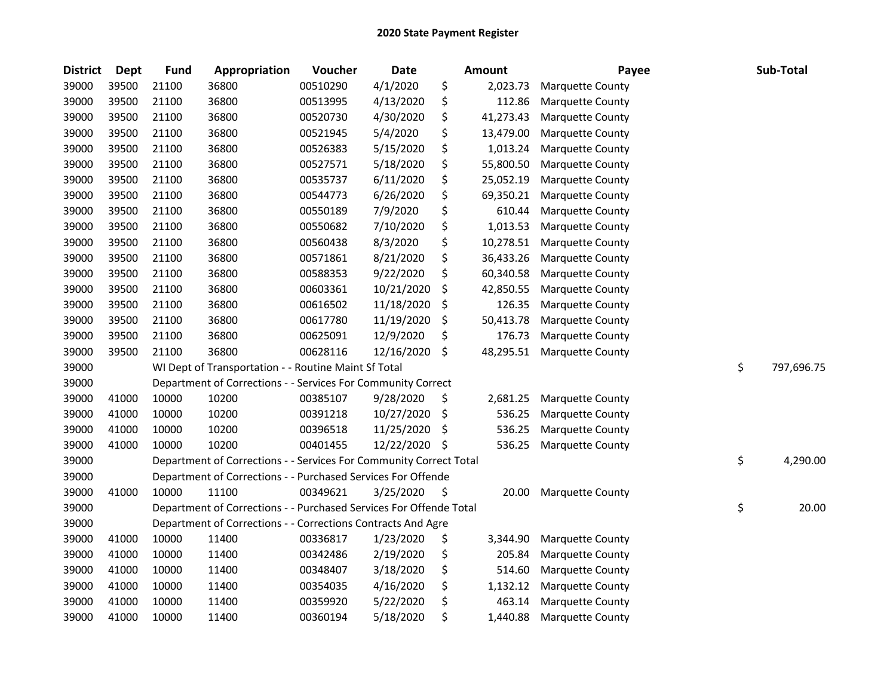# 2020 State Payment Register

| District | Dept | Fund | Appropriation | Voucher | Date | Amount | Payee | Sub-Total |
|---|---|---|---|---|---|---|---|---|
| 39000 | 39500 | 21100 | 36800 | 00510290 | 4/1/2020 | $ 2,023.73 | Marquette County | |
| 39000 | 39500 | 21100 | 36800 | 00513995 | 4/13/2020 | $ 112.86 | Marquette County | |
| 39000 | 39500 | 21100 | 36800 | 00520730 | 4/30/2020 | $ 41,273.43 | Marquette County | |
| 39000 | 39500 | 21100 | 36800 | 00521945 | 5/4/2020 | $ 13,479.00 | Marquette County | |
| 39000 | 39500 | 21100 | 36800 | 00526383 | 5/15/2020 | $ 1,013.24 | Marquette County | |
| 39000 | 39500 | 21100 | 36800 | 00527571 | 5/18/2020 | $ 55,800.50 | Marquette County | |
| 39000 | 39500 | 21100 | 36800 | 00535737 | 6/11/2020 | $ 25,052.19 | Marquette County | |
| 39000 | 39500 | 21100 | 36800 | 00544773 | 6/26/2020 | $ 69,350.21 | Marquette County | |
| 39000 | 39500 | 21100 | 36800 | 00550189 | 7/9/2020 | $ 610.44 | Marquette County | |
| 39000 | 39500 | 21100 | 36800 | 00550682 | 7/10/2020 | $ 1,013.53 | Marquette County | |
| 39000 | 39500 | 21100 | 36800 | 00560438 | 8/3/2020 | $ 10,278.51 | Marquette County | |
| 39000 | 39500 | 21100 | 36800 | 00571861 | 8/21/2020 | $ 36,433.26 | Marquette County | |
| 39000 | 39500 | 21100 | 36800 | 00588353 | 9/22/2020 | $ 60,340.58 | Marquette County | |
| 39000 | 39500 | 21100 | 36800 | 00603361 | 10/21/2020 | $ 42,850.55 | Marquette County | |
| 39000 | 39500 | 21100 | 36800 | 00616502 | 11/18/2020 | $ 126.35 | Marquette County | |
| 39000 | 39500 | 21100 | 36800 | 00617780 | 11/19/2020 | $ 50,413.78 | Marquette County | |
| 39000 | 39500 | 21100 | 36800 | 00625091 | 12/9/2020 | $ 176.73 | Marquette County | |
| 39000 | 39500 | 21100 | 36800 | 00628116 | 12/16/2020 | $ 48,295.51 | Marquette County | |
| 39000 | | WI Dept of Transportation - - Routine Maint Sf Total | | | | | | $ 797,696.75 |
| 39000 | | Department of Corrections - - Services For Community Correct | | | | | | |
| 39000 | 41000 | 10000 | 10200 | 00385107 | 9/28/2020 | $ 2,681.25 | Marquette County | |
| 39000 | 41000 | 10000 | 10200 | 00391218 | 10/27/2020 | $ 536.25 | Marquette County | |
| 39000 | 41000 | 10000 | 10200 | 00396518 | 11/25/2020 | $ 536.25 | Marquette County | |
| 39000 | 41000 | 10000 | 10200 | 00401455 | 12/22/2020 | $ 536.25 | Marquette County | |
| 39000 | | Department of Corrections - - Services For Community Correct Total | | | | | | $ 4,290.00 |
| 39000 | | Department of Corrections - - Purchased Services For Offende | | | | | | |
| 39000 | 41000 | 10000 | 11100 | 00349621 | 3/25/2020 | $ 20.00 | Marquette County | |
| 39000 | | Department of Corrections - - Purchased Services For Offende Total | | | | | | $ 20.00 |
| 39000 | | Department of Corrections - - Corrections Contracts And Agre | | | | | | |
| 39000 | 41000 | 10000 | 11400 | 00336817 | 1/23/2020 | $ 3,344.90 | Marquette County | |
| 39000 | 41000 | 10000 | 11400 | 00342486 | 2/19/2020 | $ 205.84 | Marquette County | |
| 39000 | 41000 | 10000 | 11400 | 00348407 | 3/18/2020 | $ 514.60 | Marquette County | |
| 39000 | 41000 | 10000 | 11400 | 00354035 | 4/16/2020 | $ 1,132.12 | Marquette County | |
| 39000 | 41000 | 10000 | 11400 | 00359920 | 5/22/2020 | $ 463.14 | Marquette County | |
| 39000 | 41000 | 10000 | 11400 | 00360194 | 5/18/2020 | $ 1,440.88 | Marquette County | |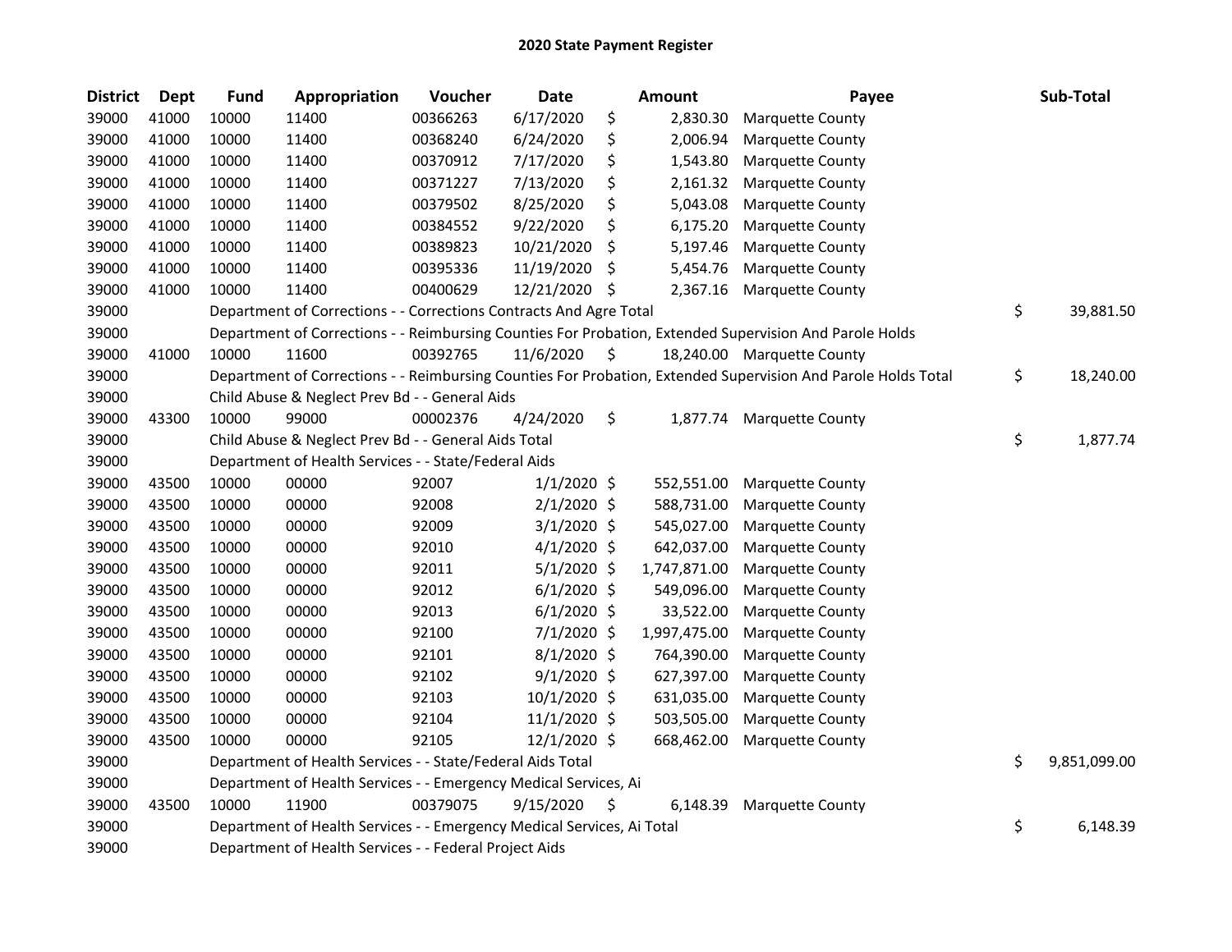# 2020 State Payment Register

| District | Dept | Fund | Appropriation | Voucher | Date | Amount | Payee | Sub-Total |
|---|---|---|---|---|---|---|---|---|
| 39000 | 41000 | 10000 | 11400 | 00366263 | 6/17/2020 | $ 2,830.30 | Marquette County | |
| 39000 | 41000 | 10000 | 11400 | 00368240 | 6/24/2020 | $ 2,006.94 | Marquette County | |
| 39000 | 41000 | 10000 | 11400 | 00370912 | 7/17/2020 | $ 1,543.80 | Marquette County | |
| 39000 | 41000 | 10000 | 11400 | 00371227 | 7/13/2020 | $ 2,161.32 | Marquette County | |
| 39000 | 41000 | 10000 | 11400 | 00379502 | 8/25/2020 | $ 5,043.08 | Marquette County | |
| 39000 | 41000 | 10000 | 11400 | 00384552 | 9/22/2020 | $ 6,175.20 | Marquette County | |
| 39000 | 41000 | 10000 | 11400 | 00389823 | 10/21/2020 | $ 5,197.46 | Marquette County | |
| 39000 | 41000 | 10000 | 11400 | 00395336 | 11/19/2020 | $ 5,454.76 | Marquette County | |
| 39000 | 41000 | 10000 | 11400 | 00400629 | 12/21/2020 | $ 2,367.16 | Marquette County | |
| 39000 | | Department of Corrections - - Corrections Contracts And Agre Total | | | | | | $ 39,881.50 |
| 39000 | | Department of Corrections - - Reimbursing Counties For Probation, Extended Supervision And Parole Holds | | | | | | |
| 39000 | 41000 | 10000 | 11600 | 00392765 | 11/6/2020 | $ 18,240.00 | Marquette County | |
| 39000 | | Department of Corrections - - Reimbursing Counties For Probation, Extended Supervision And Parole Holds Total | | | | | | $ 18,240.00 |
| 39000 | | Child Abuse & Neglect Prev Bd - - General Aids | | | | | | |
| 39000 | 43300 | 10000 | 99000 | 00002376 | 4/24/2020 | $ 1,877.74 | Marquette County | |
| 39000 | | Child Abuse & Neglect Prev Bd - - General Aids Total | | | | | | $ 1,877.74 |
| 39000 | | Department of Health Services - - State/Federal Aids | | | | | | |
| 39000 | 43500 | 10000 | 00000 | 92007 | 1/1/2020 | $ 552,551.00 | Marquette County | |
| 39000 | 43500 | 10000 | 00000 | 92008 | 2/1/2020 | $ 588,731.00 | Marquette County | |
| 39000 | 43500 | 10000 | 00000 | 92009 | 3/1/2020 | $ 545,027.00 | Marquette County | |
| 39000 | 43500 | 10000 | 00000 | 92010 | 4/1/2020 | $ 642,037.00 | Marquette County | |
| 39000 | 43500 | 10000 | 00000 | 92011 | 5/1/2020 | $ 1,747,871.00 | Marquette County | |
| 39000 | 43500 | 10000 | 00000 | 92012 | 6/1/2020 | $ 549,096.00 | Marquette County | |
| 39000 | 43500 | 10000 | 00000 | 92013 | 6/1/2020 | $ 33,522.00 | Marquette County | |
| 39000 | 43500 | 10000 | 00000 | 92100 | 7/1/2020 | $ 1,997,475.00 | Marquette County | |
| 39000 | 43500 | 10000 | 00000 | 92101 | 8/1/2020 | $ 764,390.00 | Marquette County | |
| 39000 | 43500 | 10000 | 00000 | 92102 | 9/1/2020 | $ 627,397.00 | Marquette County | |
| 39000 | 43500 | 10000 | 00000 | 92103 | 10/1/2020 | $ 631,035.00 | Marquette County | |
| 39000 | 43500 | 10000 | 00000 | 92104 | 11/1/2020 | $ 503,505.00 | Marquette County | |
| 39000 | 43500 | 10000 | 00000 | 92105 | 12/1/2020 | $ 668,462.00 | Marquette County | |
| 39000 | | Department of Health Services - - State/Federal Aids Total | | | | | | $ 9,851,099.00 |
| 39000 | | Department of Health Services - - Emergency Medical Services, Ai | | | | | | |
| 39000 | 43500 | 10000 | 11900 | 00379075 | 9/15/2020 | $ 6,148.39 | Marquette County | |
| 39000 | | Department of Health Services - - Emergency Medical Services, Ai Total | | | | | | $ 6,148.39 |
| 39000 | | Department of Health Services - - Federal Project Aids | | | | | | |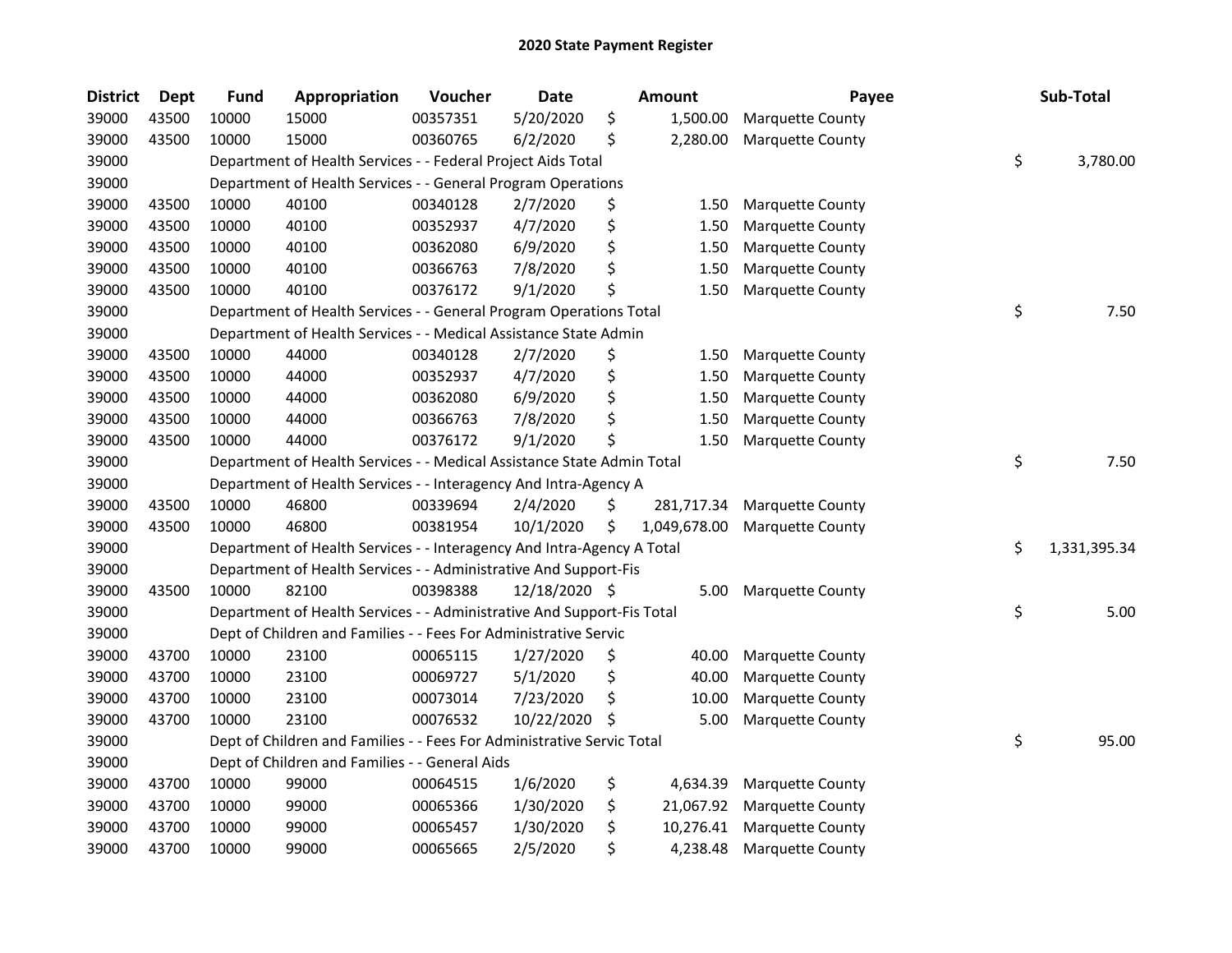# 2020 State Payment Register

| District | Dept | Fund | Appropriation | Voucher | Date | Amount | Payee | Sub-Total |
|---|---|---|---|---|---|---|---|---|
| 39000 | 43500 | 10000 | 15000 | 00357351 | 5/20/2020 | $ 1,500.00 | Marquette County | |
| 39000 | 43500 | 10000 | 15000 | 00360765 | 6/2/2020 | $ 2,280.00 | Marquette County | |
| 39000 | | Department of Health Services - - Federal Project Aids Total | | | | | | $ 3,780.00 |
| 39000 | | Department of Health Services - - General Program Operations | | | | | | |
| 39000 | 43500 | 10000 | 40100 | 00340128 | 2/7/2020 | $ 1.50 | Marquette County | |
| 39000 | 43500 | 10000 | 40100 | 00352937 | 4/7/2020 | $ 1.50 | Marquette County | |
| 39000 | 43500 | 10000 | 40100 | 00362080 | 6/9/2020 | $ 1.50 | Marquette County | |
| 39000 | 43500 | 10000 | 40100 | 00366763 | 7/8/2020 | $ 1.50 | Marquette County | |
| 39000 | 43500 | 10000 | 40100 | 00376172 | 9/1/2020 | $ 1.50 | Marquette County | |
| 39000 | | Department of Health Services - - General Program Operations Total | | | | | | $ 7.50 |
| 39000 | | Department of Health Services - - Medical Assistance State Admin | | | | | | |
| 39000 | 43500 | 10000 | 44000 | 00340128 | 2/7/2020 | $ 1.50 | Marquette County | |
| 39000 | 43500 | 10000 | 44000 | 00352937 | 4/7/2020 | $ 1.50 | Marquette County | |
| 39000 | 43500 | 10000 | 44000 | 00362080 | 6/9/2020 | $ 1.50 | Marquette County | |
| 39000 | 43500 | 10000 | 44000 | 00366763 | 7/8/2020 | $ 1.50 | Marquette County | |
| 39000 | 43500 | 10000 | 44000 | 00376172 | 9/1/2020 | $ 1.50 | Marquette County | |
| 39000 | | Department of Health Services - - Medical Assistance State Admin Total | | | | | | $ 7.50 |
| 39000 | | Department of Health Services - - Interagency And Intra-Agency A | | | | | | |
| 39000 | 43500 | 10000 | 46800 | 00339694 | 2/4/2020 | $ 281,717.34 | Marquette County | |
| 39000 | 43500 | 10000 | 46800 | 00381954 | 10/1/2020 | $ 1,049,678.00 | Marquette County | |
| 39000 | | Department of Health Services - - Interagency And Intra-Agency A Total | | | | | | $ 1,331,395.34 |
| 39000 | | Department of Health Services - - Administrative And Support-Fis | | | | | | |
| 39000 | 43500 | 10000 | 82100 | 00398388 | 12/18/2020 | $ 5.00 | Marquette County | |
| 39000 | | Department of Health Services - - Administrative And Support-Fis Total | | | | | | $ 5.00 |
| 39000 | | Dept of Children and Families - - Fees For Administrative Servic | | | | | | |
| 39000 | 43700 | 10000 | 23100 | 00065115 | 1/27/2020 | $ 40.00 | Marquette County | |
| 39000 | 43700 | 10000 | 23100 | 00069727 | 5/1/2020 | $ 40.00 | Marquette County | |
| 39000 | 43700 | 10000 | 23100 | 00073014 | 7/23/2020 | $ 10.00 | Marquette County | |
| 39000 | 43700 | 10000 | 23100 | 00076532 | 10/22/2020 | $ 5.00 | Marquette County | |
| 39000 | | Dept of Children and Families - - Fees For Administrative Servic Total | | | | | | $ 95.00 |
| 39000 | | Dept of Children and Families - - General Aids | | | | | | |
| 39000 | 43700 | 10000 | 99000 | 00064515 | 1/6/2020 | $ 4,634.39 | Marquette County | |
| 39000 | 43700 | 10000 | 99000 | 00065366 | 1/30/2020 | $ 21,067.92 | Marquette County | |
| 39000 | 43700 | 10000 | 99000 | 00065457 | 1/30/2020 | $ 10,276.41 | Marquette County | |
| 39000 | 43700 | 10000 | 99000 | 00065665 | 2/5/2020 | $ 4,238.48 | Marquette County | |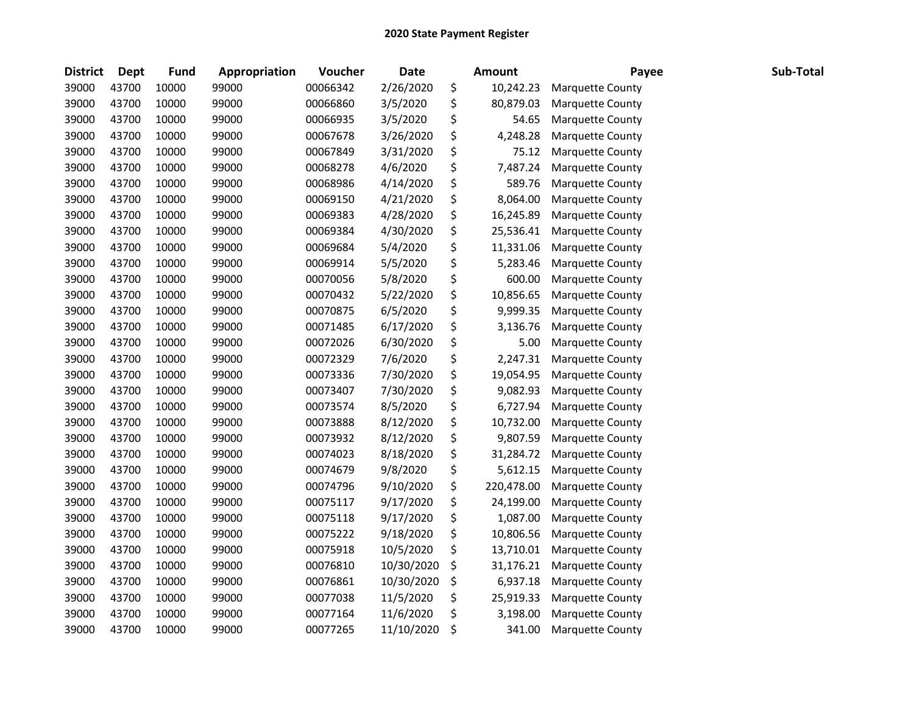**2020 State Payment Register**

| District | Dept | Fund | Appropriation | Voucher | Date | Amount | Payee | Sub-Total |
|---|---|---|---|---|---|---|---|---|
| 39000 | 43700 | 10000 | 99000 | 00066342 | 2/26/2020 | $ 10,242.23 | Marquette County | |
| 39000 | 43700 | 10000 | 99000 | 00066860 | 3/5/2020 | $ 80,879.03 | Marquette County | |
| 39000 | 43700 | 10000 | 99000 | 00066935 | 3/5/2020 | $ 54.65 | Marquette County | |
| 39000 | 43700 | 10000 | 99000 | 00067678 | 3/26/2020 | $ 4,248.28 | Marquette County | |
| 39000 | 43700 | 10000 | 99000 | 00067849 | 3/31/2020 | $ 75.12 | Marquette County | |
| 39000 | 43700 | 10000 | 99000 | 00068278 | 4/6/2020 | $ 7,487.24 | Marquette County | |
| 39000 | 43700 | 10000 | 99000 | 00068986 | 4/14/2020 | $ 589.76 | Marquette County | |
| 39000 | 43700 | 10000 | 99000 | 00069150 | 4/21/2020 | $ 8,064.00 | Marquette County | |
| 39000 | 43700 | 10000 | 99000 | 00069383 | 4/28/2020 | $ 16,245.89 | Marquette County | |
| 39000 | 43700 | 10000 | 99000 | 00069384 | 4/30/2020 | $ 25,536.41 | Marquette County | |
| 39000 | 43700 | 10000 | 99000 | 00069684 | 5/4/2020 | $ 11,331.06 | Marquette County | |
| 39000 | 43700 | 10000 | 99000 | 00069914 | 5/5/2020 | $ 5,283.46 | Marquette County | |
| 39000 | 43700 | 10000 | 99000 | 00070056 | 5/8/2020 | $ 600.00 | Marquette County | |
| 39000 | 43700 | 10000 | 99000 | 00070432 | 5/22/2020 | $ 10,856.65 | Marquette County | |
| 39000 | 43700 | 10000 | 99000 | 00070875 | 6/5/2020 | $ 9,999.35 | Marquette County | |
| 39000 | 43700 | 10000 | 99000 | 00071485 | 6/17/2020 | $ 3,136.76 | Marquette County | |
| 39000 | 43700 | 10000 | 99000 | 00072026 | 6/30/2020 | $ 5.00 | Marquette County | |
| 39000 | 43700 | 10000 | 99000 | 00072329 | 7/6/2020 | $ 2,247.31 | Marquette County | |
| 39000 | 43700 | 10000 | 99000 | 00073336 | 7/30/2020 | $ 19,054.95 | Marquette County | |
| 39000 | 43700 | 10000 | 99000 | 00073407 | 7/30/2020 | $ 9,082.93 | Marquette County | |
| 39000 | 43700 | 10000 | 99000 | 00073574 | 8/5/2020 | $ 6,727.94 | Marquette County | |
| 39000 | 43700 | 10000 | 99000 | 00073888 | 8/12/2020 | $ 10,732.00 | Marquette County | |
| 39000 | 43700 | 10000 | 99000 | 00073932 | 8/12/2020 | $ 9,807.59 | Marquette County | |
| 39000 | 43700 | 10000 | 99000 | 00074023 | 8/18/2020 | $ 31,284.72 | Marquette County | |
| 39000 | 43700 | 10000 | 99000 | 00074679 | 9/8/2020 | $ 5,612.15 | Marquette County | |
| 39000 | 43700 | 10000 | 99000 | 00074796 | 9/10/2020 | $ 220,478.00 | Marquette County | |
| 39000 | 43700 | 10000 | 99000 | 00075117 | 9/17/2020 | $ 24,199.00 | Marquette County | |
| 39000 | 43700 | 10000 | 99000 | 00075118 | 9/17/2020 | $ 1,087.00 | Marquette County | |
| 39000 | 43700 | 10000 | 99000 | 00075222 | 9/18/2020 | $ 10,806.56 | Marquette County | |
| 39000 | 43700 | 10000 | 99000 | 00075918 | 10/5/2020 | $ 13,710.01 | Marquette County | |
| 39000 | 43700 | 10000 | 99000 | 00076810 | 10/30/2020 | $ 31,176.21 | Marquette County | |
| 39000 | 43700 | 10000 | 99000 | 00076861 | 10/30/2020 | $ 6,937.18 | Marquette County | |
| 39000 | 43700 | 10000 | 99000 | 00077038 | 11/5/2020 | $ 25,919.33 | Marquette County | |
| 39000 | 43700 | 10000 | 99000 | 00077164 | 11/6/2020 | $ 3,198.00 | Marquette County | |
| 39000 | 43700 | 10000 | 99000 | 00077265 | 11/10/2020 | $ 341.00 | Marquette County | |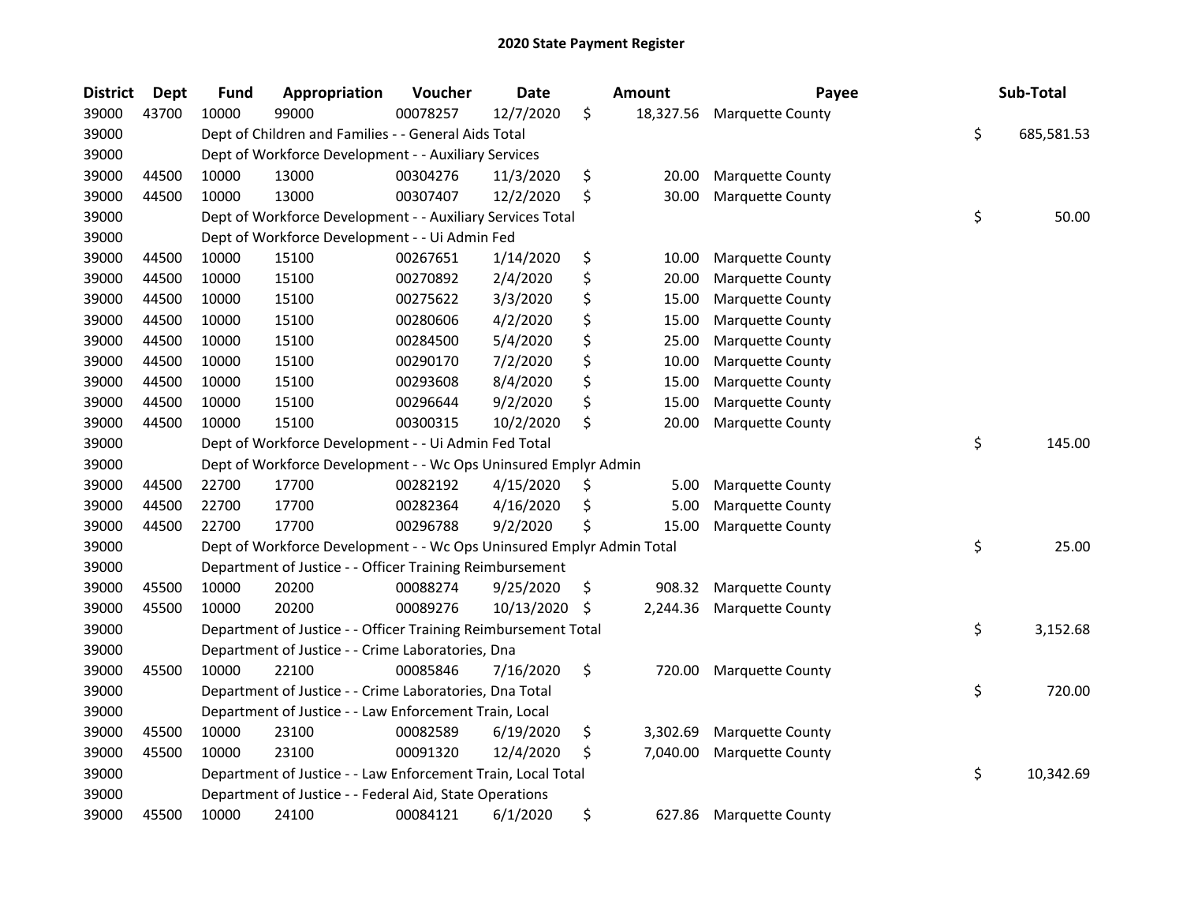# 2020 State Payment Register

| District | Dept | Fund | Appropriation | Voucher | Date | Amount | Payee | Sub-Total |
|---|---|---|---|---|---|---|---|---|
| 39000 | 43700 | 10000 | 99000 | 00078257 | 12/7/2020 | $ 18,327.56 | Marquette County | |
| 39000 | | Dept of Children and Families - - General Aids Total | | | | | | $ 685,581.53 |
| 39000 | | Dept of Workforce Development - - Auxiliary Services | | | | | | |
| 39000 | 44500 | 10000 | 13000 | 00304276 | 11/3/2020 | $ 20.00 | Marquette County | |
| 39000 | 44500 | 10000 | 13000 | 00307407 | 12/2/2020 | $ 30.00 | Marquette County | |
| 39000 | | Dept of Workforce Development - - Auxiliary Services Total | | | | | | $ 50.00 |
| 39000 | | Dept of Workforce Development - - Ui Admin Fed | | | | | | |
| 39000 | 44500 | 10000 | 15100 | 00267651 | 1/14/2020 | $ 10.00 | Marquette County | |
| 39000 | 44500 | 10000 | 15100 | 00270892 | 2/4/2020 | $ 20.00 | Marquette County | |
| 39000 | 44500 | 10000 | 15100 | 00275622 | 3/3/2020 | $ 15.00 | Marquette County | |
| 39000 | 44500 | 10000 | 15100 | 00280606 | 4/2/2020 | $ 15.00 | Marquette County | |
| 39000 | 44500 | 10000 | 15100 | 00284500 | 5/4/2020 | $ 25.00 | Marquette County | |
| 39000 | 44500 | 10000 | 15100 | 00290170 | 7/2/2020 | $ 10.00 | Marquette County | |
| 39000 | 44500 | 10000 | 15100 | 00293608 | 8/4/2020 | $ 15.00 | Marquette County | |
| 39000 | 44500 | 10000 | 15100 | 00296644 | 9/2/2020 | $ 15.00 | Marquette County | |
| 39000 | 44500 | 10000 | 15100 | 00300315 | 10/2/2020 | $ 20.00 | Marquette County | |
| 39000 | | Dept of Workforce Development - - Ui Admin Fed Total | | | | | | $ 145.00 |
| 39000 | | Dept of Workforce Development - - Wc Ops Uninsured Emplyr Admin | | | | | | |
| 39000 | 44500 | 22700 | 17700 | 00282192 | 4/15/2020 | $ 5.00 | Marquette County | |
| 39000 | 44500 | 22700 | 17700 | 00282364 | 4/16/2020 | $ 5.00 | Marquette County | |
| 39000 | 44500 | 22700 | 17700 | 00296788 | 9/2/2020 | $ 15.00 | Marquette County | |
| 39000 | | Dept of Workforce Development - - Wc Ops Uninsured Emplyr Admin Total | | | | | | $ 25.00 |
| 39000 | | Department of Justice - - Officer Training Reimbursement | | | | | | |
| 39000 | 45500 | 10000 | 20200 | 00088274 | 9/25/2020 | $ 908.32 | Marquette County | |
| 39000 | 45500 | 10000 | 20200 | 00089276 | 10/13/2020 | $ 2,244.36 | Marquette County | |
| 39000 | | Department of Justice - - Officer Training Reimbursement Total | | | | | | $ 3,152.68 |
| 39000 | | Department of Justice - - Crime Laboratories, Dna | | | | | | |
| 39000 | 45500 | 10000 | 22100 | 00085846 | 7/16/2020 | $ 720.00 | Marquette County | |
| 39000 | | Department of Justice - - Crime Laboratories, Dna Total | | | | | | $ 720.00 |
| 39000 | | Department of Justice - - Law Enforcement Train, Local | | | | | | |
| 39000 | 45500 | 10000 | 23100 | 00082589 | 6/19/2020 | $ 3,302.69 | Marquette County | |
| 39000 | 45500 | 10000 | 23100 | 00091320 | 12/4/2020 | $ 7,040.00 | Marquette County | |
| 39000 | | Department of Justice - - Law Enforcement Train, Local Total | | | | | | $ 10,342.69 |
| 39000 | | Department of Justice - - Federal Aid, State Operations | | | | | | |
| 39000 | 45500 | 10000 | 24100 | 00084121 | 6/1/2020 | $ 627.86 | Marquette County | |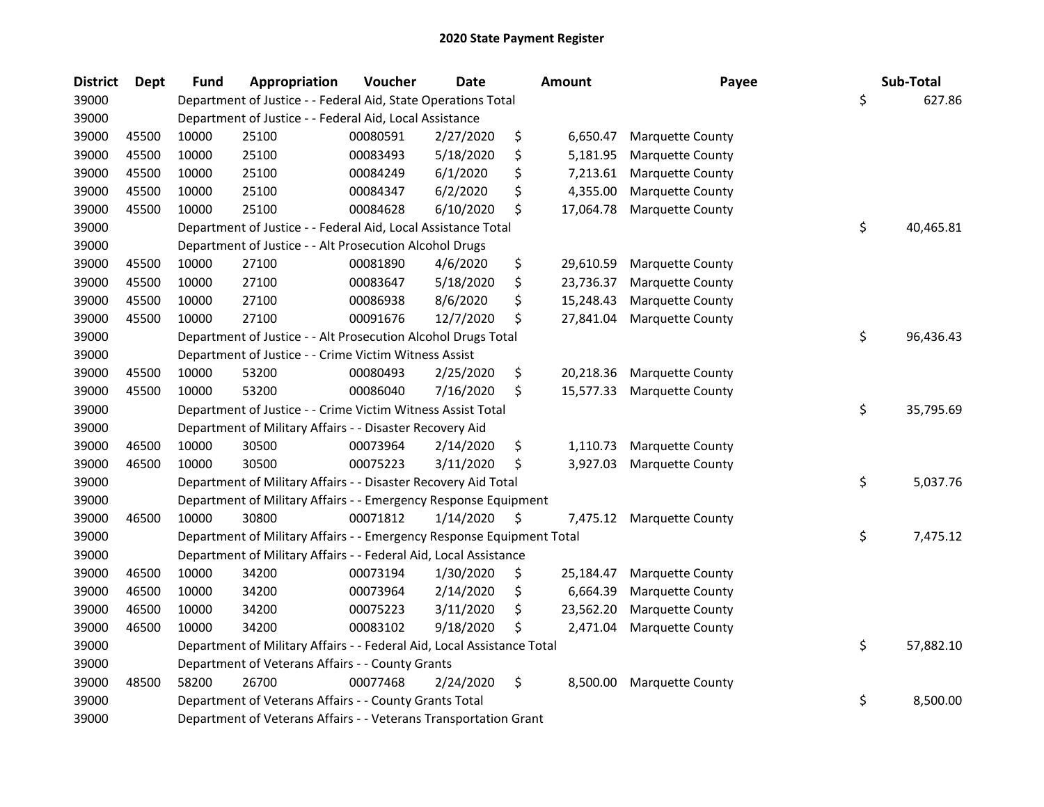# 2020 State Payment Register

| District | Dept | Fund | Appropriation | Voucher | Date | Amount | Payee | Sub-Total |
|---|---|---|---|---|---|---|---|---|
| 39000 | | Department of Justice - - Federal Aid, State Operations Total | | | | | | $ 627.86 |
| 39000 | | Department of Justice - - Federal Aid, Local Assistance | | | | | | |
| 39000 | 45500 | 10000 | 25100 | 00080591 | 2/27/2020 | $ 6,650.47 | Marquette County | |
| 39000 | 45500 | 10000 | 25100 | 00083493 | 5/18/2020 | $ 5,181.95 | Marquette County | |
| 39000 | 45500 | 10000 | 25100 | 00084249 | 6/1/2020 | $ 7,213.61 | Marquette County | |
| 39000 | 45500 | 10000 | 25100 | 00084347 | 6/2/2020 | $ 4,355.00 | Marquette County | |
| 39000 | 45500 | 10000 | 25100 | 00084628 | 6/10/2020 | $ 17,064.78 | Marquette County | |
| 39000 | | Department of Justice - - Federal Aid, Local Assistance Total | | | | | | $ 40,465.81 |
| 39000 | | Department of Justice - - Alt Prosecution Alcohol Drugs | | | | | | |
| 39000 | 45500 | 10000 | 27100 | 00081890 | 4/6/2020 | $ 29,610.59 | Marquette County | |
| 39000 | 45500 | 10000 | 27100 | 00083647 | 5/18/2020 | $ 23,736.37 | Marquette County | |
| 39000 | 45500 | 10000 | 27100 | 00086938 | 8/6/2020 | $ 15,248.43 | Marquette County | |
| 39000 | 45500 | 10000 | 27100 | 00091676 | 12/7/2020 | $ 27,841.04 | Marquette County | |
| 39000 | | Department of Justice - - Alt Prosecution Alcohol Drugs Total | | | | | | $ 96,436.43 |
| 39000 | | Department of Justice - - Crime Victim Witness Assist | | | | | | |
| 39000 | 45500 | 10000 | 53200 | 00080493 | 2/25/2020 | $ 20,218.36 | Marquette County | |
| 39000 | 45500 | 10000 | 53200 | 00086040 | 7/16/2020 | $ 15,577.33 | Marquette County | |
| 39000 | | Department of Justice - - Crime Victim Witness Assist Total | | | | | | $ 35,795.69 |
| 39000 | | Department of Military Affairs - - Disaster Recovery Aid | | | | | | |
| 39000 | 46500 | 10000 | 30500 | 00073964 | 2/14/2020 | $ 1,110.73 | Marquette County | |
| 39000 | 46500 | 10000 | 30500 | 00075223 | 3/11/2020 | $ 3,927.03 | Marquette County | |
| 39000 | | Department of Military Affairs - - Disaster Recovery Aid Total | | | | | | $ 5,037.76 |
| 39000 | | Department of Military Affairs - - Emergency Response Equipment | | | | | | |
| 39000 | 46500 | 10000 | 30800 | 00071812 | 1/14/2020 | $ 7,475.12 | Marquette County | |
| 39000 | | Department of Military Affairs - - Emergency Response Equipment Total | | | | | | $ 7,475.12 |
| 39000 | | Department of Military Affairs - - Federal Aid, Local Assistance | | | | | | |
| 39000 | 46500 | 10000 | 34200 | 00073194 | 1/30/2020 | $ 25,184.47 | Marquette County | |
| 39000 | 46500 | 10000 | 34200 | 00073964 | 2/14/2020 | $ 6,664.39 | Marquette County | |
| 39000 | 46500 | 10000 | 34200 | 00075223 | 3/11/2020 | $ 23,562.20 | Marquette County | |
| 39000 | 46500 | 10000 | 34200 | 00083102 | 9/18/2020 | $ 2,471.04 | Marquette County | |
| 39000 | | Department of Military Affairs - - Federal Aid, Local Assistance Total | | | | | | $ 57,882.10 |
| 39000 | | Department of Veterans Affairs - - County Grants | | | | | | |
| 39000 | 48500 | 58200 | 26700 | 00077468 | 2/24/2020 | $ 8,500.00 | Marquette County | |
| 39000 | | Department of Veterans Affairs - - County Grants Total | | | | | | $ 8,500.00 |
| 39000 | | Department of Veterans Affairs - - Veterans Transportation Grant | | | | | | |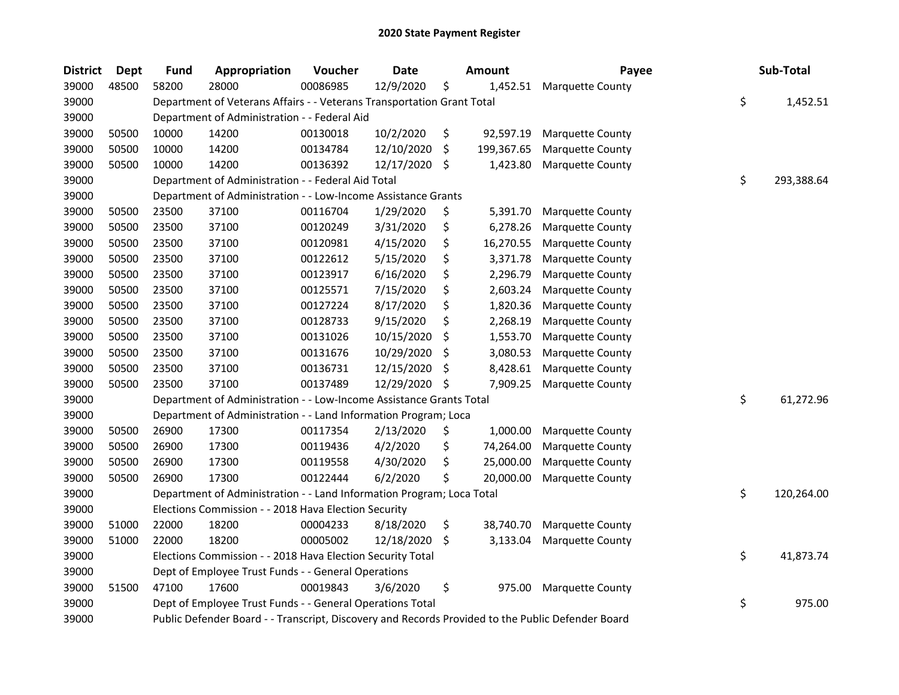# 2020 State Payment Register

| District | Dept | Fund | Appropriation | Voucher | Date | Amount | Payee | Sub-Total |
|---|---|---|---|---|---|---|---|---|
| 39000 | 48500 | 58200 | 28000 | 00086985 | 12/9/2020 | $ 1,452.51 | Marquette County | |
| 39000 | | Department of Veterans Affairs - - Veterans Transportation Grant Total | | | | | | $ 1,452.51 |
| 39000 | | Department of Administration - - Federal Aid | | | | | | |
| 39000 | 50500 | 10000 | 14200 | 00130018 | 10/2/2020 | $ 92,597.19 | Marquette County | |
| 39000 | 50500 | 10000 | 14200 | 00134784 | 12/10/2020 | $ 199,367.65 | Marquette County | |
| 39000 | 50500 | 10000 | 14200 | 00136392 | 12/17/2020 | $ 1,423.80 | Marquette County | |
| 39000 | | Department of Administration - - Federal Aid Total | | | | | | $ 293,388.64 |
| 39000 | | Department of Administration - - Low-Income Assistance Grants | | | | | | |
| 39000 | 50500 | 23500 | 37100 | 00116704 | 1/29/2020 | $ 5,391.70 | Marquette County | |
| 39000 | 50500 | 23500 | 37100 | 00120249 | 3/31/2020 | $ 6,278.26 | Marquette County | |
| 39000 | 50500 | 23500 | 37100 | 00120981 | 4/15/2020 | $ 16,270.55 | Marquette County | |
| 39000 | 50500 | 23500 | 37100 | 00122612 | 5/15/2020 | $ 3,371.78 | Marquette County | |
| 39000 | 50500 | 23500 | 37100 | 00123917 | 6/16/2020 | $ 2,296.79 | Marquette County | |
| 39000 | 50500 | 23500 | 37100 | 00125571 | 7/15/2020 | $ 2,603.24 | Marquette County | |
| 39000 | 50500 | 23500 | 37100 | 00127224 | 8/17/2020 | $ 1,820.36 | Marquette County | |
| 39000 | 50500 | 23500 | 37100 | 00128733 | 9/15/2020 | $ 2,268.19 | Marquette County | |
| 39000 | 50500 | 23500 | 37100 | 00131026 | 10/15/2020 | $ 1,553.70 | Marquette County | |
| 39000 | 50500 | 23500 | 37100 | 00131676 | 10/29/2020 | $ 3,080.53 | Marquette County | |
| 39000 | 50500 | 23500 | 37100 | 00136731 | 12/15/2020 | $ 8,428.61 | Marquette County | |
| 39000 | 50500 | 23500 | 37100 | 00137489 | 12/29/2020 | $ 7,909.25 | Marquette County | |
| 39000 | | Department of Administration - - Low-Income Assistance Grants Total | | | | | | $ 61,272.96 |
| 39000 | | Department of Administration - - Land Information Program; Loca | | | | | | |
| 39000 | 50500 | 26900 | 17300 | 00117354 | 2/13/2020 | $ 1,000.00 | Marquette County | |
| 39000 | 50500 | 26900 | 17300 | 00119436 | 4/2/2020 | $ 74,264.00 | Marquette County | |
| 39000 | 50500 | 26900 | 17300 | 00119558 | 4/30/2020 | $ 25,000.00 | Marquette County | |
| 39000 | 50500 | 26900 | 17300 | 00122444 | 6/2/2020 | $ 20,000.00 | Marquette County | |
| 39000 | | Department of Administration - - Land Information Program; Loca Total | | | | | | $ 120,264.00 |
| 39000 | | Elections Commission - - 2018 Hava Election Security | | | | | | |
| 39000 | 51000 | 22000 | 18200 | 00004233 | 8/18/2020 | $ 38,740.70 | Marquette County | |
| 39000 | 51000 | 22000 | 18200 | 00005002 | 12/18/2020 | $ 3,133.04 | Marquette County | |
| 39000 | | Elections Commission - - 2018 Hava Election Security Total | | | | | | $ 41,873.74 |
| 39000 | | Dept of Employee Trust Funds - - General Operations | | | | | | |
| 39000 | 51500 | 47100 | 17600 | 00019843 | 3/6/2020 | $ 975.00 | Marquette County | |
| 39000 | | Dept of Employee Trust Funds - - General Operations Total | | | | | | $ 975.00 |
| 39000 | | Public Defender Board - - Transcript, Discovery and Records Provided to the Public Defender Board | | | | | | |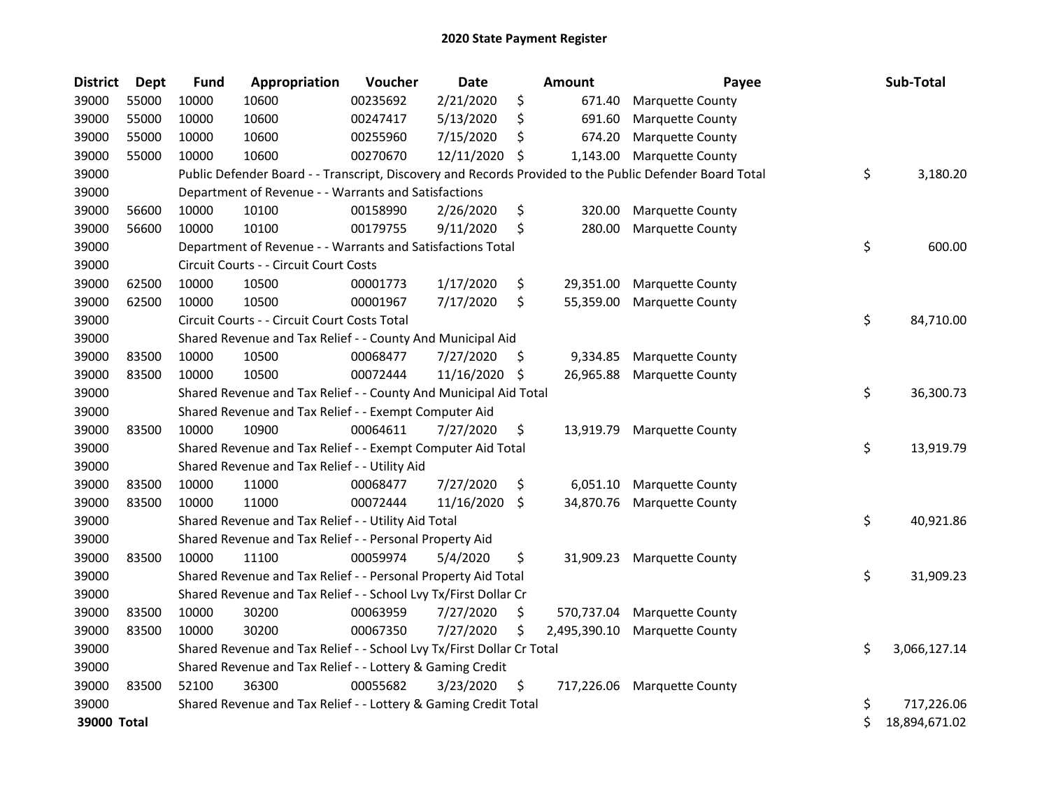# 2020 State Payment Register

| District | Dept | Fund | Appropriation | Voucher | Date | Amount | Payee | Sub-Total |
|---|---|---|---|---|---|---|---|---|
| 39000 | 55000 | 10000 | 10600 | 00235692 | 2/21/2020 | $ 671.40 | Marquette County | |
| 39000 | 55000 | 10000 | 10600 | 00247417 | 5/13/2020 | $ 691.60 | Marquette County | |
| 39000 | 55000 | 10000 | 10600 | 00255960 | 7/15/2020 | $ 674.20 | Marquette County | |
| 39000 | 55000 | 10000 | 10600 | 00270670 | 12/11/2020 | $ 1,143.00 | Marquette County | |
| 39000 | | Public Defender Board - - Transcript, Discovery and Records Provided to the Public Defender Board Total | | | | | | $ 3,180.20 |
| 39000 | | Department of Revenue - - Warrants and Satisfactions | | | | | | |
| 39000 | 56600 | 10000 | 10100 | 00158990 | 2/26/2020 | $ 320.00 | Marquette County | |
| 39000 | 56600 | 10000 | 10100 | 00179755 | 9/11/2020 | $ 280.00 | Marquette County | |
| 39000 | | Department of Revenue - - Warrants and Satisfactions Total | | | | | | $ 600.00 |
| 39000 | | Circuit Courts - - Circuit Court Costs | | | | | | |
| 39000 | 62500 | 10000 | 10500 | 00001773 | 1/17/2020 | $ 29,351.00 | Marquette County | |
| 39000 | 62500 | 10000 | 10500 | 00001967 | 7/17/2020 | $ 55,359.00 | Marquette County | |
| 39000 | | Circuit Courts - - Circuit Court Costs Total | | | | | | $ 84,710.00 |
| 39000 | | Shared Revenue and Tax Relief - - County And Municipal Aid | | | | | | |
| 39000 | 83500 | 10000 | 10500 | 00068477 | 7/27/2020 | $ 9,334.85 | Marquette County | |
| 39000 | 83500 | 10000 | 10500 | 00072444 | 11/16/2020 | $ 26,965.88 | Marquette County | |
| 39000 | | Shared Revenue and Tax Relief - - County And Municipal Aid Total | | | | | | $ 36,300.73 |
| 39000 | | Shared Revenue and Tax Relief - - Exempt Computer Aid | | | | | | |
| 39000 | 83500 | 10000 | 10900 | 00064611 | 7/27/2020 | $ 13,919.79 | Marquette County | |
| 39000 | | Shared Revenue and Tax Relief - - Exempt Computer Aid Total | | | | | | $ 13,919.79 |
| 39000 | | Shared Revenue and Tax Relief - - Utility Aid | | | | | | |
| 39000 | 83500 | 10000 | 11000 | 00068477 | 7/27/2020 | $ 6,051.10 | Marquette County | |
| 39000 | 83500 | 10000 | 11000 | 00072444 | 11/16/2020 | $ 34,870.76 | Marquette County | |
| 39000 | | Shared Revenue and Tax Relief - - Utility Aid Total | | | | | | $ 40,921.86 |
| 39000 | | Shared Revenue and Tax Relief - - Personal Property Aid | | | | | | |
| 39000 | 83500 | 10000 | 11100 | 00059974 | 5/4/2020 | $ 31,909.23 | Marquette County | |
| 39000 | | Shared Revenue and Tax Relief - - Personal Property Aid Total | | | | | | $ 31,909.23 |
| 39000 | | Shared Revenue and Tax Relief - - School Lvy Tx/First Dollar Cr | | | | | | |
| 39000 | 83500 | 10000 | 30200 | 00063959 | 7/27/2020 | $ 570,737.04 | Marquette County | |
| 39000 | 83500 | 10000 | 30200 | 00067350 | 7/27/2020 | $ 2,495,390.10 | Marquette County | |
| 39000 | | Shared Revenue and Tax Relief - - School Lvy Tx/First Dollar Cr Total | | | | | | $ 3,066,127.14 |
| 39000 | | Shared Revenue and Tax Relief - - Lottery & Gaming Credit | | | | | | |
| 39000 | 83500 | 52100 | 36300 | 00055682 | 3/23/2020 | $ 717,226.06 | Marquette County | |
| 39000 | | Shared Revenue and Tax Relief - - Lottery & Gaming Credit Total | | | | | | $ 717,226.06 |
| **39000 Total** | | | | | | | | $ 18,894,671.02 |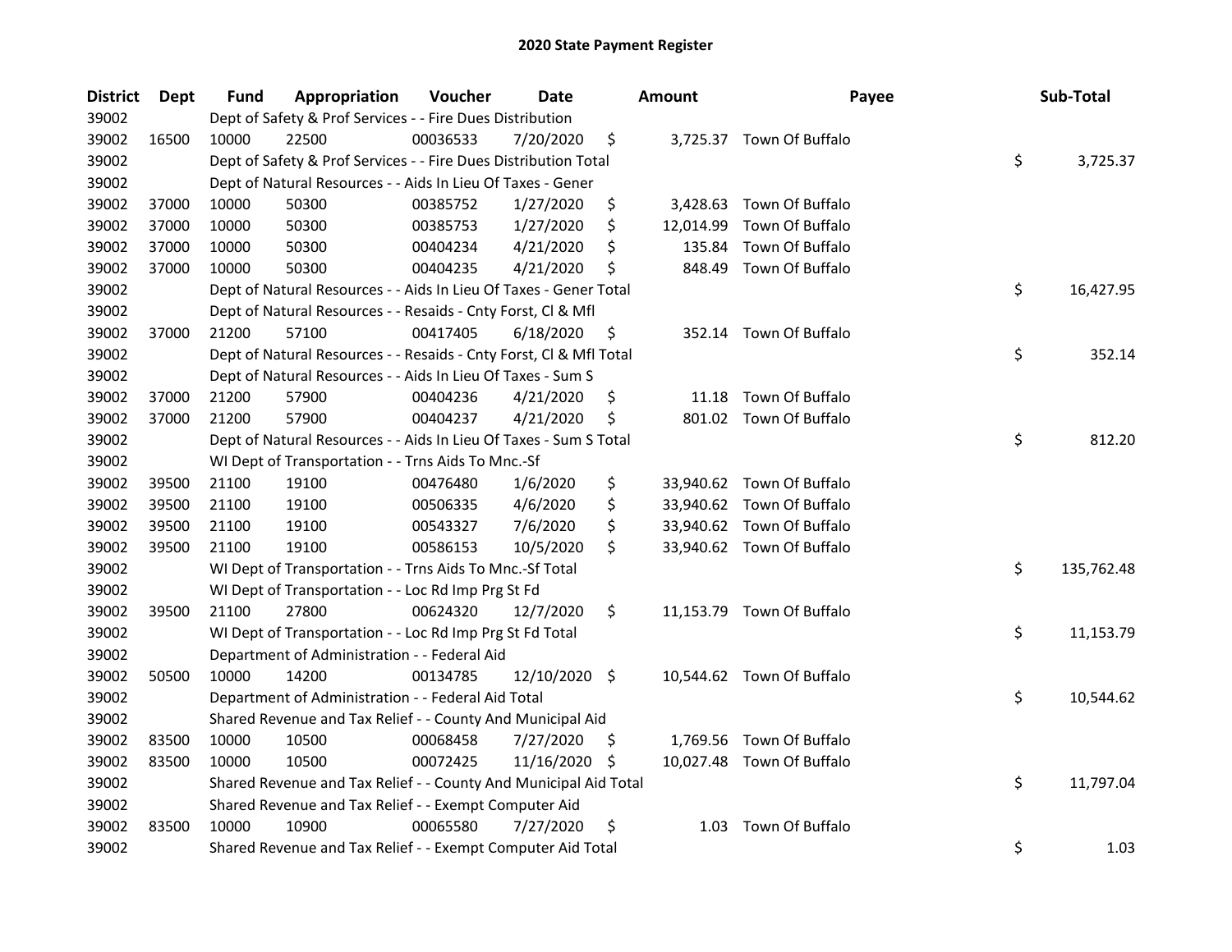# 2020 State Payment Register

| District | Dept | Fund | Appropriation | Voucher | Date | Amount | Payee | Sub-Total |
|---|---|---|---|---|---|---|---|---|
| 39002 | | Dept of Safety & Prof Services - - Fire Dues Distribution | | | | | | |
| 39002 | 16500 | 10000 | 22500 | 00036533 | 7/20/2020 | $ 3,725.37 | Town Of Buffalo | |
| 39002 | | Dept of Safety & Prof Services - - Fire Dues Distribution Total | | | | | | $ 3,725.37 |
| 39002 | | Dept of Natural Resources - - Aids In Lieu Of Taxes - Gener | | | | | | |
| 39002 | 37000 | 10000 | 50300 | 00385752 | 1/27/2020 | $ 3,428.63 | Town Of Buffalo | |
| 39002 | 37000 | 10000 | 50300 | 00385753 | 1/27/2020 | $ 12,014.99 | Town Of Buffalo | |
| 39002 | 37000 | 10000 | 50300 | 00404234 | 4/21/2020 | $ 135.84 | Town Of Buffalo | |
| 39002 | 37000 | 10000 | 50300 | 00404235 | 4/21/2020 | $ 848.49 | Town Of Buffalo | |
| 39002 | | Dept of Natural Resources - - Aids In Lieu Of Taxes - Gener Total | | | | | | $ 16,427.95 |
| 39002 | | Dept of Natural Resources - - Resaids - Cnty Forst, Cl & Mfl | | | | | | |
| 39002 | 37000 | 21200 | 57100 | 00417405 | 6/18/2020 | $ 352.14 | Town Of Buffalo | |
| 39002 | | Dept of Natural Resources - - Resaids - Cnty Forst, Cl & Mfl Total | | | | | | $ 352.14 |
| 39002 | | Dept of Natural Resources - - Aids In Lieu Of Taxes - Sum S | | | | | | |
| 39002 | 37000 | 21200 | 57900 | 00404236 | 4/21/2020 | $ 11.18 | Town Of Buffalo | |
| 39002 | 37000 | 21200 | 57900 | 00404237 | 4/21/2020 | $ 801.02 | Town Of Buffalo | |
| 39002 | | Dept of Natural Resources - - Aids In Lieu Of Taxes - Sum S Total | | | | | | $ 812.20 |
| 39002 | | WI Dept of Transportation - - Trns Aids To Mnc.-Sf | | | | | | |
| 39002 | 39500 | 21100 | 19100 | 00476480 | 1/6/2020 | $ 33,940.62 | Town Of Buffalo | |
| 39002 | 39500 | 21100 | 19100 | 00506335 | 4/6/2020 | $ 33,940.62 | Town Of Buffalo | |
| 39002 | 39500 | 21100 | 19100 | 00543327 | 7/6/2020 | $ 33,940.62 | Town Of Buffalo | |
| 39002 | 39500 | 21100 | 19100 | 00586153 | 10/5/2020 | $ 33,940.62 | Town Of Buffalo | |
| 39002 | | WI Dept of Transportation - - Trns Aids To Mnc.-Sf Total | | | | | | $ 135,762.48 |
| 39002 | | WI Dept of Transportation - - Loc Rd Imp Prg St Fd | | | | | | |
| 39002 | 39500 | 21100 | 27800 | 00624320 | 12/7/2020 | $ 11,153.79 | Town Of Buffalo | |
| 39002 | | WI Dept of Transportation - - Loc Rd Imp Prg St Fd Total | | | | | | $ 11,153.79 |
| 39002 | | Department of Administration - - Federal Aid | | | | | | |
| 39002 | 50500 | 10000 | 14200 | 00134785 | 12/10/2020 | $ 10,544.62 | Town Of Buffalo | |
| 39002 | | Department of Administration - - Federal Aid Total | | | | | | $ 10,544.62 |
| 39002 | | Shared Revenue and Tax Relief - - County And Municipal Aid | | | | | | |
| 39002 | 83500 | 10000 | 10500 | 00068458 | 7/27/2020 | $ 1,769.56 | Town Of Buffalo | |
| 39002 | 83500 | 10000 | 10500 | 00072425 | 11/16/2020 | $ 10,027.48 | Town Of Buffalo | |
| 39002 | | Shared Revenue and Tax Relief - - County And Municipal Aid Total | | | | | | $ 11,797.04 |
| 39002 | | Shared Revenue and Tax Relief - - Exempt Computer Aid | | | | | | |
| 39002 | 83500 | 10000 | 10900 | 00065580 | 7/27/2020 | $ 1.03 | Town Of Buffalo | |
| 39002 | | Shared Revenue and Tax Relief - - Exempt Computer Aid Total | | | | | | $ 1.03 |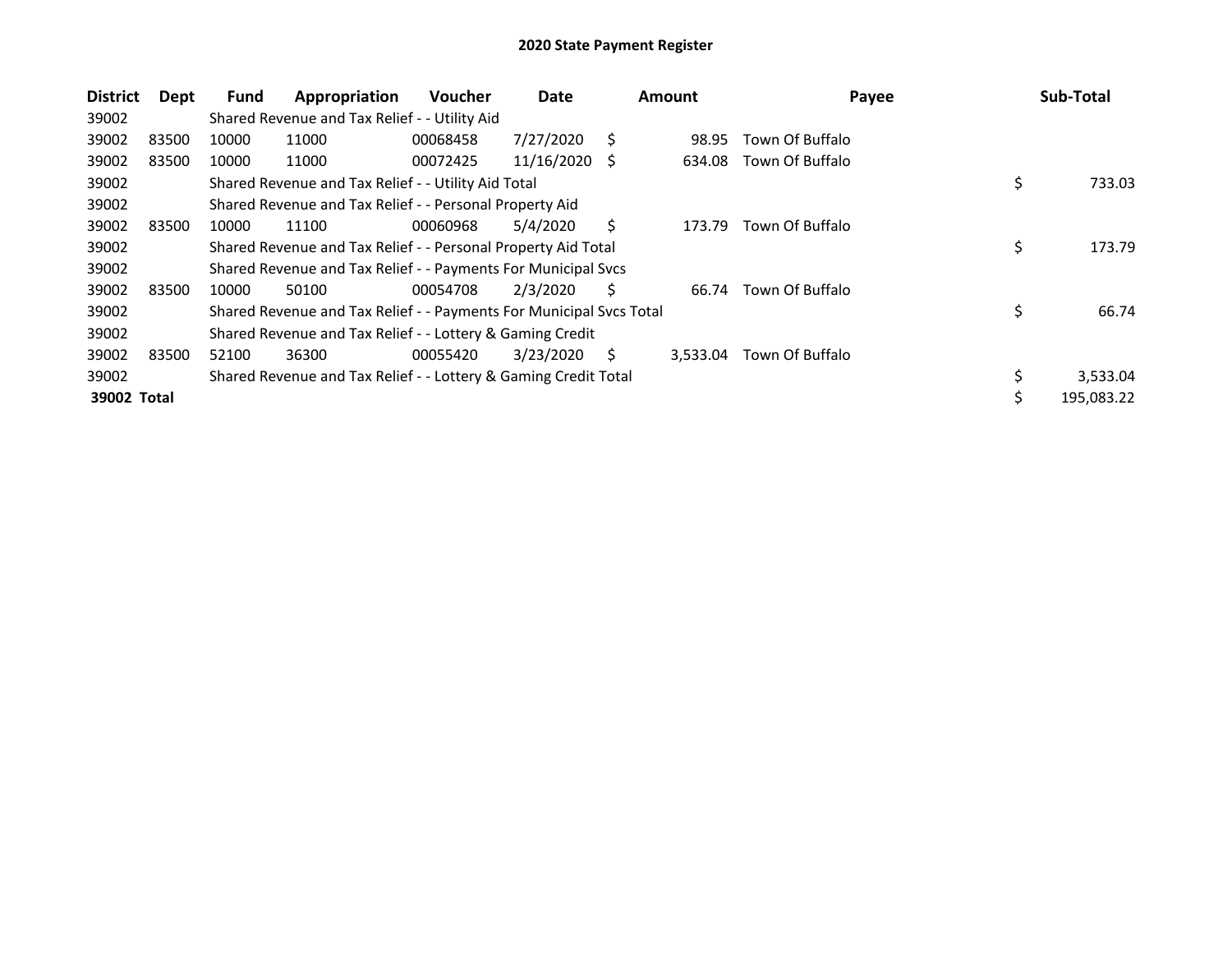# 2020 State Payment Register

| District | Dept | Fund | Appropriation | Voucher | Date | Amount | Payee | Sub-Total |
|---|---|---|---|---|---|---|---|---|
| 39002 | | Shared Revenue and Tax Relief - - Utility Aid | | | | | | |
| 39002 | 83500 | 10000 | 11000 | 00068458 | 7/27/2020 | $ 98.95 | Town Of Buffalo | |
| 39002 | 83500 | 10000 | 11000 | 00072425 | 11/16/2020 | $ 634.08 | Town Of Buffalo | |
| 39002 | | Shared Revenue and Tax Relief - - Utility Aid Total | | | | | | $ 733.03 |
| 39002 | | Shared Revenue and Tax Relief - - Personal Property Aid | | | | | | |
| 39002 | 83500 | 10000 | 11100 | 00060968 | 5/4/2020 | $ 173.79 | Town Of Buffalo | |
| 39002 | | Shared Revenue and Tax Relief - - Personal Property Aid Total | | | | | | $ 173.79 |
| 39002 | | Shared Revenue and Tax Relief - - Payments For Municipal Svcs | | | | | | |
| 39002 | 83500 | 10000 | 50100 | 00054708 | 2/3/2020 | $ 66.74 | Town Of Buffalo | |
| 39002 | | Shared Revenue and Tax Relief - - Payments For Municipal Svcs Total | | | | | | $ 66.74 |
| 39002 | | Shared Revenue and Tax Relief - - Lottery & Gaming Credit | | | | | | |
| 39002 | 83500 | 52100 | 36300 | 00055420 | 3/23/2020 | $ 3,533.04 | Town Of Buffalo | |
| 39002 | | Shared Revenue and Tax Relief - - Lottery & Gaming Credit Total | | | | | | $ 3,533.04 |
| **39002 Total** | | | | | | | | $ 195,083.22 |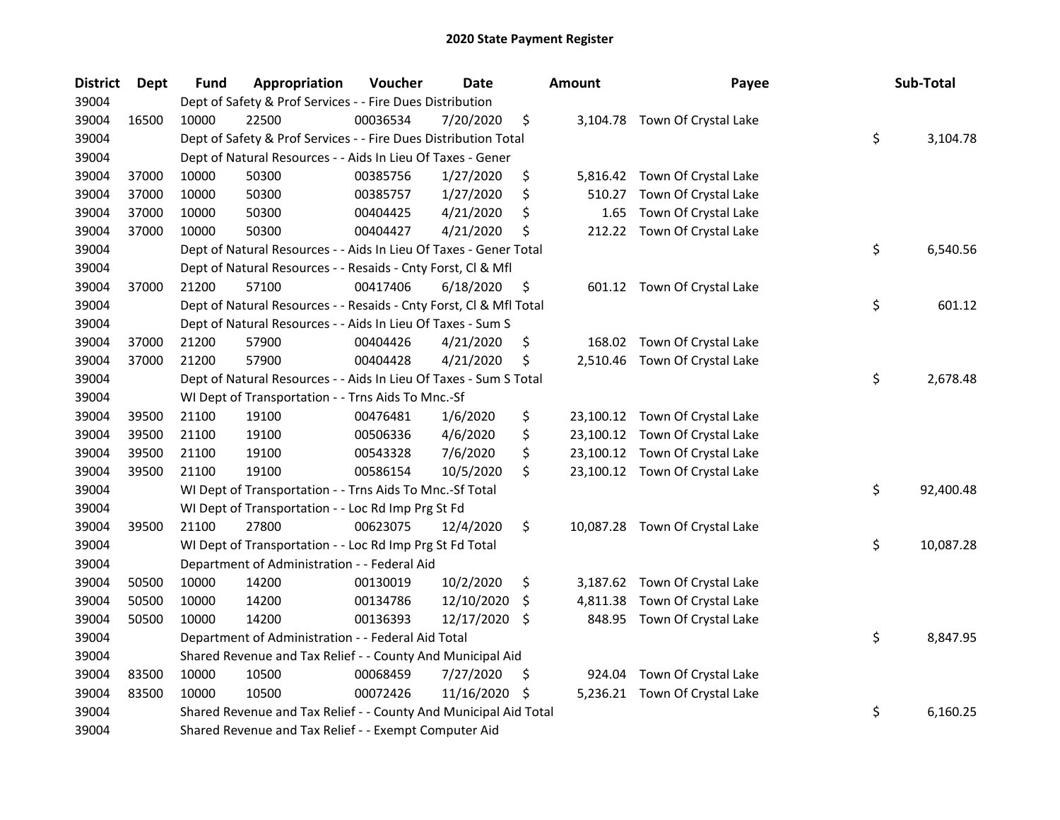# 2020 State Payment Register

| District | Dept | Fund | Appropriation | Voucher | Date | Amount | Payee | Sub-Total |
|---|---|---|---|---|---|---|---|---|
| 39004 | | Dept of Safety & Prof Services - - Fire Dues Distribution | | | | | | |
| 39004 | 16500 | 10000 | 22500 | 00036534 | 7/20/2020 | $ 3,104.78 | Town Of Crystal Lake | |
| 39004 | | Dept of Safety & Prof Services - - Fire Dues Distribution Total | | | | | | $ 3,104.78 |
| 39004 | | Dept of Natural Resources - - Aids In Lieu Of Taxes - Gener | | | | | | |
| 39004 | 37000 | 10000 | 50300 | 00385756 | 1/27/2020 | $ 5,816.42 | Town Of Crystal Lake | |
| 39004 | 37000 | 10000 | 50300 | 00385757 | 1/27/2020 | $ 510.27 | Town Of Crystal Lake | |
| 39004 | 37000 | 10000 | 50300 | 00404425 | 4/21/2020 | $ 1.65 | Town Of Crystal Lake | |
| 39004 | 37000 | 10000 | 50300 | 00404427 | 4/21/2020 | $ 212.22 | Town Of Crystal Lake | |
| 39004 | | Dept of Natural Resources - - Aids In Lieu Of Taxes - Gener Total | | | | | | $ 6,540.56 |
| 39004 | | Dept of Natural Resources - - Resaids - Cnty Forst, Cl & Mfl | | | | | | |
| 39004 | 37000 | 21200 | 57100 | 00417406 | 6/18/2020 | $ 601.12 | Town Of Crystal Lake | |
| 39004 | | Dept of Natural Resources - - Resaids - Cnty Forst, Cl & Mfl Total | | | | | | $ 601.12 |
| 39004 | | Dept of Natural Resources - - Aids In Lieu Of Taxes - Sum S | | | | | | |
| 39004 | 37000 | 21200 | 57900 | 00404426 | 4/21/2020 | $ 168.02 | Town Of Crystal Lake | |
| 39004 | 37000 | 21200 | 57900 | 00404428 | 4/21/2020 | $ 2,510.46 | Town Of Crystal Lake | |
| 39004 | | Dept of Natural Resources - - Aids In Lieu Of Taxes - Sum S Total | | | | | | $ 2,678.48 |
| 39004 | | WI Dept of Transportation - - Trns Aids To Mnc.-Sf | | | | | | |
| 39004 | 39500 | 21100 | 19100 | 00476481 | 1/6/2020 | $ 23,100.12 | Town Of Crystal Lake | |
| 39004 | 39500 | 21100 | 19100 | 00506336 | 4/6/2020 | $ 23,100.12 | Town Of Crystal Lake | |
| 39004 | 39500 | 21100 | 19100 | 00543328 | 7/6/2020 | $ 23,100.12 | Town Of Crystal Lake | |
| 39004 | 39500 | 21100 | 19100 | 00586154 | 10/5/2020 | $ 23,100.12 | Town Of Crystal Lake | |
| 39004 | | WI Dept of Transportation - - Trns Aids To Mnc.-Sf Total | | | | | | $ 92,400.48 |
| 39004 | | WI Dept of Transportation - - Loc Rd Imp Prg St Fd | | | | | | |
| 39004 | 39500 | 21100 | 27800 | 00623075 | 12/4/2020 | $ 10,087.28 | Town Of Crystal Lake | |
| 39004 | | WI Dept of Transportation - - Loc Rd Imp Prg St Fd Total | | | | | | $ 10,087.28 |
| 39004 | | Department of Administration - - Federal Aid | | | | | | |
| 39004 | 50500 | 10000 | 14200 | 00130019 | 10/2/2020 | $ 3,187.62 | Town Of Crystal Lake | |
| 39004 | 50500 | 10000 | 14200 | 00134786 | 12/10/2020 | $ 4,811.38 | Town Of Crystal Lake | |
| 39004 | 50500 | 10000 | 14200 | 00136393 | 12/17/2020 | $ 848.95 | Town Of Crystal Lake | |
| 39004 | | Department of Administration - - Federal Aid Total | | | | | | $ 8,847.95 |
| 39004 | | Shared Revenue and Tax Relief - - County And Municipal Aid | | | | | | |
| 39004 | 83500 | 10000 | 10500 | 00068459 | 7/27/2020 | $ 924.04 | Town Of Crystal Lake | |
| 39004 | 83500 | 10000 | 10500 | 00072426 | 11/16/2020 | $ 5,236.21 | Town Of Crystal Lake | |
| 39004 | | Shared Revenue and Tax Relief - - County And Municipal Aid Total | | | | | | $ 6,160.25 |
| 39004 | | Shared Revenue and Tax Relief - - Exempt Computer Aid | | | | | | |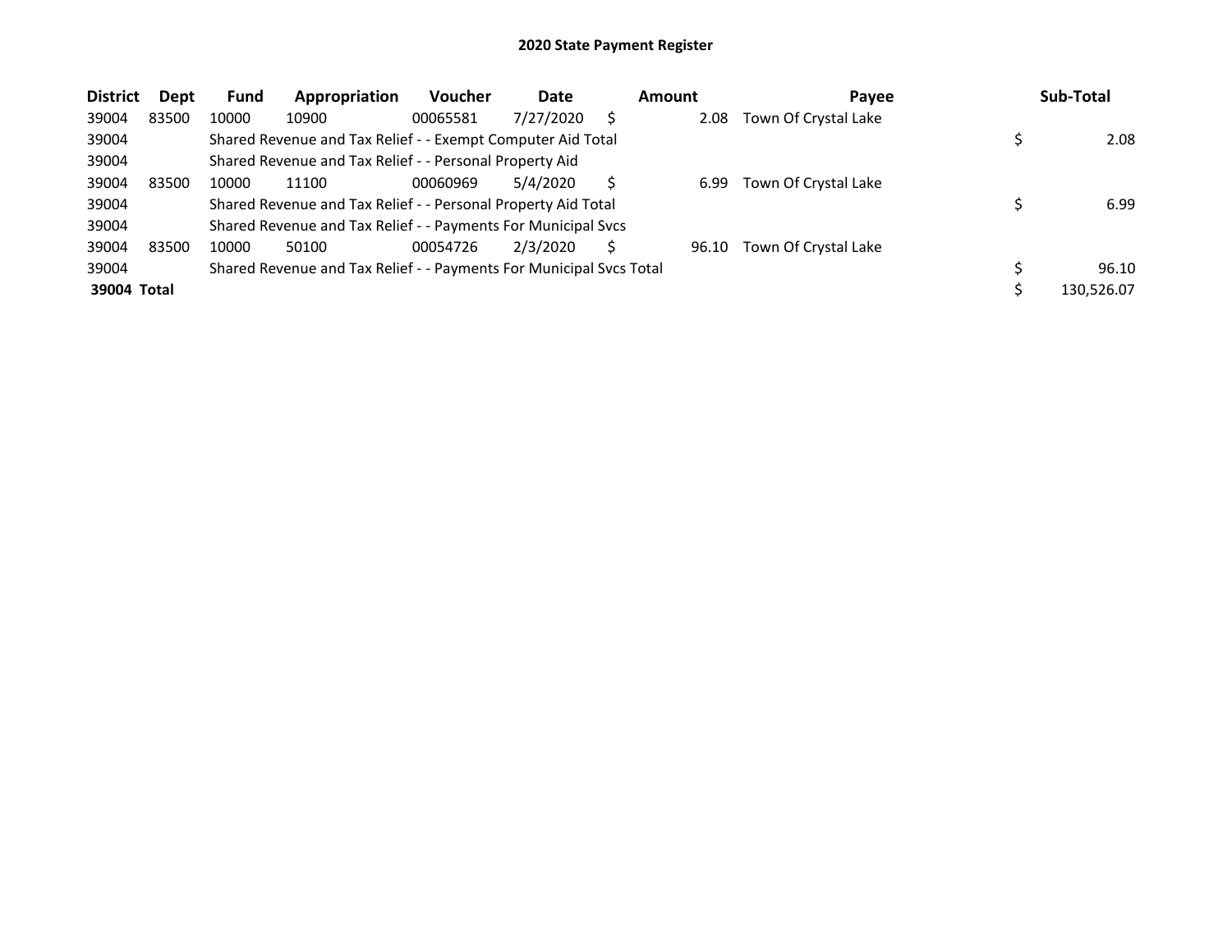# 2020 State Payment Register

| District | Dept | Fund | Appropriation | Voucher | Date | Amount | Payee | Sub-Total |
|---|---|---|---|---|---|---|---|---|
| 39004 | 83500 | 10000 | 10900 | 00065581 | 7/27/2020 | $ 2.08 | Town Of Crystal Lake | |
| 39004 | | Shared Revenue and Tax Relief - - Exempt Computer Aid Total | | | | | | $ 2.08 |
| 39004 | | Shared Revenue and Tax Relief - - Personal Property Aid | | | | | | |
| 39004 | 83500 | 10000 | 11100 | 00060969 | 5/4/2020 | $ 6.99 | Town Of Crystal Lake | |
| 39004 | | Shared Revenue and Tax Relief - - Personal Property Aid Total | | | | | | $ 6.99 |
| 39004 | | Shared Revenue and Tax Relief - - Payments For Municipal Svcs | | | | | | |
| 39004 | 83500 | 10000 | 50100 | 00054726 | 2/3/2020 | $ 96.10 | Town Of Crystal Lake | |
| 39004 | | Shared Revenue and Tax Relief - - Payments For Municipal Svcs Total | | | | | | $ 96.10 |
| **39004 Total** | | | | | | | | $ 130,526.07 |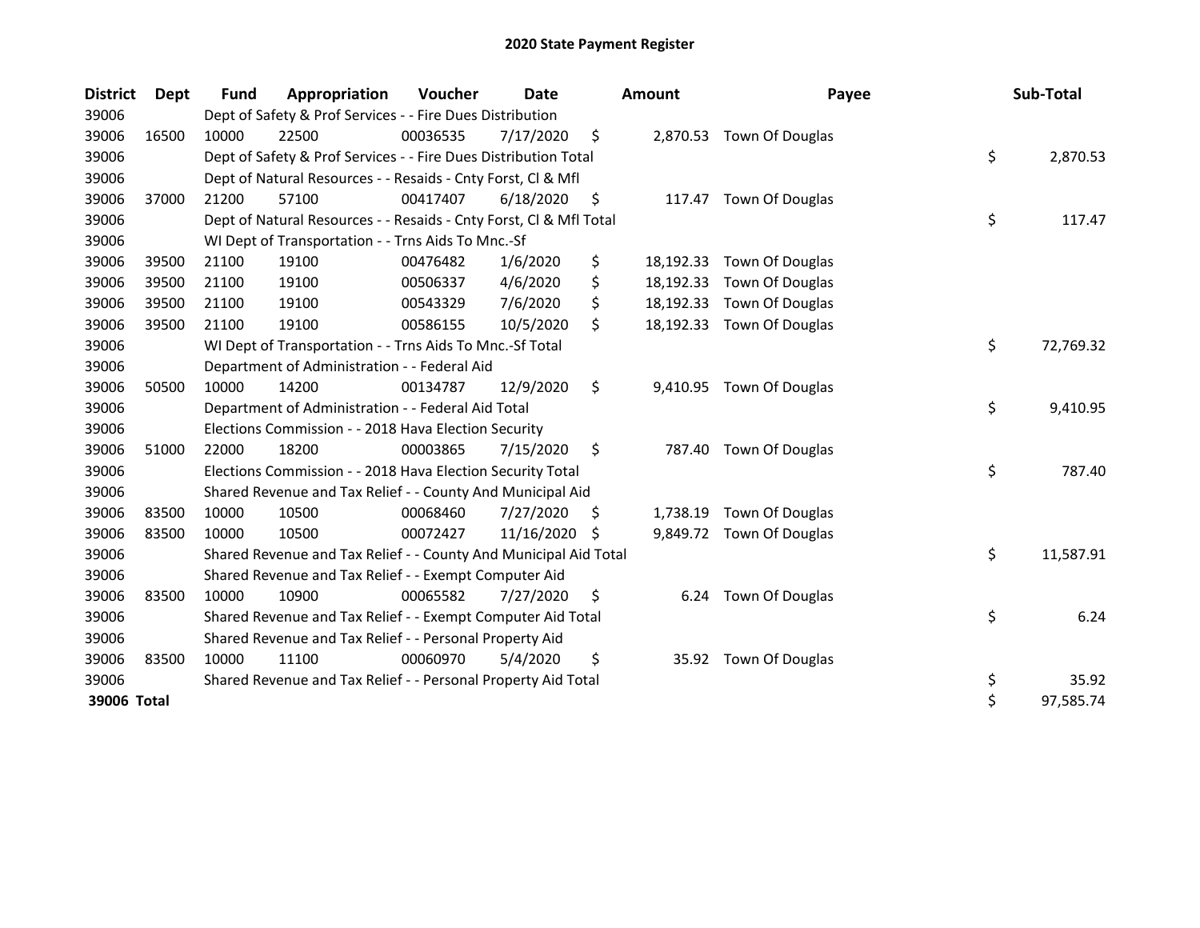# 2020 State Payment Register

| District | Dept | Fund | Appropriation | Voucher | Date | Amount | Payee | Sub-Total |
|---|---|---|---|---|---|---|---|---|
| 39006 | | Dept of Safety & Prof Services - - Fire Dues Distribution | | | | | | |
| 39006 | 16500 | 10000 | 22500 | 00036535 | 7/17/2020 | $ 2,870.53 | Town Of Douglas | |
| 39006 | | Dept of Safety & Prof Services - - Fire Dues Distribution Total | | | | | | $ 2,870.53 |
| 39006 | | Dept of Natural Resources - - Resaids - Cnty Forst, Cl & Mfl | | | | | | |
| 39006 | 37000 | 21200 | 57100 | 00417407 | 6/18/2020 | $ 117.47 | Town Of Douglas | |
| 39006 | | Dept of Natural Resources - - Resaids - Cnty Forst, Cl & Mfl Total | | | | | | $ 117.47 |
| 39006 | | WI Dept of Transportation - - Trns Aids To Mnc.-Sf | | | | | | |
| 39006 | 39500 | 21100 | 19100 | 00476482 | 1/6/2020 | $ 18,192.33 | Town Of Douglas | |
| 39006 | 39500 | 21100 | 19100 | 00506337 | 4/6/2020 | $ 18,192.33 | Town Of Douglas | |
| 39006 | 39500 | 21100 | 19100 | 00543329 | 7/6/2020 | $ 18,192.33 | Town Of Douglas | |
| 39006 | 39500 | 21100 | 19100 | 00586155 | 10/5/2020 | $ 18,192.33 | Town Of Douglas | |
| 39006 | | WI Dept of Transportation - - Trns Aids To Mnc.-Sf Total | | | | | | $ 72,769.32 |
| 39006 | | Department of Administration - - Federal Aid | | | | | | |
| 39006 | 50500 | 10000 | 14200 | 00134787 | 12/9/2020 | $ 9,410.95 | Town Of Douglas | |
| 39006 | | Department of Administration - - Federal Aid Total | | | | | | $ 9,410.95 |
| 39006 | | Elections Commission - - 2018 Hava Election Security | | | | | | |
| 39006 | 51000 | 22000 | 18200 | 00003865 | 7/15/2020 | $ 787.40 | Town Of Douglas | |
| 39006 | | Elections Commission - - 2018 Hava Election Security Total | | | | | | $ 787.40 |
| 39006 | | Shared Revenue and Tax Relief - - County And Municipal Aid | | | | | | |
| 39006 | 83500 | 10000 | 10500 | 00068460 | 7/27/2020 | $ 1,738.19 | Town Of Douglas | |
| 39006 | 83500 | 10000 | 10500 | 00072427 | 11/16/2020 | $ 9,849.72 | Town Of Douglas | |
| 39006 | | Shared Revenue and Tax Relief - - County And Municipal Aid Total | | | | | | $ 11,587.91 |
| 39006 | | Shared Revenue and Tax Relief - - Exempt Computer Aid | | | | | | |
| 39006 | 83500 | 10000 | 10900 | 00065582 | 7/27/2020 | $ 6.24 | Town Of Douglas | |
| 39006 | | Shared Revenue and Tax Relief - - Exempt Computer Aid Total | | | | | | $ 6.24 |
| 39006 | | Shared Revenue and Tax Relief - - Personal Property Aid | | | | | | |
| 39006 | 83500 | 10000 | 11100 | 00060970 | 5/4/2020 | $ 35.92 | Town Of Douglas | |
| 39006 | | Shared Revenue and Tax Relief - - Personal Property Aid Total | | | | | | $ 35.92 |
| **39006 Total** | | | | | | | | $ 97,585.74 |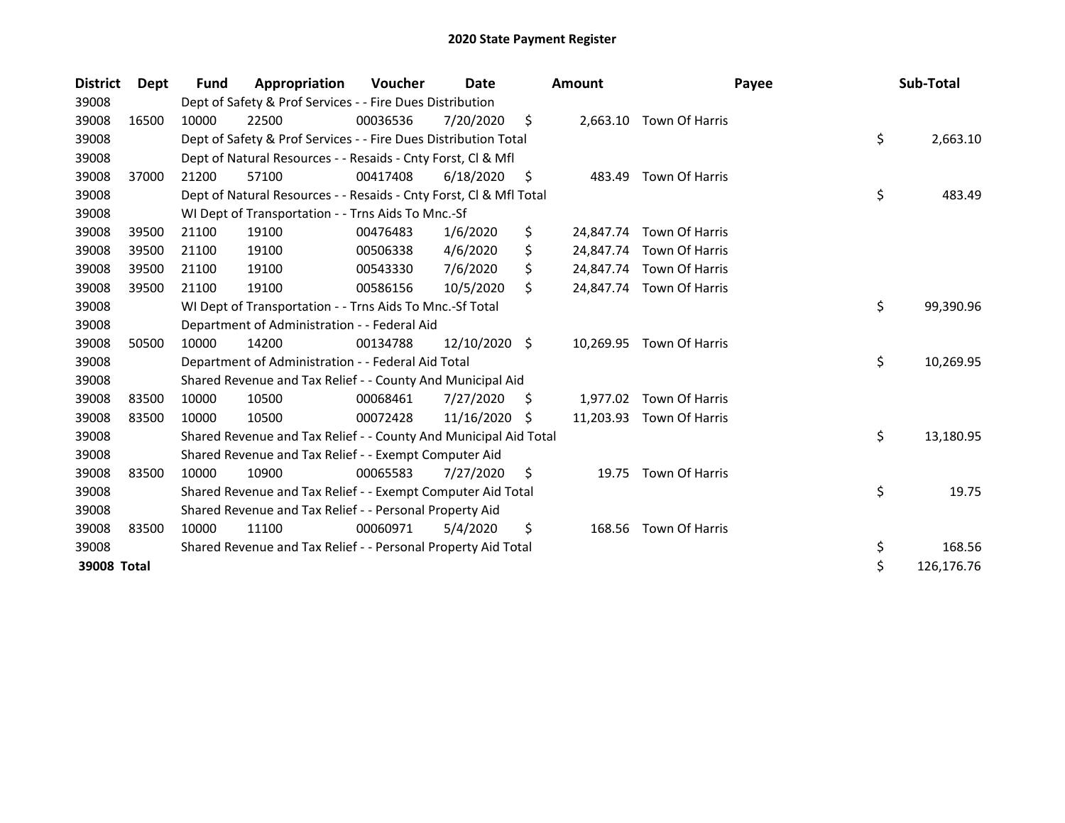# 2020 State Payment Register

| District | Dept | Fund | Appropriation | Voucher | Date | Amount | Payee | Sub-Total |
|---|---|---|---|---|---|---|---|---|
| 39008 | | Dept of Safety & Prof Services - - Fire Dues Distribution | | | | | | |
| 39008 | 16500 | 10000 | 22500 | 00036536 | 7/20/2020 | $ 2,663.10 | Town Of Harris | |
| 39008 | | Dept of Safety & Prof Services - - Fire Dues Distribution Total | | | | | | $ 2,663.10 |
| 39008 | | Dept of Natural Resources - - Resaids - Cnty Forst, Cl & Mfl | | | | | | |
| 39008 | 37000 | 21200 | 57100 | 00417408 | 6/18/2020 | $ 483.49 | Town Of Harris | |
| 39008 | | Dept of Natural Resources - - Resaids - Cnty Forst, Cl & Mfl Total | | | | | | $ 483.49 |
| 39008 | | WI Dept of Transportation - - Trns Aids To Mnc.-Sf | | | | | | |
| 39008 | 39500 | 21100 | 19100 | 00476483 | 1/6/2020 | $ 24,847.74 | Town Of Harris | |
| 39008 | 39500 | 21100 | 19100 | 00506338 | 4/6/2020 | $ 24,847.74 | Town Of Harris | |
| 39008 | 39500 | 21100 | 19100 | 00543330 | 7/6/2020 | $ 24,847.74 | Town Of Harris | |
| 39008 | 39500 | 21100 | 19100 | 00586156 | 10/5/2020 | $ 24,847.74 | Town Of Harris | |
| 39008 | | WI Dept of Transportation - - Trns Aids To Mnc.-Sf Total | | | | | | $ 99,390.96 |
| 39008 | | Department of Administration - - Federal Aid | | | | | | |
| 39008 | 50500 | 10000 | 14200 | 00134788 | 12/10/2020 | $ 10,269.95 | Town Of Harris | |
| 39008 | | Department of Administration - - Federal Aid Total | | | | | | $ 10,269.95 |
| 39008 | | Shared Revenue and Tax Relief - - County And Municipal Aid | | | | | | |
| 39008 | 83500 | 10000 | 10500 | 00068461 | 7/27/2020 | $ 1,977.02 | Town Of Harris | |
| 39008 | 83500 | 10000 | 10500 | 00072428 | 11/16/2020 | $ 11,203.93 | Town Of Harris | |
| 39008 | | Shared Revenue and Tax Relief - - County And Municipal Aid Total | | | | | | $ 13,180.95 |
| 39008 | | Shared Revenue and Tax Relief - - Exempt Computer Aid | | | | | | |
| 39008 | 83500 | 10000 | 10900 | 00065583 | 7/27/2020 | $ 19.75 | Town Of Harris | |
| 39008 | | Shared Revenue and Tax Relief - - Exempt Computer Aid Total | | | | | | $ 19.75 |
| 39008 | | Shared Revenue and Tax Relief - - Personal Property Aid | | | | | | |
| 39008 | 83500 | 10000 | 11100 | 00060971 | 5/4/2020 | $ 168.56 | Town Of Harris | |
| 39008 | | Shared Revenue and Tax Relief - - Personal Property Aid Total | | | | | | $ 168.56 |
| **39008 Total** | | | | | | | | $ 126,176.76 |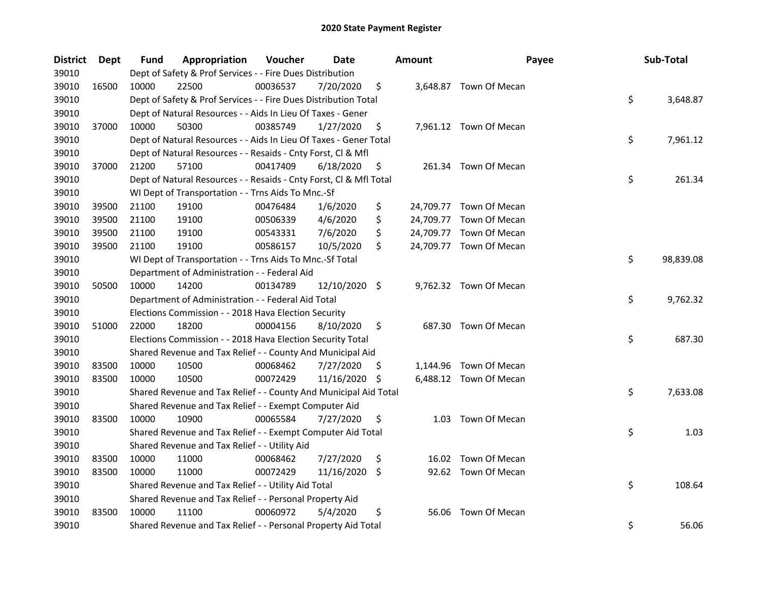# 2020 State Payment Register

| District | Dept | Fund | Appropriation | Voucher | Date | Amount | Payee | Sub-Total |
|---|---|---|---|---|---|---|---|---|
| 39010 | | Dept of Safety & Prof Services - - Fire Dues Distribution | | | | | | |
| 39010 | 16500 | 10000 | 22500 | 00036537 | 7/20/2020 | $ 3,648.87 | Town Of Mecan | |
| 39010 | | Dept of Safety & Prof Services - - Fire Dues Distribution Total | | | | | | $ 3,648.87 |
| 39010 | | Dept of Natural Resources - - Aids In Lieu Of Taxes - Gener | | | | | | |
| 39010 | 37000 | 10000 | 50300 | 00385749 | 1/27/2020 | $ 7,961.12 | Town Of Mecan | |
| 39010 | | Dept of Natural Resources - - Aids In Lieu Of Taxes - Gener Total | | | | | | $ 7,961.12 |
| 39010 | | Dept of Natural Resources - - Resaids - Cnty Forst, Cl & Mfl | | | | | | |
| 39010 | 37000 | 21200 | 57100 | 00417409 | 6/18/2020 | $ 261.34 | Town Of Mecan | |
| 39010 | | Dept of Natural Resources - - Resaids - Cnty Forst, Cl & Mfl Total | | | | | | $ 261.34 |
| 39010 | | WI Dept of Transportation - - Trns Aids To Mnc.-Sf | | | | | | |
| 39010 | 39500 | 21100 | 19100 | 00476484 | 1/6/2020 | $ 24,709.77 | Town Of Mecan | |
| 39010 | 39500 | 21100 | 19100 | 00506339 | 4/6/2020 | $ 24,709.77 | Town Of Mecan | |
| 39010 | 39500 | 21100 | 19100 | 00543331 | 7/6/2020 | $ 24,709.77 | Town Of Mecan | |
| 39010 | 39500 | 21100 | 19100 | 00586157 | 10/5/2020 | $ 24,709.77 | Town Of Mecan | |
| 39010 | | WI Dept of Transportation - - Trns Aids To Mnc.-Sf Total | | | | | | $ 98,839.08 |
| 39010 | | Department of Administration - - Federal Aid | | | | | | |
| 39010 | 50500 | 10000 | 14200 | 00134789 | 12/10/2020 | $ 9,762.32 | Town Of Mecan | |
| 39010 | | Department of Administration - - Federal Aid Total | | | | | | $ 9,762.32 |
| 39010 | | Elections Commission - - 2018 Hava Election Security | | | | | | |
| 39010 | 51000 | 22000 | 18200 | 00004156 | 8/10/2020 | $ 687.30 | Town Of Mecan | |
| 39010 | | Elections Commission - - 2018 Hava Election Security Total | | | | | | $ 687.30 |
| 39010 | | Shared Revenue and Tax Relief - - County And Municipal Aid | | | | | | |
| 39010 | 83500 | 10000 | 10500 | 00068462 | 7/27/2020 | $ 1,144.96 | Town Of Mecan | |
| 39010 | 83500 | 10000 | 10500 | 00072429 | 11/16/2020 | $ 6,488.12 | Town Of Mecan | |
| 39010 | | Shared Revenue and Tax Relief - - County And Municipal Aid Total | | | | | | $ 7,633.08 |
| 39010 | | Shared Revenue and Tax Relief - - Exempt Computer Aid | | | | | | |
| 39010 | 83500 | 10000 | 10900 | 00065584 | 7/27/2020 | $ 1.03 | Town Of Mecan | |
| 39010 | | Shared Revenue and Tax Relief - - Exempt Computer Aid Total | | | | | | $ 1.03 |
| 39010 | | Shared Revenue and Tax Relief - - Utility Aid | | | | | | |
| 39010 | 83500 | 10000 | 11000 | 00068462 | 7/27/2020 | $ 16.02 | Town Of Mecan | |
| 39010 | 83500 | 10000 | 11000 | 00072429 | 11/16/2020 | $ 92.62 | Town Of Mecan | |
| 39010 | | Shared Revenue and Tax Relief - - Utility Aid Total | | | | | | $ 108.64 |
| 39010 | | Shared Revenue and Tax Relief - - Personal Property Aid | | | | | | |
| 39010 | 83500 | 10000 | 11100 | 00060972 | 5/4/2020 | $ 56.06 | Town Of Mecan | |
| 39010 | | Shared Revenue and Tax Relief - - Personal Property Aid Total | | | | | | $ 56.06 |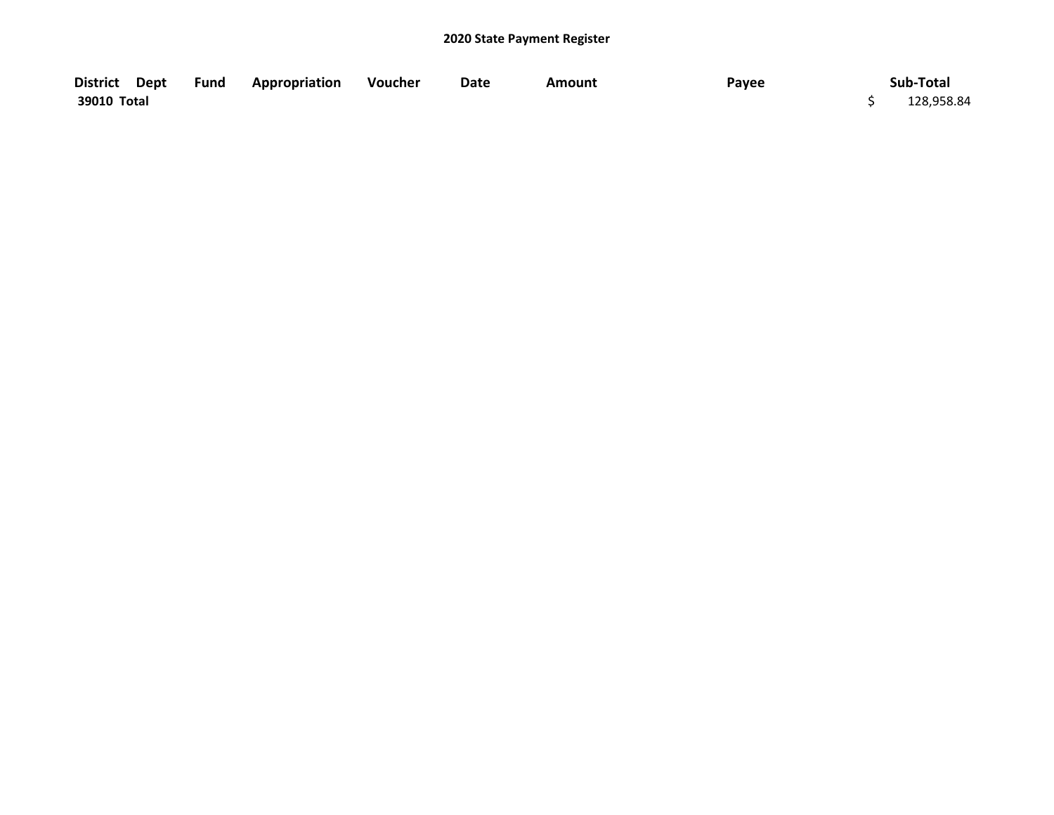**2020 State Payment Register**

| District | Dept | Fund | Appropriation | Voucher | Date | Amount | Payee | Sub-Total |
|---|---|---|---|---|---|---|---|---|
| **39010 Total** | | | | | | | | $ 128,958.84 |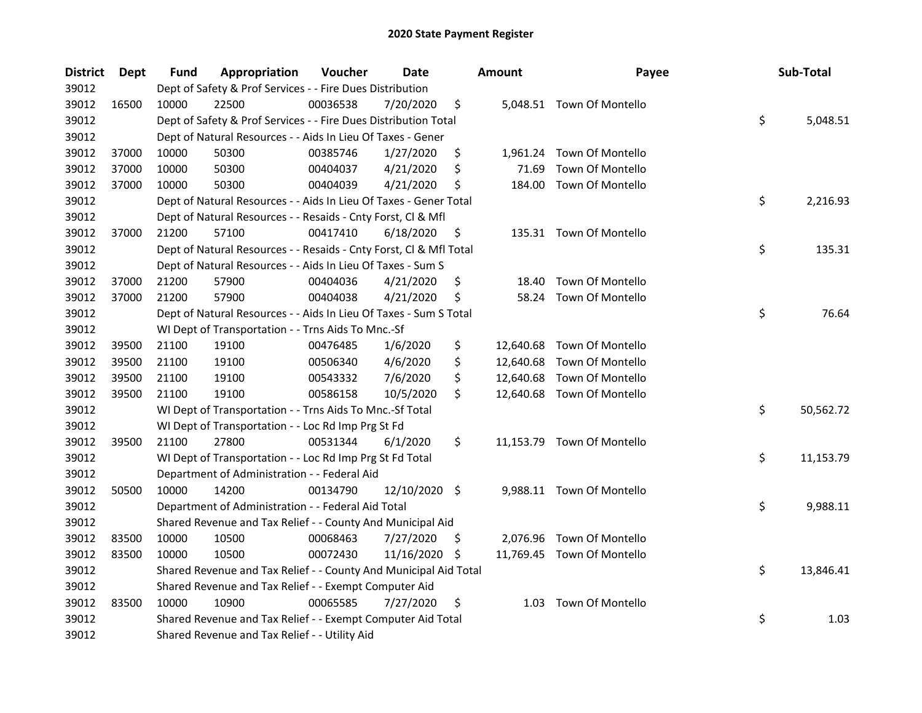# 2020 State Payment Register

| District | Dept | Fund | Appropriation | Voucher | Date | Amount | Payee | Sub-Total |
|---|---|---|---|---|---|---|---|---|
| 39012 | | Dept of Safety & Prof Services - - Fire Dues Distribution | | | | | | |
| 39012 | 16500 | 10000 | 22500 | 00036538 | 7/20/2020 | $ 5,048.51 | Town Of Montello | |
| 39012 | | Dept of Safety & Prof Services - - Fire Dues Distribution Total | | | | | | $ 5,048.51 |
| 39012 | | Dept of Natural Resources - - Aids In Lieu Of Taxes - Gener | | | | | | |
| 39012 | 37000 | 10000 | 50300 | 00385746 | 1/27/2020 | $ 1,961.24 | Town Of Montello | |
| 39012 | 37000 | 10000 | 50300 | 00404037 | 4/21/2020 | $ 71.69 | Town Of Montello | |
| 39012 | 37000 | 10000 | 50300 | 00404039 | 4/21/2020 | $ 184.00 | Town Of Montello | |
| 39012 | | Dept of Natural Resources - - Aids In Lieu Of Taxes - Gener Total | | | | | | $ 2,216.93 |
| 39012 | | Dept of Natural Resources - - Resaids - Cnty Forst, Cl & Mfl | | | | | | |
| 39012 | 37000 | 21200 | 57100 | 00417410 | 6/18/2020 | $ 135.31 | Town Of Montello | |
| 39012 | | Dept of Natural Resources - - Resaids - Cnty Forst, Cl & Mfl Total | | | | | | $ 135.31 |
| 39012 | | Dept of Natural Resources - - Aids In Lieu Of Taxes - Sum S | | | | | | |
| 39012 | 37000 | 21200 | 57900 | 00404036 | 4/21/2020 | $ 18.40 | Town Of Montello | |
| 39012 | 37000 | 21200 | 57900 | 00404038 | 4/21/2020 | $ 58.24 | Town Of Montello | |
| 39012 | | Dept of Natural Resources - - Aids In Lieu Of Taxes - Sum S Total | | | | | | $ 76.64 |
| 39012 | | WI Dept of Transportation - - Trns Aids To Mnc.-Sf | | | | | | |
| 39012 | 39500 | 21100 | 19100 | 00476485 | 1/6/2020 | $ 12,640.68 | Town Of Montello | |
| 39012 | 39500 | 21100 | 19100 | 00506340 | 4/6/2020 | $ 12,640.68 | Town Of Montello | |
| 39012 | 39500 | 21100 | 19100 | 00543332 | 7/6/2020 | $ 12,640.68 | Town Of Montello | |
| 39012 | 39500 | 21100 | 19100 | 00586158 | 10/5/2020 | $ 12,640.68 | Town Of Montello | |
| 39012 | | WI Dept of Transportation - - Trns Aids To Mnc.-Sf Total | | | | | | $ 50,562.72 |
| 39012 | | WI Dept of Transportation - - Loc Rd Imp Prg St Fd | | | | | | |
| 39012 | 39500 | 21100 | 27800 | 00531344 | 6/1/2020 | $ 11,153.79 | Town Of Montello | |
| 39012 | | WI Dept of Transportation - - Loc Rd Imp Prg St Fd Total | | | | | | $ 11,153.79 |
| 39012 | | Department of Administration - - Federal Aid | | | | | | |
| 39012 | 50500 | 10000 | 14200 | 00134790 | 12/10/2020 | $ 9,988.11 | Town Of Montello | |
| 39012 | | Department of Administration - - Federal Aid Total | | | | | | $ 9,988.11 |
| 39012 | | Shared Revenue and Tax Relief - - County And Municipal Aid | | | | | | |
| 39012 | 83500 | 10000 | 10500 | 00068463 | 7/27/2020 | $ 2,076.96 | Town Of Montello | |
| 39012 | 83500 | 10000 | 10500 | 00072430 | 11/16/2020 | $ 11,769.45 | Town Of Montello | |
| 39012 | | Shared Revenue and Tax Relief - - County And Municipal Aid Total | | | | | | $ 13,846.41 |
| 39012 | | Shared Revenue and Tax Relief - - Exempt Computer Aid | | | | | | |
| 39012 | 83500 | 10000 | 10900 | 00065585 | 7/27/2020 | $ 1.03 | Town Of Montello | |
| 39012 | | Shared Revenue and Tax Relief - - Exempt Computer Aid Total | | | | | | $ 1.03 |
| 39012 | | Shared Revenue and Tax Relief - - Utility Aid | | | | | | |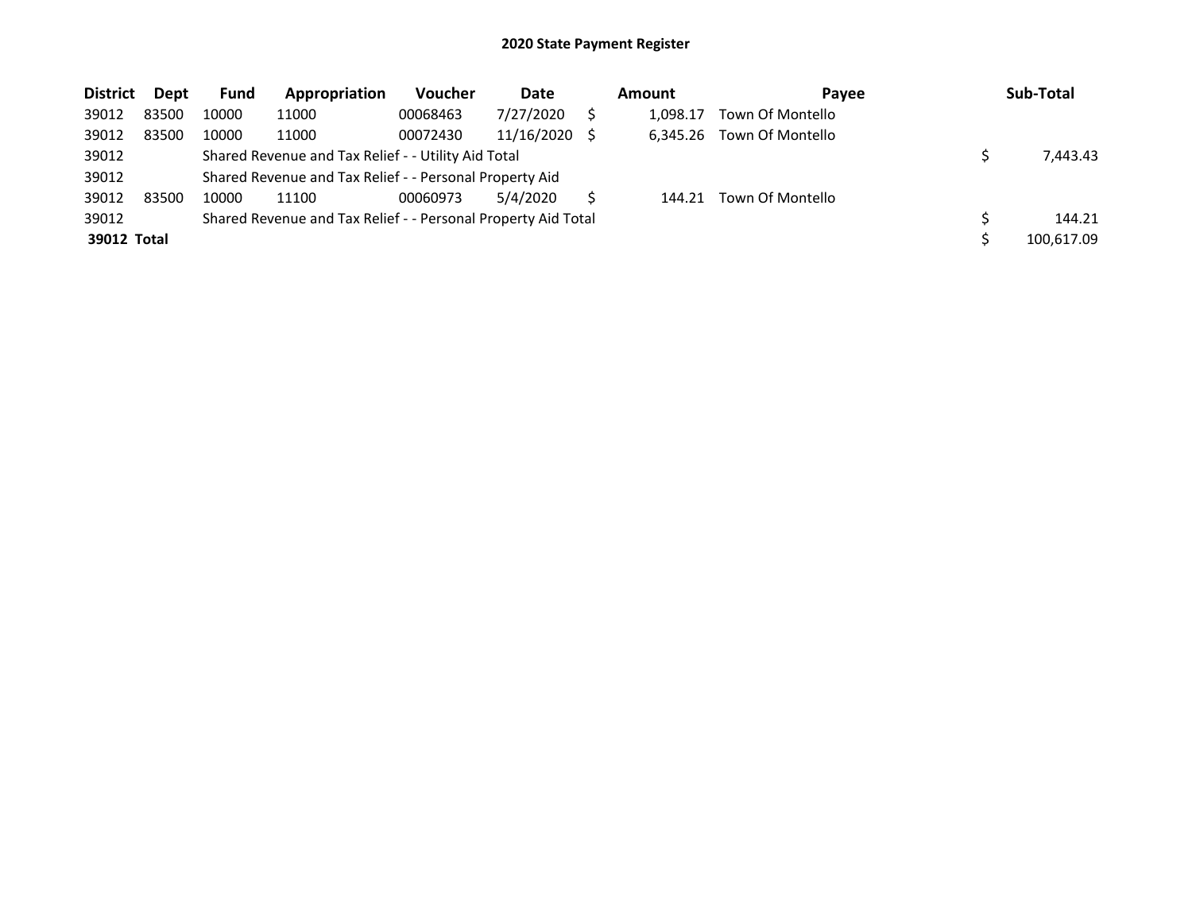# 2020 State Payment Register

| District | Dept | Fund | Appropriation | Voucher | Date | Amount | Payee | Sub-Total |
|---|---|---|---|---|---|---|---|---|
| 39012 | 83500 | 10000 | 11000 | 00068463 | 7/27/2020 | $ 1,098.17 | Town Of Montello | |
| 39012 | 83500 | 10000 | 11000 | 00072430 | 11/16/2020 | $ 6,345.26 | Town Of Montello | |
| 39012 | | Shared Revenue and Tax Relief - - Utility Aid Total | | | | | | $ 7,443.43 |
| 39012 | | Shared Revenue and Tax Relief - - Personal Property Aid | | | | | | |
| 39012 | 83500 | 10000 | 11100 | 00060973 | 5/4/2020 | $ 144.21 | Town Of Montello | |
| 39012 | | Shared Revenue and Tax Relief - - Personal Property Aid Total | | | | | | $ 144.21 |
| **39012 Total** | | | | | | | | $ 100,617.09 |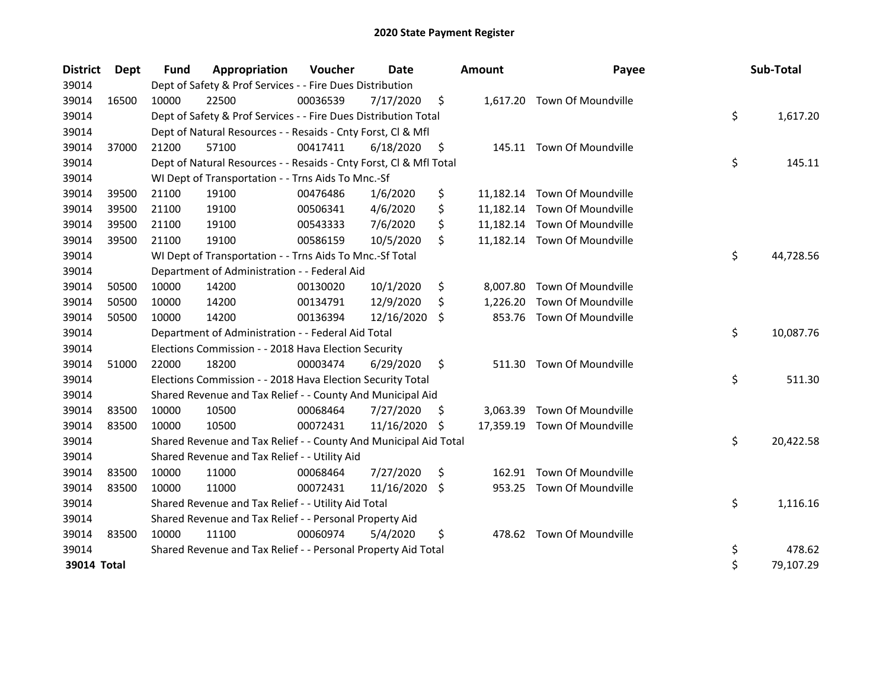# 2020 State Payment Register

| District | Dept | Fund | Appropriation | Voucher | Date | Amount | Payee | Sub-Total |
|---|---|---|---|---|---|---|---|---|
| 39014 | | Dept of Safety & Prof Services - - Fire Dues Distribution | | | | | | |
| 39014 | 16500 | 10000 | 22500 | 00036539 | 7/17/2020 | $ 1,617.20 | Town Of Moundville | |
| 39014 | | Dept of Safety & Prof Services - - Fire Dues Distribution Total | | | | | | $ 1,617.20 |
| 39014 | | Dept of Natural Resources - - Resaids - Cnty Forst, Cl & Mfl | | | | | | |
| 39014 | 37000 | 21200 | 57100 | 00417411 | 6/18/2020 | $ 145.11 | Town Of Moundville | |
| 39014 | | Dept of Natural Resources - - Resaids - Cnty Forst, Cl & Mfl Total | | | | | | $ 145.11 |
| 39014 | | WI Dept of Transportation - - Trns Aids To Mnc.-Sf | | | | | | |
| 39014 | 39500 | 21100 | 19100 | 00476486 | 1/6/2020 | $ 11,182.14 | Town Of Moundville | |
| 39014 | 39500 | 21100 | 19100 | 00506341 | 4/6/2020 | $ 11,182.14 | Town Of Moundville | |
| 39014 | 39500 | 21100 | 19100 | 00543333 | 7/6/2020 | $ 11,182.14 | Town Of Moundville | |
| 39014 | 39500 | 21100 | 19100 | 00586159 | 10/5/2020 | $ 11,182.14 | Town Of Moundville | |
| 39014 | | WI Dept of Transportation - - Trns Aids To Mnc.-Sf Total | | | | | | $ 44,728.56 |
| 39014 | | Department of Administration - - Federal Aid | | | | | | |
| 39014 | 50500 | 10000 | 14200 | 00130020 | 10/1/2020 | $ 8,007.80 | Town Of Moundville | |
| 39014 | 50500 | 10000 | 14200 | 00134791 | 12/9/2020 | $ 1,226.20 | Town Of Moundville | |
| 39014 | 50500 | 10000 | 14200 | 00136394 | 12/16/2020 | $ 853.76 | Town Of Moundville | |
| 39014 | | Department of Administration - - Federal Aid Total | | | | | | $ 10,087.76 |
| 39014 | | Elections Commission - - 2018 Hava Election Security | | | | | | |
| 39014 | 51000 | 22000 | 18200 | 00003474 | 6/29/2020 | $ 511.30 | Town Of Moundville | |
| 39014 | | Elections Commission - - 2018 Hava Election Security Total | | | | | | $ 511.30 |
| 39014 | | Shared Revenue and Tax Relief - - County And Municipal Aid | | | | | | |
| 39014 | 83500 | 10000 | 10500 | 00068464 | 7/27/2020 | $ 3,063.39 | Town Of Moundville | |
| 39014 | 83500 | 10000 | 10500 | 00072431 | 11/16/2020 | $ 17,359.19 | Town Of Moundville | |
| 39014 | | Shared Revenue and Tax Relief - - County And Municipal Aid Total | | | | | | $ 20,422.58 |
| 39014 | | Shared Revenue and Tax Relief - - Utility Aid | | | | | | |
| 39014 | 83500 | 10000 | 11000 | 00068464 | 7/27/2020 | $ 162.91 | Town Of Moundville | |
| 39014 | 83500 | 10000 | 11000 | 00072431 | 11/16/2020 | $ 953.25 | Town Of Moundville | |
| 39014 | | Shared Revenue and Tax Relief - - Utility Aid Total | | | | | | $ 1,116.16 |
| 39014 | | Shared Revenue and Tax Relief - - Personal Property Aid | | | | | | |
| 39014 | 83500 | 10000 | 11100 | 00060974 | 5/4/2020 | $ 478.62 | Town Of Moundville | |
| 39014 | | Shared Revenue and Tax Relief - - Personal Property Aid Total | | | | | | $ 478.62 |
| **39014 Total** | | | | | | | | $ 79,107.29 |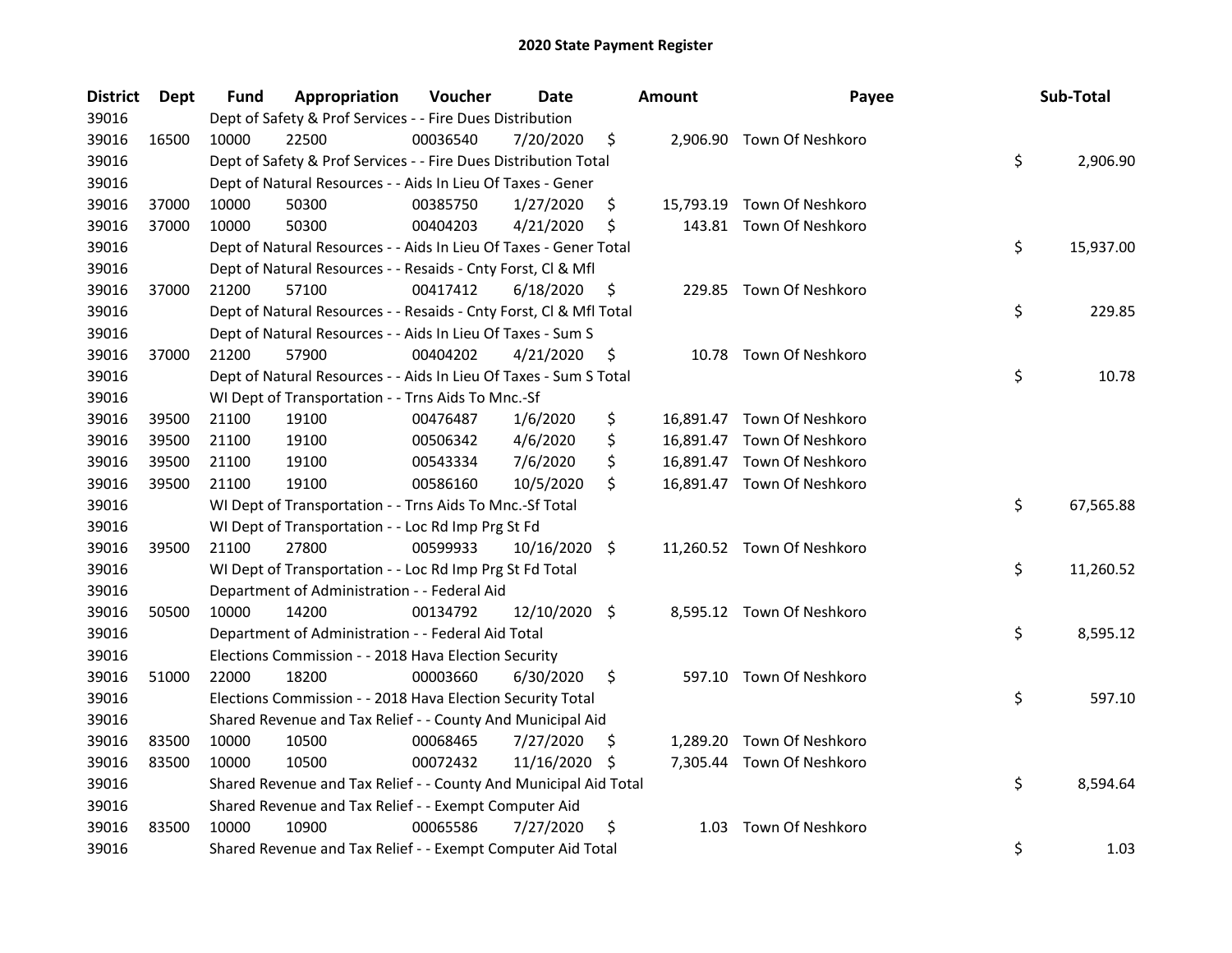# 2020 State Payment Register

| District | Dept | Fund | Appropriation | Voucher | Date | Amount | Payee | Sub-Total |
|---|---|---|---|---|---|---|---|---|
| 39016 | | Dept of Safety & Prof Services - - Fire Dues Distribution | | | | | | |
| 39016 | 16500 | 10000 | 22500 | 00036540 | 7/20/2020 | $ 2,906.90 | Town Of Neshkoro | |
| 39016 | | Dept of Safety & Prof Services - - Fire Dues Distribution Total | | | | | | $ 2,906.90 |
| 39016 | | Dept of Natural Resources - - Aids In Lieu Of Taxes - Gener | | | | | | |
| 39016 | 37000 | 10000 | 50300 | 00385750 | 1/27/2020 | $ 15,793.19 | Town Of Neshkoro | |
| 39016 | 37000 | 10000 | 50300 | 00404203 | 4/21/2020 | $ 143.81 | Town Of Neshkoro | |
| 39016 | | Dept of Natural Resources - - Aids In Lieu Of Taxes - Gener Total | | | | | | $ 15,937.00 |
| 39016 | | Dept of Natural Resources - - Resaids - Cnty Forst, Cl & Mfl | | | | | | |
| 39016 | 37000 | 21200 | 57100 | 00417412 | 6/18/2020 | $ 229.85 | Town Of Neshkoro | |
| 39016 | | Dept of Natural Resources - - Resaids - Cnty Forst, Cl & Mfl Total | | | | | | $ 229.85 |
| 39016 | | Dept of Natural Resources - - Aids In Lieu Of Taxes - Sum S | | | | | | |
| 39016 | 37000 | 21200 | 57900 | 00404202 | 4/21/2020 | $ 10.78 | Town Of Neshkoro | |
| 39016 | | Dept of Natural Resources - - Aids In Lieu Of Taxes - Sum S Total | | | | | | $ 10.78 |
| 39016 | | WI Dept of Transportation - - Trns Aids To Mnc.-Sf | | | | | | |
| 39016 | 39500 | 21100 | 19100 | 00476487 | 1/6/2020 | $ 16,891.47 | Town Of Neshkoro | |
| 39016 | 39500 | 21100 | 19100 | 00506342 | 4/6/2020 | $ 16,891.47 | Town Of Neshkoro | |
| 39016 | 39500 | 21100 | 19100 | 00543334 | 7/6/2020 | $ 16,891.47 | Town Of Neshkoro | |
| 39016 | 39500 | 21100 | 19100 | 00586160 | 10/5/2020 | $ 16,891.47 | Town Of Neshkoro | |
| 39016 | | WI Dept of Transportation - - Trns Aids To Mnc.-Sf Total | | | | | | $ 67,565.88 |
| 39016 | | WI Dept of Transportation - - Loc Rd Imp Prg St Fd | | | | | | |
| 39016 | 39500 | 21100 | 27800 | 00599933 | 10/16/2020 | $ 11,260.52 | Town Of Neshkoro | |
| 39016 | | WI Dept of Transportation - - Loc Rd Imp Prg St Fd Total | | | | | | $ 11,260.52 |
| 39016 | | Department of Administration - - Federal Aid | | | | | | |
| 39016 | 50500 | 10000 | 14200 | 00134792 | 12/10/2020 | $ 8,595.12 | Town Of Neshkoro | |
| 39016 | | Department of Administration - - Federal Aid Total | | | | | | $ 8,595.12 |
| 39016 | | Elections Commission - - 2018 Hava Election Security | | | | | | |
| 39016 | 51000 | 22000 | 18200 | 00003660 | 6/30/2020 | $ 597.10 | Town Of Neshkoro | |
| 39016 | | Elections Commission - - 2018 Hava Election Security Total | | | | | | $ 597.10 |
| 39016 | | Shared Revenue and Tax Relief - - County And Municipal Aid | | | | | | |
| 39016 | 83500 | 10000 | 10500 | 00068465 | 7/27/2020 | $ 1,289.20 | Town Of Neshkoro | |
| 39016 | 83500 | 10000 | 10500 | 00072432 | 11/16/2020 | $ 7,305.44 | Town Of Neshkoro | |
| 39016 | | Shared Revenue and Tax Relief - - County And Municipal Aid Total | | | | | | $ 8,594.64 |
| 39016 | | Shared Revenue and Tax Relief - - Exempt Computer Aid | | | | | | |
| 39016 | 83500 | 10000 | 10900 | 00065586 | 7/27/2020 | $ 1.03 | Town Of Neshkoro | |
| 39016 | | Shared Revenue and Tax Relief - - Exempt Computer Aid Total | | | | | | $ 1.03 |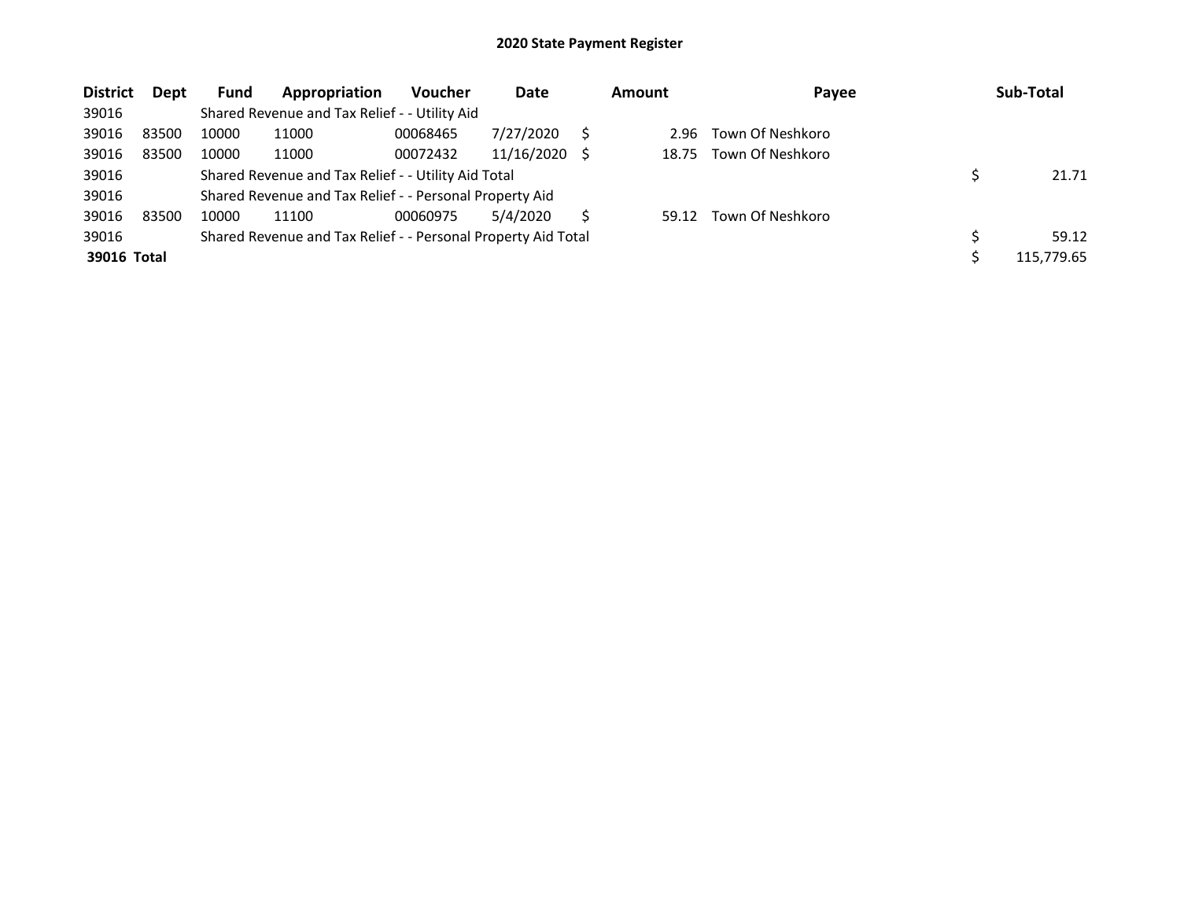# 2020 State Payment Register

| District | Dept | Fund | Appropriation | Voucher | Date | Amount | Payee | Sub-Total |
|---|---|---|---|---|---|---|---|---|
| 39016 | | Shared Revenue and Tax Relief - - Utility Aid | | | | | | |
| 39016 | 83500 | 10000 | 11000 | 00068465 | 7/27/2020 | $ 2.96 | Town Of Neshkoro | |
| 39016 | 83500 | 10000 | 11000 | 00072432 | 11/16/2020 | $ 18.75 | Town Of Neshkoro | |
| 39016 | | Shared Revenue and Tax Relief - - Utility Aid Total | | | | | | $ 21.71 |
| 39016 | | Shared Revenue and Tax Relief - - Personal Property Aid | | | | | | |
| 39016 | 83500 | 10000 | 11100 | 00060975 | 5/4/2020 | $ 59.12 | Town Of Neshkoro | |
| 39016 | | Shared Revenue and Tax Relief - - Personal Property Aid Total | | | | | | $ 59.12 |
| **39016 Total** | | | | | | | | $ 115,779.65 |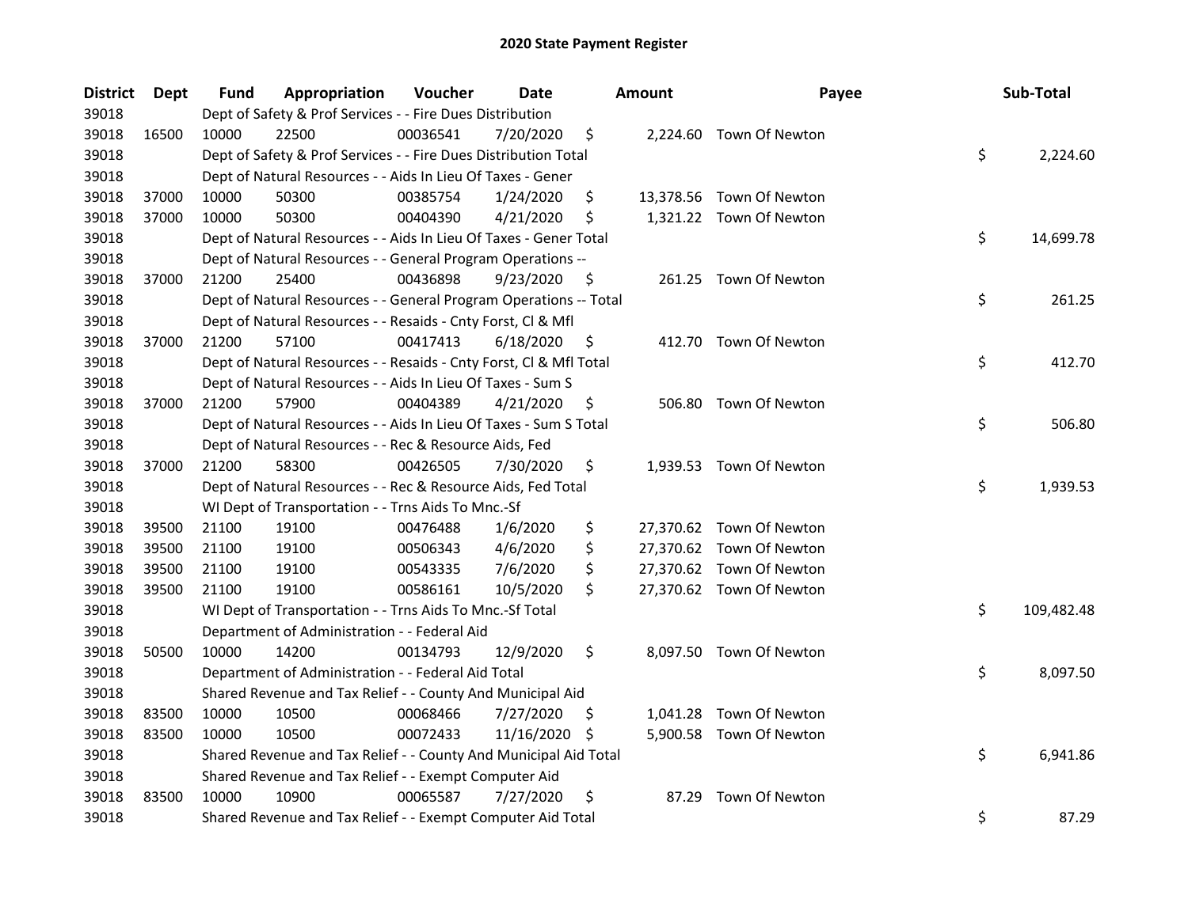# 2020 State Payment Register

| District | Dept | Fund | Appropriation | Voucher | Date | Amount | Payee | Sub-Total |
|---|---|---|---|---|---|---|---|---|
| 39018 | | Dept of Safety & Prof Services - - Fire Dues Distribution | | | | | | |
| 39018 | 16500 | 10000 | 22500 | 00036541 | 7/20/2020 | $ 2,224.60 | Town Of Newton | |
| 39018 | | Dept of Safety & Prof Services - - Fire Dues Distribution Total | | | | | | $ 2,224.60 |
| 39018 | | Dept of Natural Resources - - Aids In Lieu Of Taxes - Gener | | | | | | |
| 39018 | 37000 | 10000 | 50300 | 00385754 | 1/24/2020 | $ 13,378.56 | Town Of Newton | |
| 39018 | 37000 | 10000 | 50300 | 00404390 | 4/21/2020 | $ 1,321.22 | Town Of Newton | |
| 39018 | | Dept of Natural Resources - - Aids In Lieu Of Taxes - Gener Total | | | | | | $ 14,699.78 |
| 39018 | | Dept of Natural Resources - - General Program Operations -- | | | | | | |
| 39018 | 37000 | 21200 | 25400 | 00436898 | 9/23/2020 | $ 261.25 | Town Of Newton | |
| 39018 | | Dept of Natural Resources - - General Program Operations -- Total | | | | | | $ 261.25 |
| 39018 | | Dept of Natural Resources - - Resaids - Cnty Forst, Cl & Mfl | | | | | | |
| 39018 | 37000 | 21200 | 57100 | 00417413 | 6/18/2020 | $ 412.70 | Town Of Newton | |
| 39018 | | Dept of Natural Resources - - Resaids - Cnty Forst, Cl & Mfl Total | | | | | | $ 412.70 |
| 39018 | | Dept of Natural Resources - - Aids In Lieu Of Taxes - Sum S | | | | | | |
| 39018 | 37000 | 21200 | 57900 | 00404389 | 4/21/2020 | $ 506.80 | Town Of Newton | |
| 39018 | | Dept of Natural Resources - - Aids In Lieu Of Taxes - Sum S Total | | | | | | $ 506.80 |
| 39018 | | Dept of Natural Resources - - Rec & Resource Aids, Fed | | | | | | |
| 39018 | 37000 | 21200 | 58300 | 00426505 | 7/30/2020 | $ 1,939.53 | Town Of Newton | |
| 39018 | | Dept of Natural Resources - - Rec & Resource Aids, Fed Total | | | | | | $ 1,939.53 |
| 39018 | | WI Dept of Transportation - - Trns Aids To Mnc.-Sf | | | | | | |
| 39018 | 39500 | 21100 | 19100 | 00476488 | 1/6/2020 | $ 27,370.62 | Town Of Newton | |
| 39018 | 39500 | 21100 | 19100 | 00506343 | 4/6/2020 | $ 27,370.62 | Town Of Newton | |
| 39018 | 39500 | 21100 | 19100 | 00543335 | 7/6/2020 | $ 27,370.62 | Town Of Newton | |
| 39018 | 39500 | 21100 | 19100 | 00586161 | 10/5/2020 | $ 27,370.62 | Town Of Newton | |
| 39018 | | WI Dept of Transportation - - Trns Aids To Mnc.-Sf Total | | | | | | $ 109,482.48 |
| 39018 | | Department of Administration - - Federal Aid | | | | | | |
| 39018 | 50500 | 10000 | 14200 | 00134793 | 12/9/2020 | $ 8,097.50 | Town Of Newton | |
| 39018 | | Department of Administration - - Federal Aid Total | | | | | | $ 8,097.50 |
| 39018 | | Shared Revenue and Tax Relief - - County And Municipal Aid | | | | | | |
| 39018 | 83500 | 10000 | 10500 | 00068466 | 7/27/2020 | $ 1,041.28 | Town Of Newton | |
| 39018 | 83500 | 10000 | 10500 | 00072433 | 11/16/2020 | $ 5,900.58 | Town Of Newton | |
| 39018 | | Shared Revenue and Tax Relief - - County And Municipal Aid Total | | | | | | $ 6,941.86 |
| 39018 | | Shared Revenue and Tax Relief - - Exempt Computer Aid | | | | | | |
| 39018 | 83500 | 10000 | 10900 | 00065587 | 7/27/2020 | $ 87.29 | Town Of Newton | |
| 39018 | | Shared Revenue and Tax Relief - - Exempt Computer Aid Total | | | | | | $ 87.29 |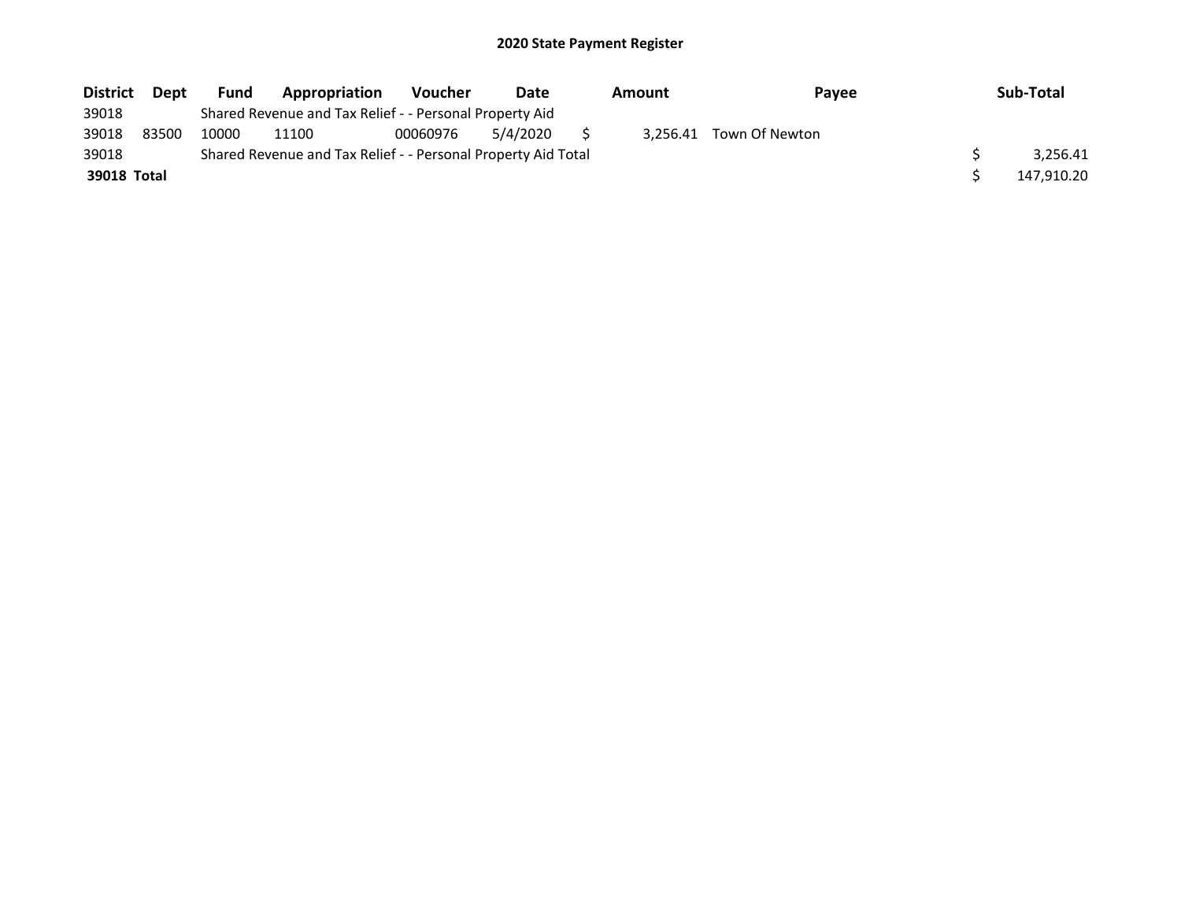# 2020 State Payment Register

| District | Dept | Fund | Appropriation | Voucher | Date | Amount | Payee | Sub-Total |
|---|---|---|---|---|---|---|---|---|
| 39018 | | Shared Revenue and Tax Relief - - Personal Property Aid | | | | | | |
| 39018 | 83500 | 10000 | 11100 | 00060976 | 5/4/2020 | $ 3,256.41 | Town Of Newton | |
| 39018 | | Shared Revenue and Tax Relief - - Personal Property Aid Total | | | | | | $ 3,256.41 |
| **39018 Total** | | | | | | | | $ 147,910.20 |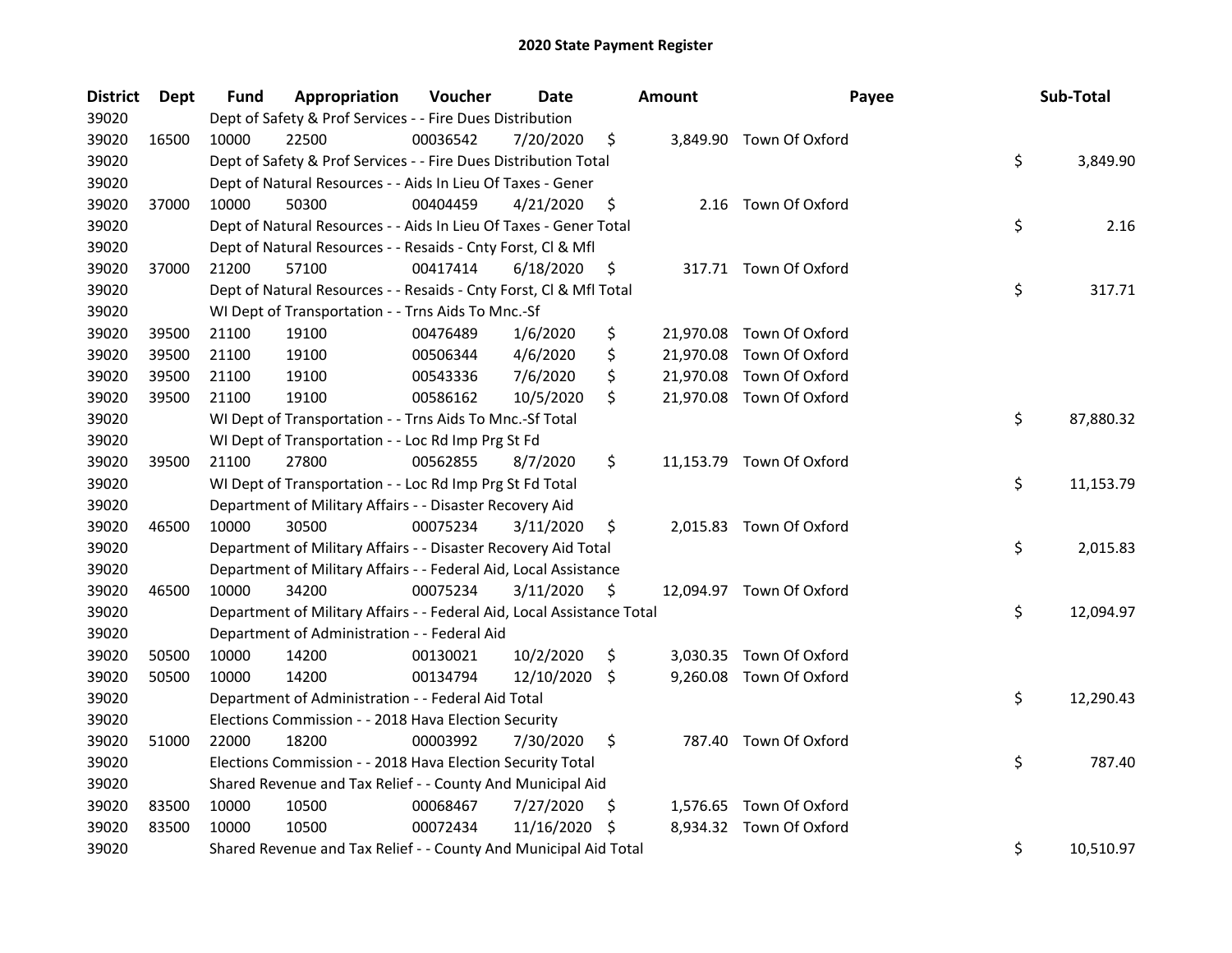# 2020 State Payment Register

| District | Dept | Fund | Appropriation | Voucher | Date | Amount | Payee | Sub-Total |
|---|---|---|---|---|---|---|---|---|
| 39020 | | Dept of Safety & Prof Services - - Fire Dues Distribution | | | | | | |
| 39020 | 16500 | 10000 | 22500 | 00036542 | 7/20/2020 | $ 3,849.90 | Town Of Oxford | |
| 39020 | | Dept of Safety & Prof Services - - Fire Dues Distribution Total | | | | | | $ 3,849.90 |
| 39020 | | Dept of Natural Resources - - Aids In Lieu Of Taxes - Gener | | | | | | |
| 39020 | 37000 | 10000 | 50300 | 00404459 | 4/21/2020 | $ 2.16 | Town Of Oxford | |
| 39020 | | Dept of Natural Resources - - Aids In Lieu Of Taxes - Gener Total | | | | | | $ 2.16 |
| 39020 | | Dept of Natural Resources - - Resaids - Cnty Forst, Cl & Mfl | | | | | | |
| 39020 | 37000 | 21200 | 57100 | 00417414 | 6/18/2020 | $ 317.71 | Town Of Oxford | |
| 39020 | | Dept of Natural Resources - - Resaids - Cnty Forst, Cl & Mfl Total | | | | | | $ 317.71 |
| 39020 | | WI Dept of Transportation - - Trns Aids To Mnc.-Sf | | | | | | |
| 39020 | 39500 | 21100 | 19100 | 00476489 | 1/6/2020 | $ 21,970.08 | Town Of Oxford | |
| 39020 | 39500 | 21100 | 19100 | 00506344 | 4/6/2020 | $ 21,970.08 | Town Of Oxford | |
| 39020 | 39500 | 21100 | 19100 | 00543336 | 7/6/2020 | $ 21,970.08 | Town Of Oxford | |
| 39020 | 39500 | 21100 | 19100 | 00586162 | 10/5/2020 | $ 21,970.08 | Town Of Oxford | |
| 39020 | | WI Dept of Transportation - - Trns Aids To Mnc.-Sf Total | | | | | | $ 87,880.32 |
| 39020 | | WI Dept of Transportation - - Loc Rd Imp Prg St Fd | | | | | | |
| 39020 | 39500 | 21100 | 27800 | 00562855 | 8/7/2020 | $ 11,153.79 | Town Of Oxford | |
| 39020 | | WI Dept of Transportation - - Loc Rd Imp Prg St Fd Total | | | | | | $ 11,153.79 |
| 39020 | | Department of Military Affairs - - Disaster Recovery Aid | | | | | | |
| 39020 | 46500 | 10000 | 30500 | 00075234 | 3/11/2020 | $ 2,015.83 | Town Of Oxford | |
| 39020 | | Department of Military Affairs - - Disaster Recovery Aid Total | | | | | | $ 2,015.83 |
| 39020 | | Department of Military Affairs - - Federal Aid, Local Assistance | | | | | | |
| 39020 | 46500 | 10000 | 34200 | 00075234 | 3/11/2020 | $ 12,094.97 | Town Of Oxford | |
| 39020 | | Department of Military Affairs - - Federal Aid, Local Assistance Total | | | | | | $ 12,094.97 |
| 39020 | | Department of Administration - - Federal Aid | | | | | | |
| 39020 | 50500 | 10000 | 14200 | 00130021 | 10/2/2020 | $ 3,030.35 | Town Of Oxford | |
| 39020 | 50500 | 10000 | 14200 | 00134794 | 12/10/2020 | $ 9,260.08 | Town Of Oxford | |
| 39020 | | Department of Administration - - Federal Aid Total | | | | | | $ 12,290.43 |
| 39020 | | Elections Commission - - 2018 Hava Election Security | | | | | | |
| 39020 | 51000 | 22000 | 18200 | 00003992 | 7/30/2020 | $ 787.40 | Town Of Oxford | |
| 39020 | | Elections Commission - - 2018 Hava Election Security Total | | | | | | $ 787.40 |
| 39020 | | Shared Revenue and Tax Relief - - County And Municipal Aid | | | | | | |
| 39020 | 83500 | 10000 | 10500 | 00068467 | 7/27/2020 | $ 1,576.65 | Town Of Oxford | |
| 39020 | 83500 | 10000 | 10500 | 00072434 | 11/16/2020 | $ 8,934.32 | Town Of Oxford | |
| 39020 | | Shared Revenue and Tax Relief - - County And Municipal Aid Total | | | | | | $ 10,510.97 |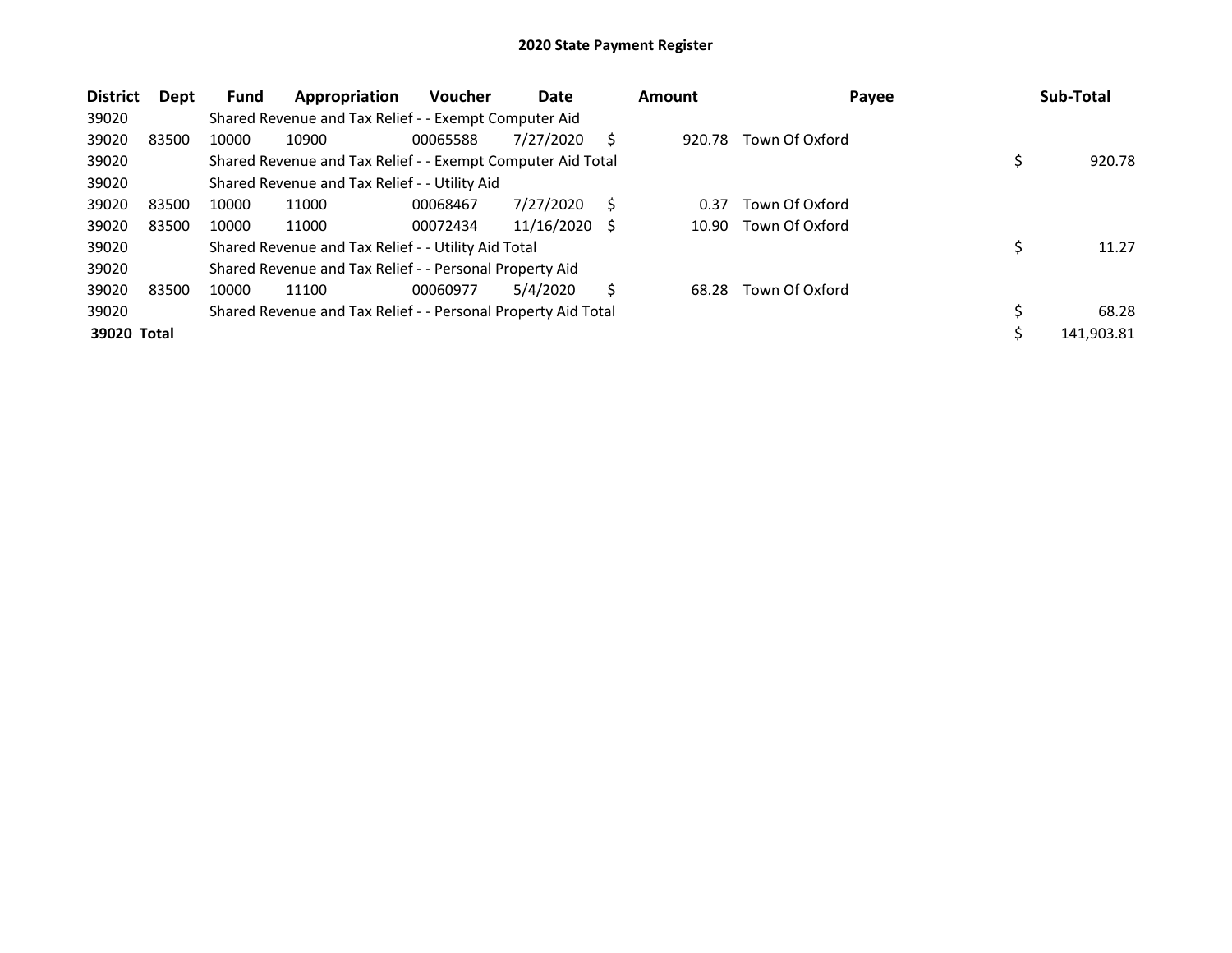# 2020 State Payment Register

| District | Dept | Fund | Appropriation | Voucher | Date | Amount | Payee | Sub-Total |
|---|---|---|---|---|---|---|---|---|
| 39020 | | Shared Revenue and Tax Relief - - Exempt Computer Aid | | | | | | |
| 39020 | 83500 | 10000 | 10900 | 00065588 | 7/27/2020 | $ 920.78 | Town Of Oxford | |
| 39020 | | Shared Revenue and Tax Relief - - Exempt Computer Aid Total | | | | | | $ 920.78 |
| 39020 | | Shared Revenue and Tax Relief - - Utility Aid | | | | | | |
| 39020 | 83500 | 10000 | 11000 | 00068467 | 7/27/2020 | $ 0.37 | Town Of Oxford | |
| 39020 | 83500 | 10000 | 11000 | 00072434 | 11/16/2020 | $ 10.90 | Town Of Oxford | |
| 39020 | | Shared Revenue and Tax Relief - - Utility Aid Total | | | | | | $ 11.27 |
| 39020 | | Shared Revenue and Tax Relief - - Personal Property Aid | | | | | | |
| 39020 | 83500 | 10000 | 11100 | 00060977 | 5/4/2020 | $ 68.28 | Town Of Oxford | |
| 39020 | | Shared Revenue and Tax Relief - - Personal Property Aid Total | | | | | | $ 68.28 |
| **39020 Total** | | | | | | | | $ 141,903.81 |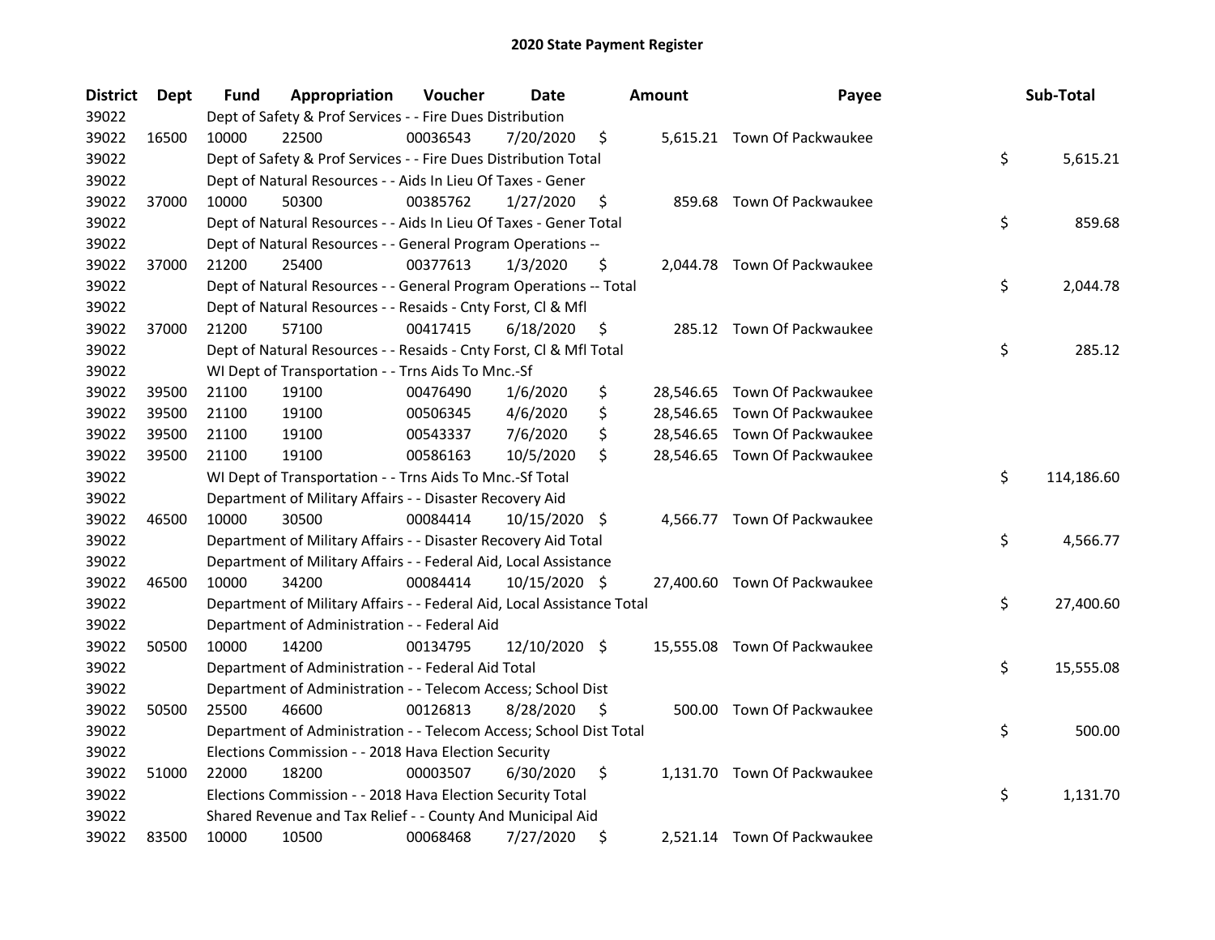# 2020 State Payment Register

| District | Dept | Fund | Appropriation | Voucher | Date | Amount | Payee | Sub-Total |
|---|---|---|---|---|---|---|---|---|
| 39022 | | Dept of Safety & Prof Services - - Fire Dues Distribution | | | | | | |
| 39022 | 16500 | 10000 | 22500 | 00036543 | 7/20/2020 | $ 5,615.21 | Town Of Packwaukee | |
| 39022 | | Dept of Safety & Prof Services - - Fire Dues Distribution Total | | | | | | $ 5,615.21 |
| 39022 | | Dept of Natural Resources - - Aids In Lieu Of Taxes - Gener | | | | | | |
| 39022 | 37000 | 10000 | 50300 | 00385762 | 1/27/2020 | $ 859.68 | Town Of Packwaukee | |
| 39022 | | Dept of Natural Resources - - Aids In Lieu Of Taxes - Gener Total | | | | | | $ 859.68 |
| 39022 | | Dept of Natural Resources - - General Program Operations -- | | | | | | |
| 39022 | 37000 | 21200 | 25400 | 00377613 | 1/3/2020 | $ 2,044.78 | Town Of Packwaukee | |
| 39022 | | Dept of Natural Resources - - General Program Operations -- Total | | | | | | $ 2,044.78 |
| 39022 | | Dept of Natural Resources - - Resaids - Cnty Forst, Cl & Mfl | | | | | | |
| 39022 | 37000 | 21200 | 57100 | 00417415 | 6/18/2020 | $ 285.12 | Town Of Packwaukee | |
| 39022 | | Dept of Natural Resources - - Resaids - Cnty Forst, Cl & Mfl Total | | | | | | $ 285.12 |
| 39022 | | WI Dept of Transportation - - Trns Aids To Mnc.-Sf | | | | | | |
| 39022 | 39500 | 21100 | 19100 | 00476490 | 1/6/2020 | $ 28,546.65 | Town Of Packwaukee | |
| 39022 | 39500 | 21100 | 19100 | 00506345 | 4/6/2020 | $ 28,546.65 | Town Of Packwaukee | |
| 39022 | 39500 | 21100 | 19100 | 00543337 | 7/6/2020 | $ 28,546.65 | Town Of Packwaukee | |
| 39022 | 39500 | 21100 | 19100 | 00586163 | 10/5/2020 | $ 28,546.65 | Town Of Packwaukee | |
| 39022 | | WI Dept of Transportation - - Trns Aids To Mnc.-Sf Total | | | | | | $ 114,186.60 |
| 39022 | | Department of Military Affairs - - Disaster Recovery Aid | | | | | | |
| 39022 | 46500 | 10000 | 30500 | 00084414 | 10/15/2020 | $ 4,566.77 | Town Of Packwaukee | |
| 39022 | | Department of Military Affairs - - Disaster Recovery Aid Total | | | | | | $ 4,566.77 |
| 39022 | | Department of Military Affairs - - Federal Aid, Local Assistance | | | | | | |
| 39022 | 46500 | 10000 | 34200 | 00084414 | 10/15/2020 | $ 27,400.60 | Town Of Packwaukee | |
| 39022 | | Department of Military Affairs - - Federal Aid, Local Assistance Total | | | | | | $ 27,400.60 |
| 39022 | | Department of Administration - - Federal Aid | | | | | | |
| 39022 | 50500 | 10000 | 14200 | 00134795 | 12/10/2020 | $ 15,555.08 | Town Of Packwaukee | |
| 39022 | | Department of Administration - - Federal Aid Total | | | | | | $ 15,555.08 |
| 39022 | | Department of Administration - - Telecom Access; School Dist | | | | | | |
| 39022 | 50500 | 25500 | 46600 | 00126813 | 8/28/2020 | $ 500.00 | Town Of Packwaukee | |
| 39022 | | Department of Administration - - Telecom Access; School Dist Total | | | | | | $ 500.00 |
| 39022 | | Elections Commission - - 2018 Hava Election Security | | | | | | |
| 39022 | 51000 | 22000 | 18200 | 00003507 | 6/30/2020 | $ 1,131.70 | Town Of Packwaukee | |
| 39022 | | Elections Commission - - 2018 Hava Election Security Total | | | | | | $ 1,131.70 |
| 39022 | | Shared Revenue and Tax Relief - - County And Municipal Aid | | | | | | |
| 39022 | 83500 | 10000 | 10500 | 00068468 | 7/27/2020 | $ 2,521.14 | Town Of Packwaukee | |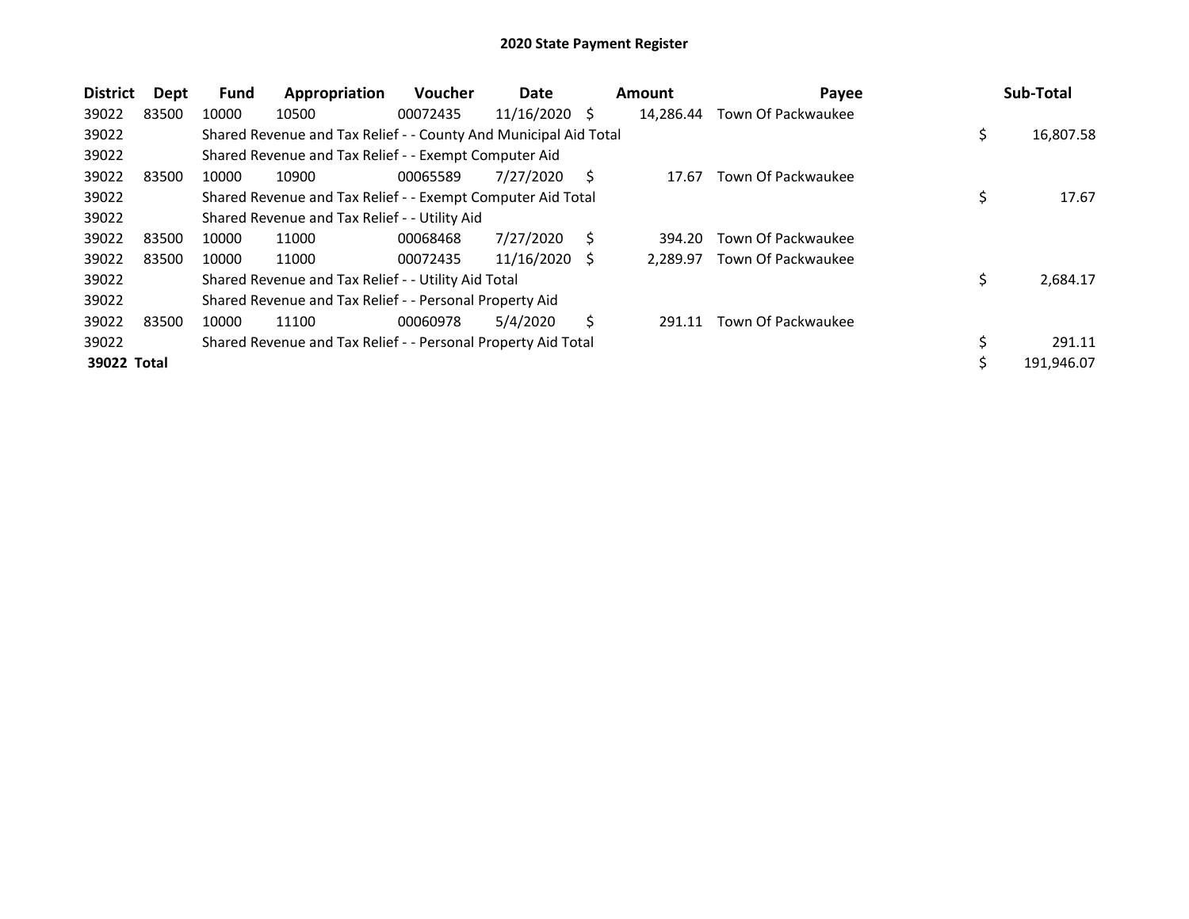# 2020 State Payment Register

| District | Dept | Fund | Appropriation | Voucher | Date | Amount | Payee | Sub-Total |
|---|---|---|---|---|---|---|---|---|
| 39022 | 83500 | 10000 | 10500 | 00072435 | 11/16/2020 | $ 14,286.44 | Town Of Packwaukee | |
| 39022 | | Shared Revenue and Tax Relief - - County And Municipal Aid Total | | | | | | $ 16,807.58 |
| 39022 | | Shared Revenue and Tax Relief - - Exempt Computer Aid | | | | | | |
| 39022 | 83500 | 10000 | 10900 | 00065589 | 7/27/2020 | $ 17.67 | Town Of Packwaukee | |
| 39022 | | Shared Revenue and Tax Relief - - Exempt Computer Aid Total | | | | | | $ 17.67 |
| 39022 | | Shared Revenue and Tax Relief - - Utility Aid | | | | | | |
| 39022 | 83500 | 10000 | 11000 | 00068468 | 7/27/2020 | $ 394.20 | Town Of Packwaukee | |
| 39022 | 83500 | 10000 | 11000 | 00072435 | 11/16/2020 | $ 2,289.97 | Town Of Packwaukee | |
| 39022 | | Shared Revenue and Tax Relief - - Utility Aid Total | | | | | | $ 2,684.17 |
| 39022 | | Shared Revenue and Tax Relief - - Personal Property Aid | | | | | | |
| 39022 | 83500 | 10000 | 11100 | 00060978 | 5/4/2020 | $ 291.11 | Town Of Packwaukee | |
| 39022 | | Shared Revenue and Tax Relief - - Personal Property Aid Total | | | | | | $ 291.11 |
| **39022 Total** | | | | | | | | $ 191,946.07 |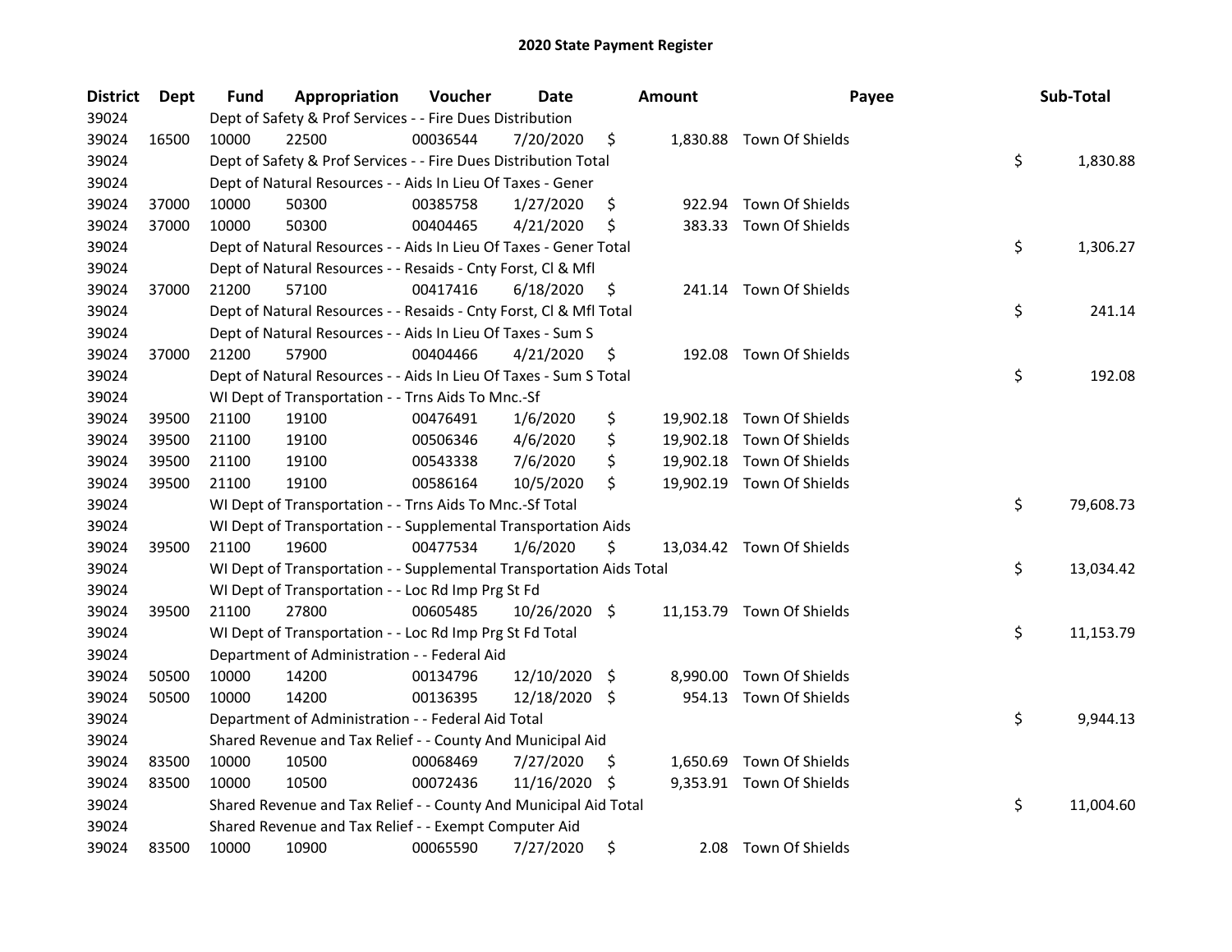# 2020 State Payment Register

| District | Dept | Fund | Appropriation | Voucher | Date | Amount | Payee | Sub-Total |
|---|---|---|---|---|---|---|---|---|
| 39024 | | Dept of Safety & Prof Services - - Fire Dues Distribution | | | | | | |
| 39024 | 16500 | 10000 | 22500 | 00036544 | 7/20/2020 | $ 1,830.88 | Town Of Shields | |
| 39024 | | Dept of Safety & Prof Services - - Fire Dues Distribution Total | | | | | | $ 1,830.88 |
| 39024 | | Dept of Natural Resources - - Aids In Lieu Of Taxes - Gener | | | | | | |
| 39024 | 37000 | 10000 | 50300 | 00385758 | 1/27/2020 | $ 922.94 | Town Of Shields | |
| 39024 | 37000 | 10000 | 50300 | 00404465 | 4/21/2020 | $ 383.33 | Town Of Shields | |
| 39024 | | Dept of Natural Resources - - Aids In Lieu Of Taxes - Gener Total | | | | | | $ 1,306.27 |
| 39024 | | Dept of Natural Resources - - Resaids - Cnty Forst, Cl & Mfl | | | | | | |
| 39024 | 37000 | 21200 | 57100 | 00417416 | 6/18/2020 | $ 241.14 | Town Of Shields | |
| 39024 | | Dept of Natural Resources - - Resaids - Cnty Forst, Cl & Mfl Total | | | | | | $ 241.14 |
| 39024 | | Dept of Natural Resources - - Aids In Lieu Of Taxes - Sum S | | | | | | |
| 39024 | 37000 | 21200 | 57900 | 00404466 | 4/21/2020 | $ 192.08 | Town Of Shields | |
| 39024 | | Dept of Natural Resources - - Aids In Lieu Of Taxes - Sum S Total | | | | | | $ 192.08 |
| 39024 | | WI Dept of Transportation - - Trns Aids To Mnc.-Sf | | | | | | |
| 39024 | 39500 | 21100 | 19100 | 00476491 | 1/6/2020 | $ 19,902.18 | Town Of Shields | |
| 39024 | 39500 | 21100 | 19100 | 00506346 | 4/6/2020 | $ 19,902.18 | Town Of Shields | |
| 39024 | 39500 | 21100 | 19100 | 00543338 | 7/6/2020 | $ 19,902.18 | Town Of Shields | |
| 39024 | 39500 | 21100 | 19100 | 00586164 | 10/5/2020 | $ 19,902.19 | Town Of Shields | |
| 39024 | | WI Dept of Transportation - - Trns Aids To Mnc.-Sf Total | | | | | | $ 79,608.73 |
| 39024 | | WI Dept of Transportation - - Supplemental Transportation Aids | | | | | | |
| 39024 | 39500 | 21100 | 19600 | 00477534 | 1/6/2020 | $ 13,034.42 | Town Of Shields | |
| 39024 | | WI Dept of Transportation - - Supplemental Transportation Aids Total | | | | | | $ 13,034.42 |
| 39024 | | WI Dept of Transportation - - Loc Rd Imp Prg St Fd | | | | | | |
| 39024 | 39500 | 21100 | 27800 | 00605485 | 10/26/2020 | $ 11,153.79 | Town Of Shields | |
| 39024 | | WI Dept of Transportation - - Loc Rd Imp Prg St Fd Total | | | | | | $ 11,153.79 |
| 39024 | | Department of Administration - - Federal Aid | | | | | | |
| 39024 | 50500 | 10000 | 14200 | 00134796 | 12/10/2020 | $ 8,990.00 | Town Of Shields | |
| 39024 | 50500 | 10000 | 14200 | 00136395 | 12/18/2020 | $ 954.13 | Town Of Shields | |
| 39024 | | Department of Administration - - Federal Aid Total | | | | | | $ 9,944.13 |
| 39024 | | Shared Revenue and Tax Relief - - County And Municipal Aid | | | | | | |
| 39024 | 83500 | 10000 | 10500 | 00068469 | 7/27/2020 | $ 1,650.69 | Town Of Shields | |
| 39024 | 83500 | 10000 | 10500 | 00072436 | 11/16/2020 | $ 9,353.91 | Town Of Shields | |
| 39024 | | Shared Revenue and Tax Relief - - County And Municipal Aid Total | | | | | | $ 11,004.60 |
| 39024 | | Shared Revenue and Tax Relief - - Exempt Computer Aid | | | | | | |
| 39024 | 83500 | 10000 | 10900 | 00065590 | 7/27/2020 | $ 2.08 | Town Of Shields | |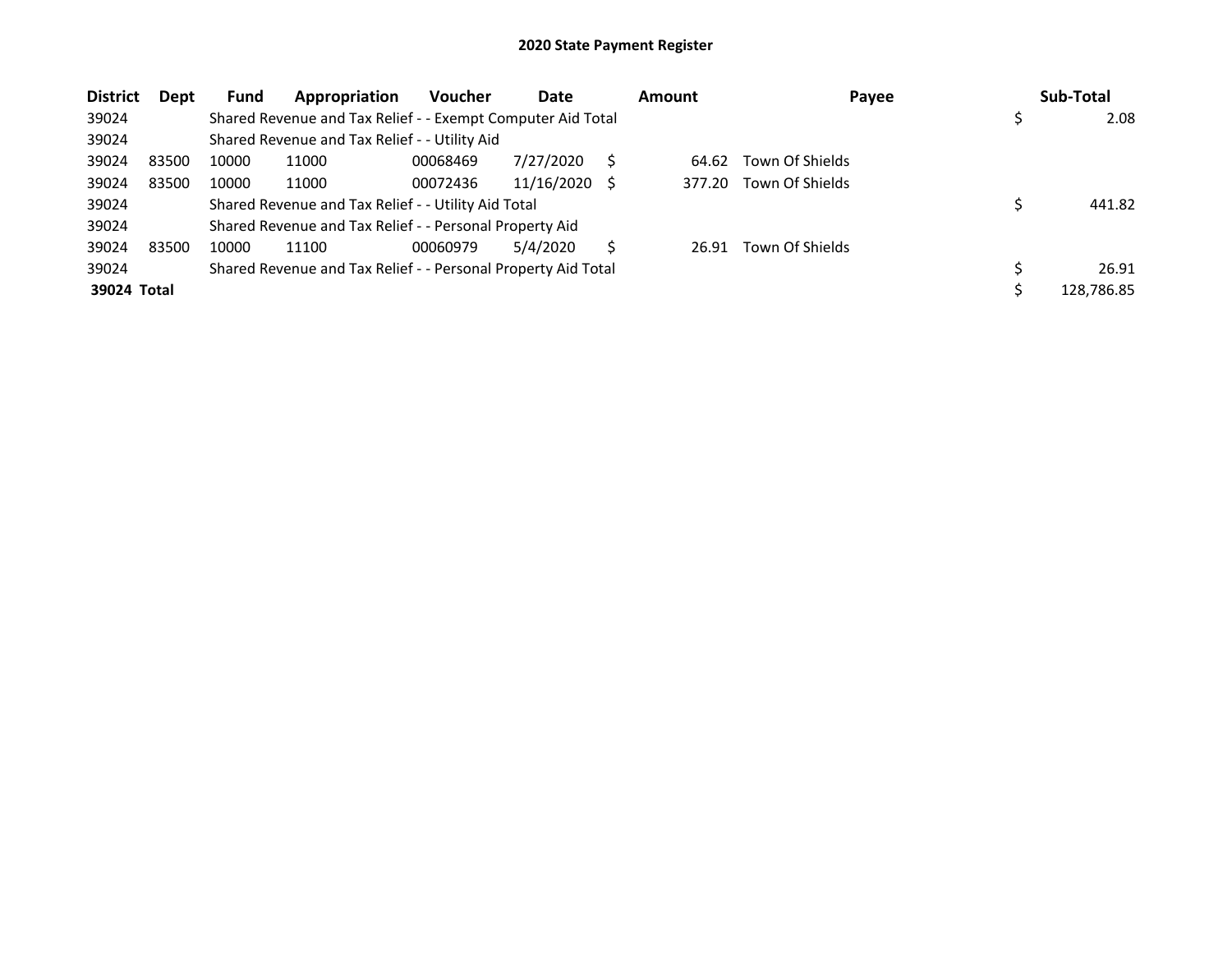# 2020 State Payment Register

| District | Dept | Fund | Appropriation | Voucher | Date | Amount | Payee | Sub-Total |
|---|---|---|---|---|---|---|---|---|
| 39024 | | Shared Revenue and Tax Relief - - Exempt Computer Aid Total | | | | | | $ 2.08 |
| 39024 | | Shared Revenue and Tax Relief - - Utility Aid | | | | | | |
| 39024 | 83500 | 10000 | 11000 | 00068469 | 7/27/2020 | $ 64.62 | Town Of Shields | |
| 39024 | 83500 | 10000 | 11000 | 00072436 | 11/16/2020 | $ 377.20 | Town Of Shields | |
| 39024 | | Shared Revenue and Tax Relief - - Utility Aid Total | | | | | | $ 441.82 |
| 39024 | | Shared Revenue and Tax Relief - - Personal Property Aid | | | | | | |
| 39024 | 83500 | 10000 | 11100 | 00060979 | 5/4/2020 | $ 26.91 | Town Of Shields | |
| 39024 | | Shared Revenue and Tax Relief - - Personal Property Aid Total | | | | | | $ 26.91 |
| **39024 Total** | | | | | | | | $ 128,786.85 |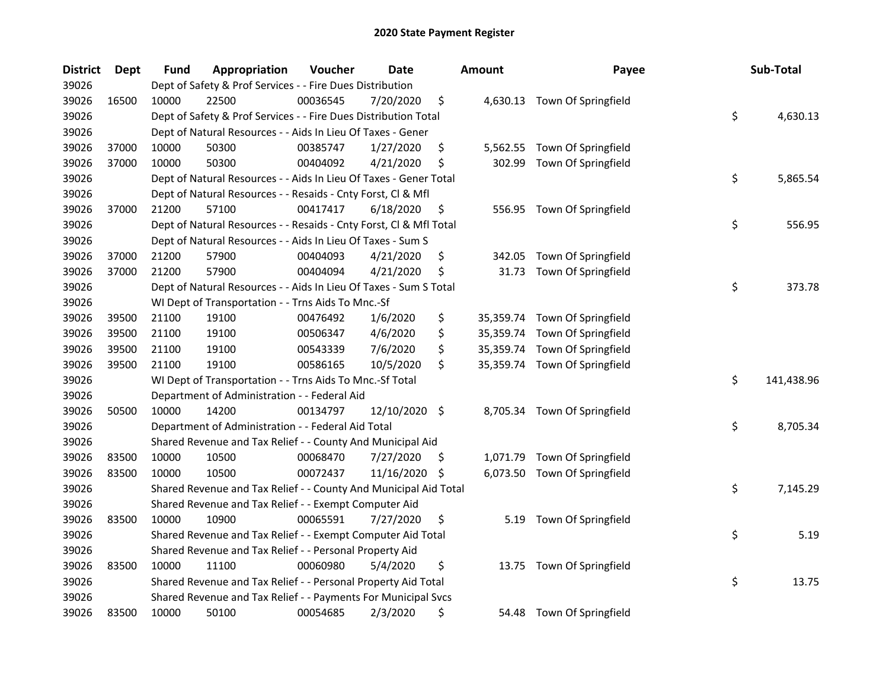# 2020 State Payment Register

| District | Dept | Fund | Appropriation | Voucher | Date | Amount | Payee | Sub-Total |
|---|---|---|---|---|---|---|---|---|
| 39026 | | Dept of Safety & Prof Services - - Fire Dues Distribution | | | | | | |
| 39026 | 16500 | 10000 | 22500 | 00036545 | 7/20/2020 | $ 4,630.13 | Town Of Springfield | |
| 39026 | | Dept of Safety & Prof Services - - Fire Dues Distribution Total | | | | | | $ 4,630.13 |
| 39026 | | Dept of Natural Resources - - Aids In Lieu Of Taxes - Gener | | | | | | |
| 39026 | 37000 | 10000 | 50300 | 00385747 | 1/27/2020 | $ 5,562.55 | Town Of Springfield | |
| 39026 | 37000 | 10000 | 50300 | 00404092 | 4/21/2020 | $ 302.99 | Town Of Springfield | |
| 39026 | | Dept of Natural Resources - - Aids In Lieu Of Taxes - Gener Total | | | | | | $ 5,865.54 |
| 39026 | | Dept of Natural Resources - - Resaids - Cnty Forst, Cl & Mfl | | | | | | |
| 39026 | 37000 | 21200 | 57100 | 00417417 | 6/18/2020 | $ 556.95 | Town Of Springfield | |
| 39026 | | Dept of Natural Resources - - Resaids - Cnty Forst, Cl & Mfl Total | | | | | | $ 556.95 |
| 39026 | | Dept of Natural Resources - - Aids In Lieu Of Taxes - Sum S | | | | | | |
| 39026 | 37000 | 21200 | 57900 | 00404093 | 4/21/2020 | $ 342.05 | Town Of Springfield | |
| 39026 | 37000 | 21200 | 57900 | 00404094 | 4/21/2020 | $ 31.73 | Town Of Springfield | |
| 39026 | | Dept of Natural Resources - - Aids In Lieu Of Taxes - Sum S Total | | | | | | $ 373.78 |
| 39026 | | WI Dept of Transportation - - Trns Aids To Mnc.-Sf | | | | | | |
| 39026 | 39500 | 21100 | 19100 | 00476492 | 1/6/2020 | $ 35,359.74 | Town Of Springfield | |
| 39026 | 39500 | 21100 | 19100 | 00506347 | 4/6/2020 | $ 35,359.74 | Town Of Springfield | |
| 39026 | 39500 | 21100 | 19100 | 00543339 | 7/6/2020 | $ 35,359.74 | Town Of Springfield | |
| 39026 | 39500 | 21100 | 19100 | 00586165 | 10/5/2020 | $ 35,359.74 | Town Of Springfield | |
| 39026 | | WI Dept of Transportation - - Trns Aids To Mnc.-Sf Total | | | | | | $ 141,438.96 |
| 39026 | | Department of Administration - - Federal Aid | | | | | | |
| 39026 | 50500 | 10000 | 14200 | 00134797 | 12/10/2020 | $ 8,705.34 | Town Of Springfield | |
| 39026 | | Department of Administration - - Federal Aid Total | | | | | | $ 8,705.34 |
| 39026 | | Shared Revenue and Tax Relief - - County And Municipal Aid | | | | | | |
| 39026 | 83500 | 10000 | 10500 | 00068470 | 7/27/2020 | $ 1,071.79 | Town Of Springfield | |
| 39026 | 83500 | 10000 | 10500 | 00072437 | 11/16/2020 | $ 6,073.50 | Town Of Springfield | |
| 39026 | | Shared Revenue and Tax Relief - - County And Municipal Aid Total | | | | | | $ 7,145.29 |
| 39026 | | Shared Revenue and Tax Relief - - Exempt Computer Aid | | | | | | |
| 39026 | 83500 | 10000 | 10900 | 00065591 | 7/27/2020 | $ 5.19 | Town Of Springfield | |
| 39026 | | Shared Revenue and Tax Relief - - Exempt Computer Aid Total | | | | | | $ 5.19 |
| 39026 | | Shared Revenue and Tax Relief - - Personal Property Aid | | | | | | |
| 39026 | 83500 | 10000 | 11100 | 00060980 | 5/4/2020 | $ 13.75 | Town Of Springfield | |
| 39026 | | Shared Revenue and Tax Relief - - Personal Property Aid Total | | | | | | $ 13.75 |
| 39026 | | Shared Revenue and Tax Relief - - Payments For Municipal Svcs | | | | | | |
| 39026 | 83500 | 10000 | 50100 | 00054685 | 2/3/2020 | $ 54.48 | Town Of Springfield | |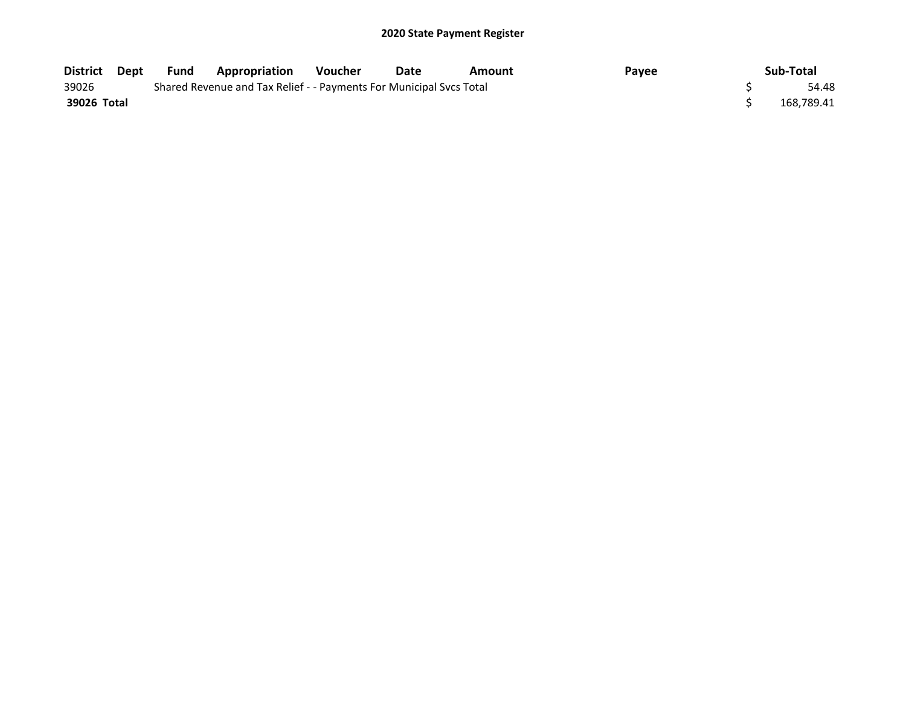# 2020 State Payment Register

| District | Dept | Fund | Appropriation | Voucher | Date | Amount | Payee | Sub-Total |
|---|---|---|---|---|---|---|---|---|
| 39026 | | Shared Revenue and Tax Relief - - Payments For Municipal Svcs Total | | | | | | $ 54.48 |
| **39026 Total** | | | | | | | | $ 168,789.41 |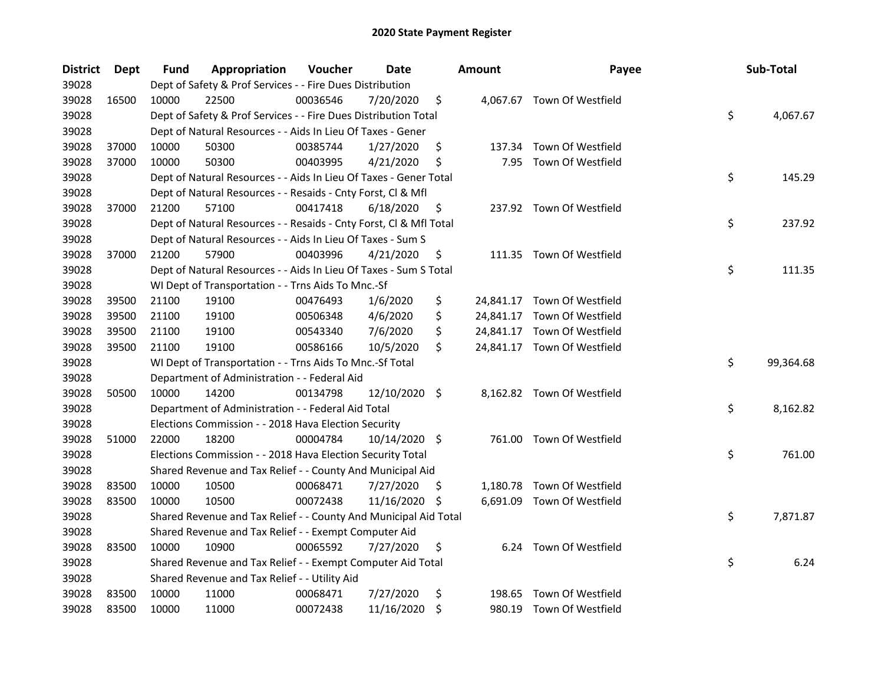# 2020 State Payment Register

| District | Dept | Fund | Appropriation | Voucher | Date | Amount | Payee | Sub-Total |
|---|---|---|---|---|---|---|---|---|
| 39028 | | Dept of Safety & Prof Services - - Fire Dues Distribution | | | | | | |
| 39028 | 16500 | 10000 | 22500 | 00036546 | 7/20/2020 | $ 4,067.67 | Town Of Westfield | |
| 39028 | | Dept of Safety & Prof Services - - Fire Dues Distribution Total | | | | | | $ 4,067.67 |
| 39028 | | Dept of Natural Resources - - Aids In Lieu Of Taxes - Gener | | | | | | |
| 39028 | 37000 | 10000 | 50300 | 00385744 | 1/27/2020 | $ 137.34 | Town Of Westfield | |
| 39028 | 37000 | 10000 | 50300 | 00403995 | 4/21/2020 | $ 7.95 | Town Of Westfield | |
| 39028 | | Dept of Natural Resources - - Aids In Lieu Of Taxes - Gener Total | | | | | | $ 145.29 |
| 39028 | | Dept of Natural Resources - - Resaids - Cnty Forst, Cl & Mfl | | | | | | |
| 39028 | 37000 | 21200 | 57100 | 00417418 | 6/18/2020 | $ 237.92 | Town Of Westfield | |
| 39028 | | Dept of Natural Resources - - Resaids - Cnty Forst, Cl & Mfl Total | | | | | | $ 237.92 |
| 39028 | | Dept of Natural Resources - - Aids In Lieu Of Taxes - Sum S | | | | | | |
| 39028 | 37000 | 21200 | 57900 | 00403996 | 4/21/2020 | $ 111.35 | Town Of Westfield | |
| 39028 | | Dept of Natural Resources - - Aids In Lieu Of Taxes - Sum S Total | | | | | | $ 111.35 |
| 39028 | | WI Dept of Transportation - - Trns Aids To Mnc.-Sf | | | | | | |
| 39028 | 39500 | 21100 | 19100 | 00476493 | 1/6/2020 | $ 24,841.17 | Town Of Westfield | |
| 39028 | 39500 | 21100 | 19100 | 00506348 | 4/6/2020 | $ 24,841.17 | Town Of Westfield | |
| 39028 | 39500 | 21100 | 19100 | 00543340 | 7/6/2020 | $ 24,841.17 | Town Of Westfield | |
| 39028 | 39500 | 21100 | 19100 | 00586166 | 10/5/2020 | $ 24,841.17 | Town Of Westfield | |
| 39028 | | WI Dept of Transportation - - Trns Aids To Mnc.-Sf Total | | | | | | $ 99,364.68 |
| 39028 | | Department of Administration - - Federal Aid | | | | | | |
| 39028 | 50500 | 10000 | 14200 | 00134798 | 12/10/2020 | $ 8,162.82 | Town Of Westfield | |
| 39028 | | Department of Administration - - Federal Aid Total | | | | | | $ 8,162.82 |
| 39028 | | Elections Commission - - 2018 Hava Election Security | | | | | | |
| 39028 | 51000 | 22000 | 18200 | 00004784 | 10/14/2020 | $ 761.00 | Town Of Westfield | |
| 39028 | | Elections Commission - - 2018 Hava Election Security Total | | | | | | $ 761.00 |
| 39028 | | Shared Revenue and Tax Relief - - County And Municipal Aid | | | | | | |
| 39028 | 83500 | 10000 | 10500 | 00068471 | 7/27/2020 | $ 1,180.78 | Town Of Westfield | |
| 39028 | 83500 | 10000 | 10500 | 00072438 | 11/16/2020 | $ 6,691.09 | Town Of Westfield | |
| 39028 | | Shared Revenue and Tax Relief - - County And Municipal Aid Total | | | | | | $ 7,871.87 |
| 39028 | | Shared Revenue and Tax Relief - - Exempt Computer Aid | | | | | | |
| 39028 | 83500 | 10000 | 10900 | 00065592 | 7/27/2020 | $ 6.24 | Town Of Westfield | |
| 39028 | | Shared Revenue and Tax Relief - - Exempt Computer Aid Total | | | | | | $ 6.24 |
| 39028 | | Shared Revenue and Tax Relief - - Utility Aid | | | | | | |
| 39028 | 83500 | 10000 | 11000 | 00068471 | 7/27/2020 | $ 198.65 | Town Of Westfield | |
| 39028 | 83500 | 10000 | 11000 | 00072438 | 11/16/2020 | $ 980.19 | Town Of Westfield | |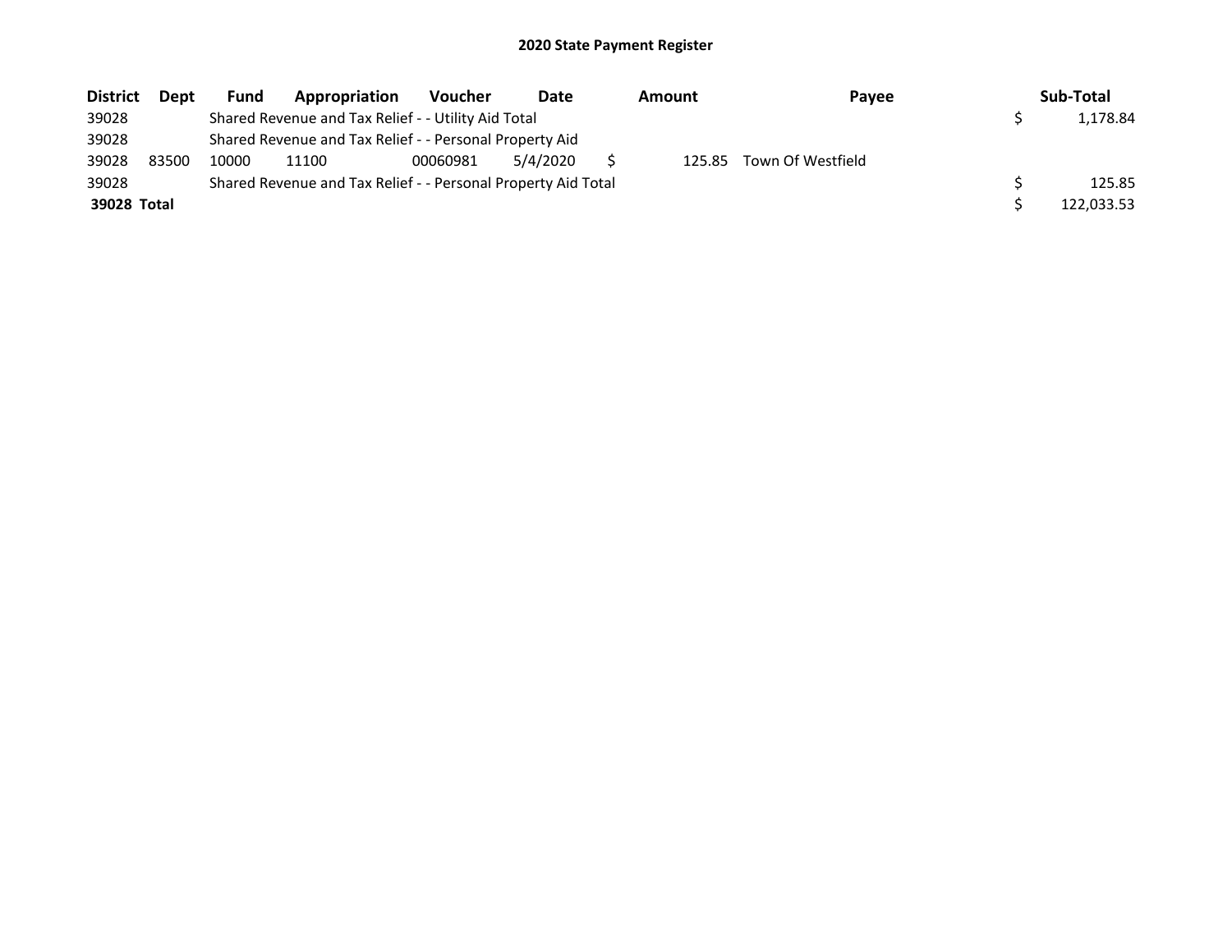## 2020 State Payment Register

| District | Dept | Fund | Appropriation | Voucher | Date | Amount | Payee | Sub-Total |
|---|---|---|---|---|---|---|---|---|
| 39028 | | Shared Revenue and Tax Relief - - Utility Aid Total | | | | | | $ 1,178.84 |
| 39028 | | Shared Revenue and Tax Relief - - Personal Property Aid | | | | | | |
| 39028 | 83500 | 10000 | 11100 | 00060981 | 5/4/2020 | $ 125.85 | Town Of Westfield | |
| 39028 | | Shared Revenue and Tax Relief - - Personal Property Aid Total | | | | | | $ 125.85 |
| **39028 Total** | | | | | | | | $ 122,033.53 |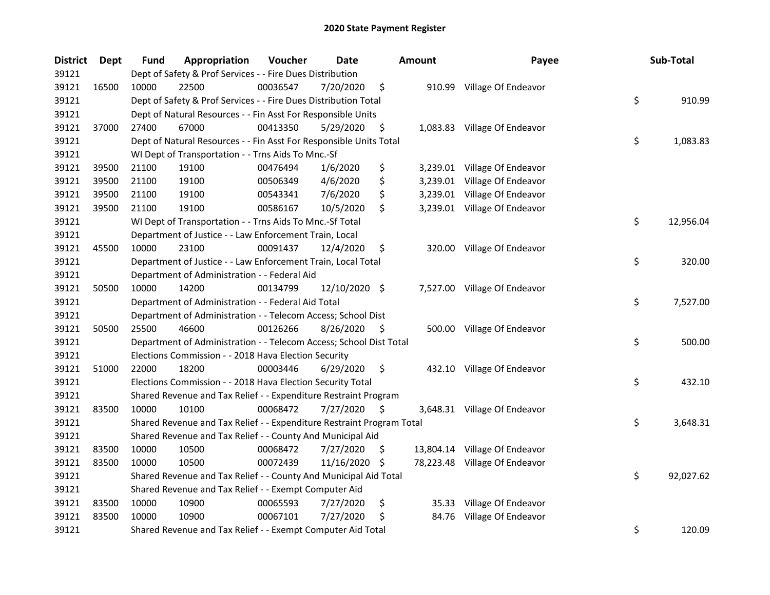# 2020 State Payment Register

| District | Dept | Fund | Appropriation | Voucher | Date | Amount | Payee | Sub-Total |
|---|---|---|---|---|---|---|---|---|
| 39121 | | Dept of Safety & Prof Services - - Fire Dues Distribution | | | | | | |
| 39121 | 16500 | 10000 | 22500 | 00036547 | 7/20/2020 | $ 910.99 | Village Of Endeavor | |
| 39121 | | Dept of Safety & Prof Services - - Fire Dues Distribution Total | | | | | | $ 910.99 |
| 39121 | | Dept of Natural Resources - - Fin Asst For Responsible Units | | | | | | |
| 39121 | 37000 | 27400 | 67000 | 00413350 | 5/29/2020 | $ 1,083.83 | Village Of Endeavor | |
| 39121 | | Dept of Natural Resources - - Fin Asst For Responsible Units Total | | | | | | $ 1,083.83 |
| 39121 | | WI Dept of Transportation - - Trns Aids To Mnc.-Sf | | | | | | |
| 39121 | 39500 | 21100 | 19100 | 00476494 | 1/6/2020 | $ 3,239.01 | Village Of Endeavor | |
| 39121 | 39500 | 21100 | 19100 | 00506349 | 4/6/2020 | $ 3,239.01 | Village Of Endeavor | |
| 39121 | 39500 | 21100 | 19100 | 00543341 | 7/6/2020 | $ 3,239.01 | Village Of Endeavor | |
| 39121 | 39500 | 21100 | 19100 | 00586167 | 10/5/2020 | $ 3,239.01 | Village Of Endeavor | |
| 39121 | | WI Dept of Transportation - - Trns Aids To Mnc.-Sf Total | | | | | | $ 12,956.04 |
| 39121 | | Department of Justice - - Law Enforcement Train, Local | | | | | | |
| 39121 | 45500 | 10000 | 23100 | 00091437 | 12/4/2020 | $ 320.00 | Village Of Endeavor | |
| 39121 | | Department of Justice - - Law Enforcement Train, Local Total | | | | | | $ 320.00 |
| 39121 | | Department of Administration - - Federal Aid | | | | | | |
| 39121 | 50500 | 10000 | 14200 | 00134799 | 12/10/2020 | $ 7,527.00 | Village Of Endeavor | |
| 39121 | | Department of Administration - - Federal Aid Total | | | | | | $ 7,527.00 |
| 39121 | | Department of Administration - - Telecom Access; School Dist | | | | | | |
| 39121 | 50500 | 25500 | 46600 | 00126266 | 8/26/2020 | $ 500.00 | Village Of Endeavor | |
| 39121 | | Department of Administration - - Telecom Access; School Dist Total | | | | | | $ 500.00 |
| 39121 | | Elections Commission - - 2018 Hava Election Security | | | | | | |
| 39121 | 51000 | 22000 | 18200 | 00003446 | 6/29/2020 | $ 432.10 | Village Of Endeavor | |
| 39121 | | Elections Commission - - 2018 Hava Election Security Total | | | | | | $ 432.10 |
| 39121 | | Shared Revenue and Tax Relief - - Expenditure Restraint Program | | | | | | |
| 39121 | 83500 | 10000 | 10100 | 00068472 | 7/27/2020 | $ 3,648.31 | Village Of Endeavor | |
| 39121 | | Shared Revenue and Tax Relief - - Expenditure Restraint Program Total | | | | | | $ 3,648.31 |
| 39121 | | Shared Revenue and Tax Relief - - County And Municipal Aid | | | | | | |
| 39121 | 83500 | 10000 | 10500 | 00068472 | 7/27/2020 | $ 13,804.14 | Village Of Endeavor | |
| 39121 | 83500 | 10000 | 10500 | 00072439 | 11/16/2020 | $ 78,223.48 | Village Of Endeavor | |
| 39121 | | Shared Revenue and Tax Relief - - County And Municipal Aid Total | | | | | | $ 92,027.62 |
| 39121 | | Shared Revenue and Tax Relief - - Exempt Computer Aid | | | | | | |
| 39121 | 83500 | 10000 | 10900 | 00065593 | 7/27/2020 | $ 35.33 | Village Of Endeavor | |
| 39121 | 83500 | 10000 | 10900 | 00067101 | 7/27/2020 | $ 84.76 | Village Of Endeavor | |
| 39121 | | Shared Revenue and Tax Relief - - Exempt Computer Aid Total | | | | | | $ 120.09 |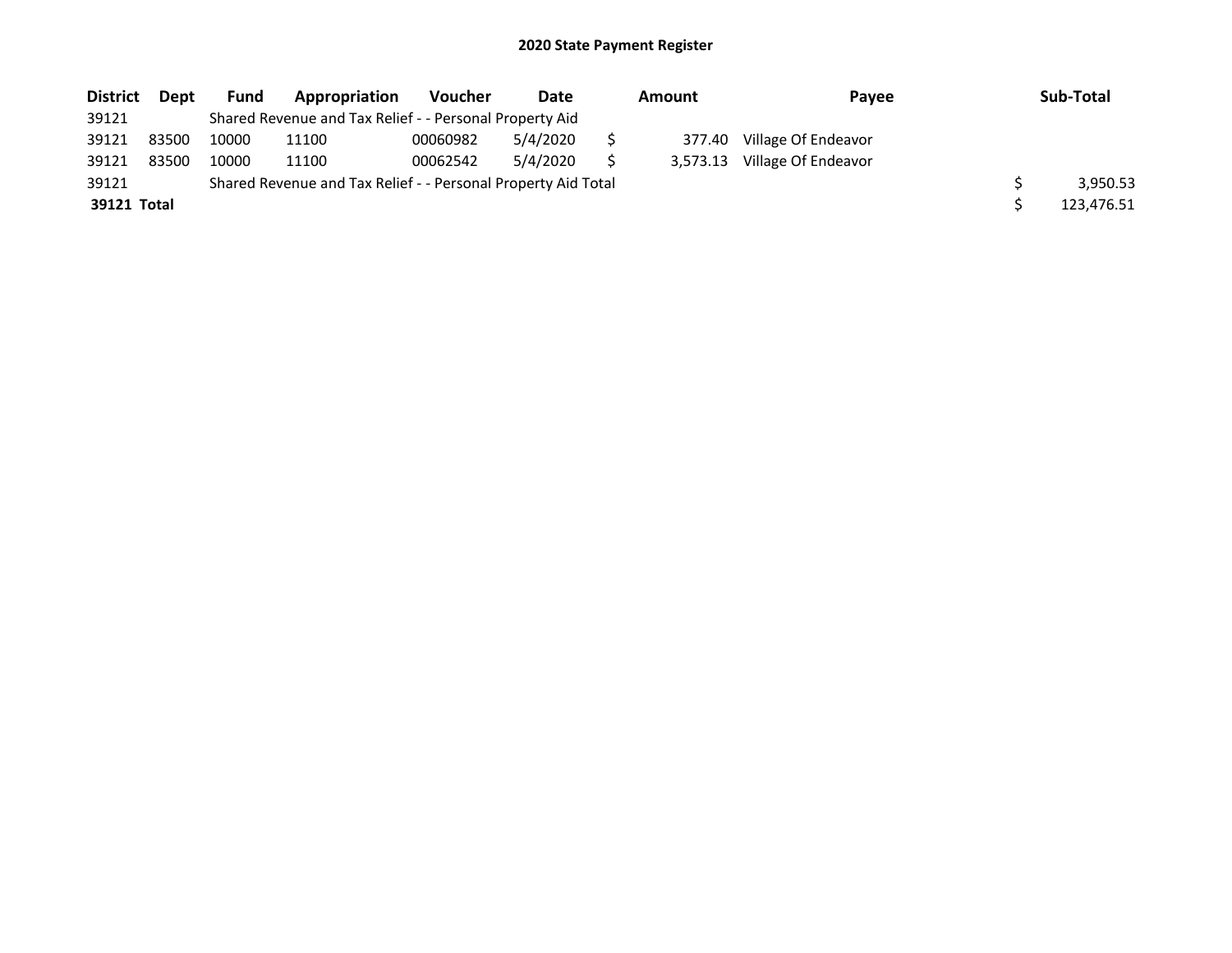# 2020 State Payment Register

| District | Dept | Fund | Appropriation | Voucher | Date | Amount | Payee | Sub-Total |
|---|---|---|---|---|---|---|---|---|
| 39121 | | Shared Revenue and Tax Relief - - Personal Property Aid | | | | | | |
| 39121 | 83500 | 10000 | 11100 | 00060982 | 5/4/2020 | $ 377.40 | Village Of Endeavor | |
| 39121 | 83500 | 10000 | 11100 | 00062542 | 5/4/2020 | $ 3,573.13 | Village Of Endeavor | |
| 39121 | | Shared Revenue and Tax Relief - - Personal Property Aid Total | | | | | | $ 3,950.53 |
| **39121 Total** | | | | | | | | $ 123,476.51 |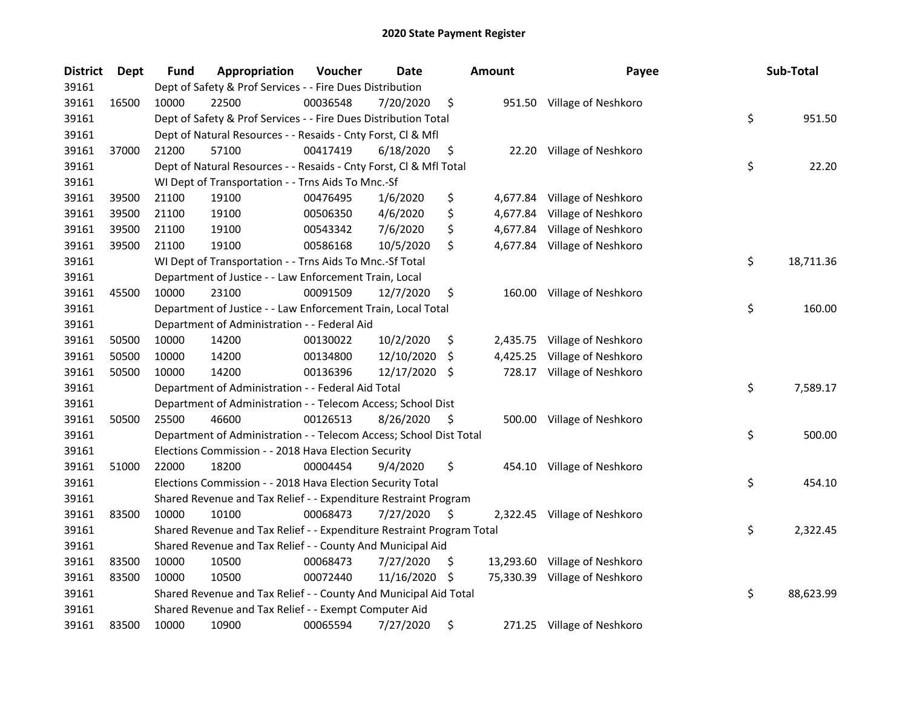# 2020 State Payment Register

| District | Dept | Fund | Appropriation | Voucher | Date | Amount | Payee | Sub-Total |
|---|---|---|---|---|---|---|---|---|
| 39161 | | Dept of Safety & Prof Services - - Fire Dues Distribution | | | | | | |
| 39161 | 16500 | 10000 | 22500 | 00036548 | 7/20/2020 | $ 951.50 | Village of Neshkoro | |
| 39161 | | Dept of Safety & Prof Services - - Fire Dues Distribution Total | | | | | | $ 951.50 |
| 39161 | | Dept of Natural Resources - - Resaids - Cnty Forst, Cl & Mfl | | | | | | |
| 39161 | 37000 | 21200 | 57100 | 00417419 | 6/18/2020 | $ 22.20 | Village of Neshkoro | |
| 39161 | | Dept of Natural Resources - - Resaids - Cnty Forst, Cl & Mfl Total | | | | | | $ 22.20 |
| 39161 | | WI Dept of Transportation - - Trns Aids To Mnc.-Sf | | | | | | |
| 39161 | 39500 | 21100 | 19100 | 00476495 | 1/6/2020 | $ 4,677.84 | Village of Neshkoro | |
| 39161 | 39500 | 21100 | 19100 | 00506350 | 4/6/2020 | $ 4,677.84 | Village of Neshkoro | |
| 39161 | 39500 | 21100 | 19100 | 00543342 | 7/6/2020 | $ 4,677.84 | Village of Neshkoro | |
| 39161 | 39500 | 21100 | 19100 | 00586168 | 10/5/2020 | $ 4,677.84 | Village of Neshkoro | |
| 39161 | | WI Dept of Transportation - - Trns Aids To Mnc.-Sf Total | | | | | | $ 18,711.36 |
| 39161 | | Department of Justice - - Law Enforcement Train, Local | | | | | | |
| 39161 | 45500 | 10000 | 23100 | 00091509 | 12/7/2020 | $ 160.00 | Village of Neshkoro | |
| 39161 | | Department of Justice - - Law Enforcement Train, Local Total | | | | | | $ 160.00 |
| 39161 | | Department of Administration - - Federal Aid | | | | | | |
| 39161 | 50500 | 10000 | 14200 | 00130022 | 10/2/2020 | $ 2,435.75 | Village of Neshkoro | |
| 39161 | 50500 | 10000 | 14200 | 00134800 | 12/10/2020 | $ 4,425.25 | Village of Neshkoro | |
| 39161 | 50500 | 10000 | 14200 | 00136396 | 12/17/2020 | $ 728.17 | Village of Neshkoro | |
| 39161 | | Department of Administration - - Federal Aid Total | | | | | | $ 7,589.17 |
| 39161 | | Department of Administration - - Telecom Access; School Dist | | | | | | |
| 39161 | 50500 | 25500 | 46600 | 00126513 | 8/26/2020 | $ 500.00 | Village of Neshkoro | |
| 39161 | | Department of Administration - - Telecom Access; School Dist Total | | | | | | $ 500.00 |
| 39161 | | Elections Commission - - 2018 Hava Election Security | | | | | | |
| 39161 | 51000 | 22000 | 18200 | 00004454 | 9/4/2020 | $ 454.10 | Village of Neshkoro | |
| 39161 | | Elections Commission - - 2018 Hava Election Security Total | | | | | | $ 454.10 |
| 39161 | | Shared Revenue and Tax Relief - - Expenditure Restraint Program | | | | | | |
| 39161 | 83500 | 10000 | 10100 | 00068473 | 7/27/2020 | $ 2,322.45 | Village of Neshkoro | |
| 39161 | | Shared Revenue and Tax Relief - - Expenditure Restraint Program Total | | | | | | $ 2,322.45 |
| 39161 | | Shared Revenue and Tax Relief - - County And Municipal Aid | | | | | | |
| 39161 | 83500 | 10000 | 10500 | 00068473 | 7/27/2020 | $ 13,293.60 | Village of Neshkoro | |
| 39161 | 83500 | 10000 | 10500 | 00072440 | 11/16/2020 | $ 75,330.39 | Village of Neshkoro | |
| 39161 | | Shared Revenue and Tax Relief - - County And Municipal Aid Total | | | | | | $ 88,623.99 |
| 39161 | | Shared Revenue and Tax Relief - - Exempt Computer Aid | | | | | | |
| 39161 | 83500 | 10000 | 10900 | 00065594 | 7/27/2020 | $ 271.25 | Village of Neshkoro | |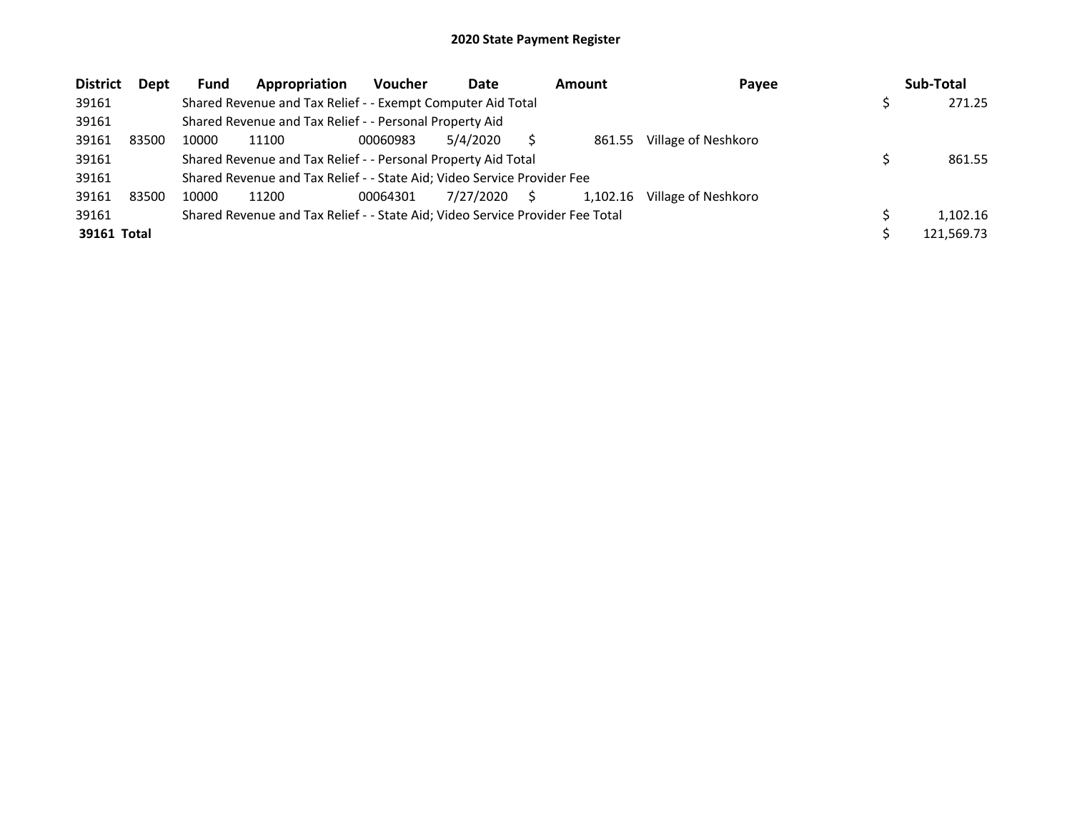# 2020 State Payment Register

| District | Dept | Fund | Appropriation | Voucher | Date | Amount | Payee | Sub-Total |
|---|---|---|---|---|---|---|---|---|
| 39161 | | Shared Revenue and Tax Relief - - Exempt Computer Aid Total | | | | | | $ 271.25 |
| 39161 | | Shared Revenue and Tax Relief - - Personal Property Aid | | | | | | |
| 39161 | 83500 | 10000 | 11100 | 00060983 | 5/4/2020 | $ 861.55 | Village of Neshkoro | |
| 39161 | | Shared Revenue and Tax Relief - - Personal Property Aid Total | | | | | | $ 861.55 |
| 39161 | | Shared Revenue and Tax Relief - - State Aid; Video Service Provider Fee | | | | | | |
| 39161 | 83500 | 10000 | 11200 | 00064301 | 7/27/2020 | $ 1,102.16 | Village of Neshkoro | |
| 39161 | | Shared Revenue and Tax Relief - - State Aid; Video Service Provider Fee Total | | | | | | $ 1,102.16 |
| **39161 Total** | | | | | | | | $ 121,569.73 |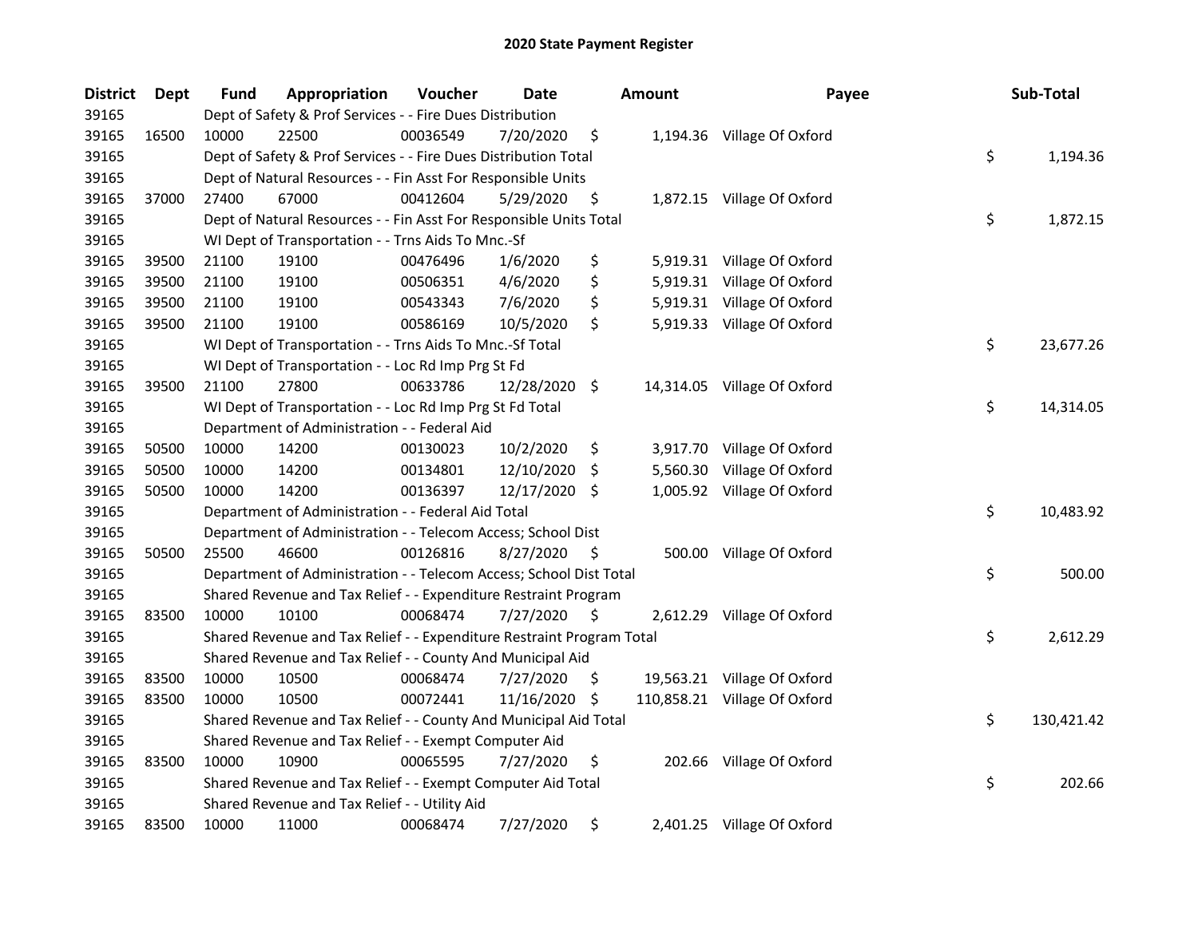# 2020 State Payment Register

| District | Dept | Fund | Appropriation | Voucher | Date | Amount | Payee | Sub-Total |
|---|---|---|---|---|---|---|---|---|
| 39165 | | Dept of Safety & Prof Services - - Fire Dues Distribution | | | | | | |
| 39165 | 16500 | 10000 | 22500 | 00036549 | 7/20/2020 | $ 1,194.36 | Village Of Oxford | |
| 39165 | | Dept of Safety & Prof Services - - Fire Dues Distribution Total | | | | | | $ 1,194.36 |
| 39165 | | Dept of Natural Resources - - Fin Asst For Responsible Units | | | | | | |
| 39165 | 37000 | 27400 | 67000 | 00412604 | 5/29/2020 | $ 1,872.15 | Village Of Oxford | |
| 39165 | | Dept of Natural Resources - - Fin Asst For Responsible Units Total | | | | | | $ 1,872.15 |
| 39165 | | WI Dept of Transportation - - Trns Aids To Mnc.-Sf | | | | | | |
| 39165 | 39500 | 21100 | 19100 | 00476496 | 1/6/2020 | $ 5,919.31 | Village Of Oxford | |
| 39165 | 39500 | 21100 | 19100 | 00506351 | 4/6/2020 | $ 5,919.31 | Village Of Oxford | |
| 39165 | 39500 | 21100 | 19100 | 00543343 | 7/6/2020 | $ 5,919.31 | Village Of Oxford | |
| 39165 | 39500 | 21100 | 19100 | 00586169 | 10/5/2020 | $ 5,919.33 | Village Of Oxford | |
| 39165 | | WI Dept of Transportation - - Trns Aids To Mnc.-Sf Total | | | | | | $ 23,677.26 |
| 39165 | | WI Dept of Transportation - - Loc Rd Imp Prg St Fd | | | | | | |
| 39165 | 39500 | 21100 | 27800 | 00633786 | 12/28/2020 | $ 14,314.05 | Village Of Oxford | |
| 39165 | | WI Dept of Transportation - - Loc Rd Imp Prg St Fd Total | | | | | | $ 14,314.05 |
| 39165 | | Department of Administration - - Federal Aid | | | | | | |
| 39165 | 50500 | 10000 | 14200 | 00130023 | 10/2/2020 | $ 3,917.70 | Village Of Oxford | |
| 39165 | 50500 | 10000 | 14200 | 00134801 | 12/10/2020 | $ 5,560.30 | Village Of Oxford | |
| 39165 | 50500 | 10000 | 14200 | 00136397 | 12/17/2020 | $ 1,005.92 | Village Of Oxford | |
| 39165 | | Department of Administration - - Federal Aid Total | | | | | | $ 10,483.92 |
| 39165 | | Department of Administration - - Telecom Access; School Dist | | | | | | |
| 39165 | 50500 | 25500 | 46600 | 00126816 | 8/27/2020 | $ 500.00 | Village Of Oxford | |
| 39165 | | Department of Administration - - Telecom Access; School Dist Total | | | | | | $ 500.00 |
| 39165 | | Shared Revenue and Tax Relief - - Expenditure Restraint Program | | | | | | |
| 39165 | 83500 | 10000 | 10100 | 00068474 | 7/27/2020 | $ 2,612.29 | Village Of Oxford | |
| 39165 | | Shared Revenue and Tax Relief - - Expenditure Restraint Program Total | | | | | | $ 2,612.29 |
| 39165 | | Shared Revenue and Tax Relief - - County And Municipal Aid | | | | | | |
| 39165 | 83500 | 10000 | 10500 | 00068474 | 7/27/2020 | $ 19,563.21 | Village Of Oxford | |
| 39165 | 83500 | 10000 | 10500 | 00072441 | 11/16/2020 | $ 110,858.21 | Village Of Oxford | |
| 39165 | | Shared Revenue and Tax Relief - - County And Municipal Aid Total | | | | | | $ 130,421.42 |
| 39165 | | Shared Revenue and Tax Relief - - Exempt Computer Aid | | | | | | |
| 39165 | 83500 | 10000 | 10900 | 00065595 | 7/27/2020 | $ 202.66 | Village Of Oxford | |
| 39165 | | Shared Revenue and Tax Relief - - Exempt Computer Aid Total | | | | | | $ 202.66 |
| 39165 | | Shared Revenue and Tax Relief - - Utility Aid | | | | | | |
| 39165 | 83500 | 10000 | 11000 | 00068474 | 7/27/2020 | $ 2,401.25 | Village Of Oxford | |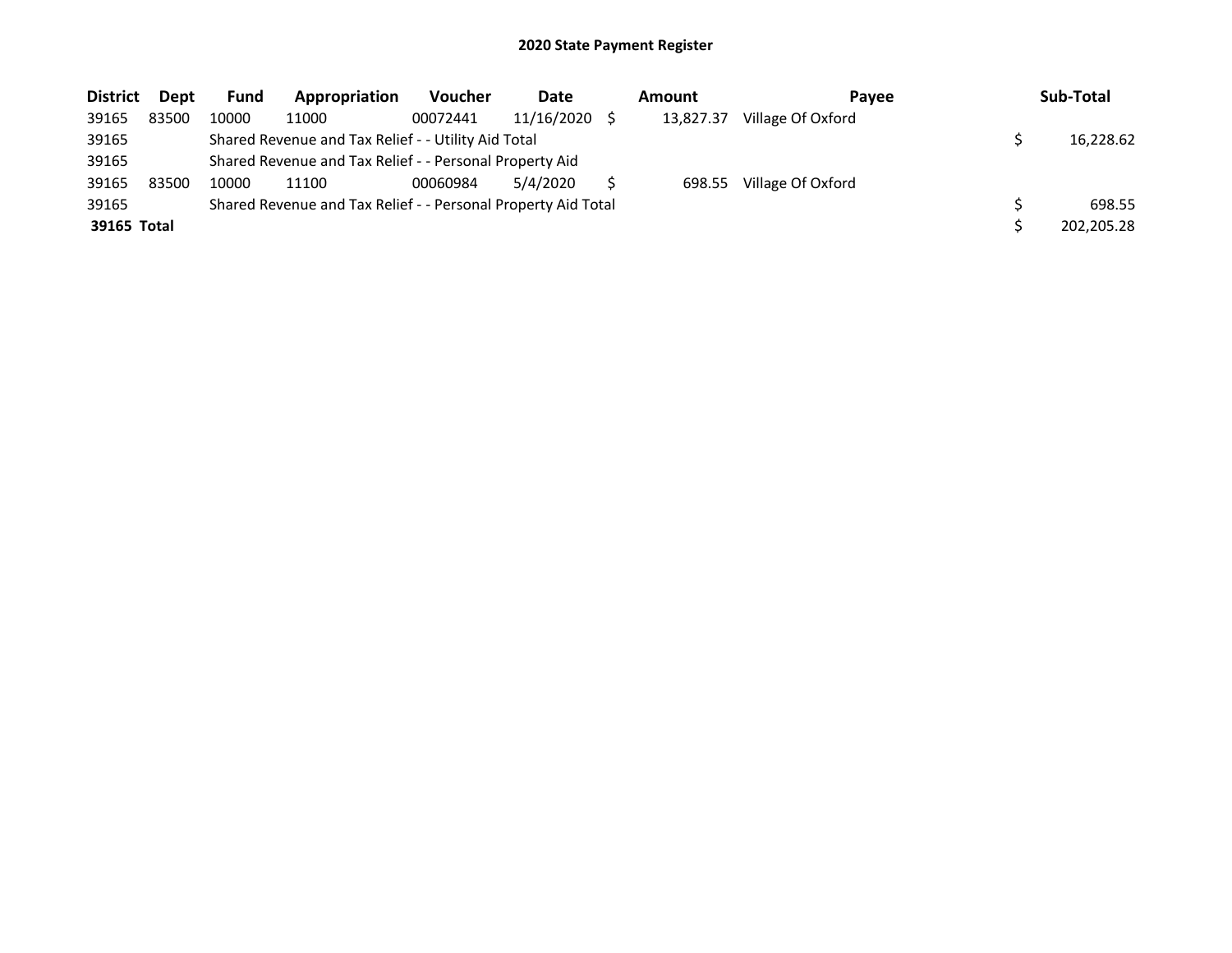# 2020 State Payment Register

| District | Dept | Fund | Appropriation | Voucher | Date | Amount | Payee | Sub-Total |
|---|---|---|---|---|---|---|---|---|
| 39165 | 83500 | 10000 | 11000 | 00072441 | 11/16/2020 | $ 13,827.37 | Village Of Oxford | |
| 39165 | | Shared Revenue and Tax Relief - - Utility Aid Total | | | | | | $ 16,228.62 |
| 39165 | | Shared Revenue and Tax Relief - - Personal Property Aid | | | | | | |
| 39165 | 83500 | 10000 | 11100 | 00060984 | 5/4/2020 | $ 698.55 | Village Of Oxford | |
| 39165 | | Shared Revenue and Tax Relief - - Personal Property Aid Total | | | | | | $ 698.55 |
| **39165 Total** | | | | | | | | $ 202,205.28 |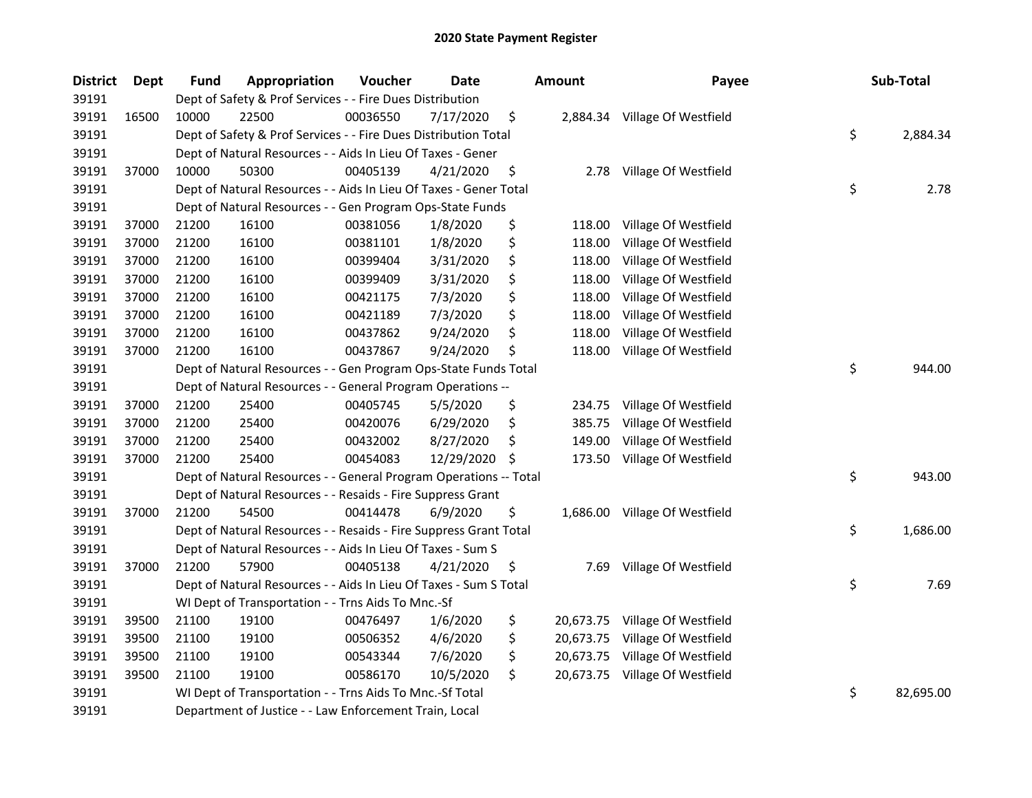## 2020 State Payment Register

| District | Dept | Fund | Appropriation | Voucher | Date | Amount | Payee | Sub-Total |
|---|---|---|---|---|---|---|---|---|
| 39191 | | Dept of Safety & Prof Services - - Fire Dues Distribution | | | | | | |
| 39191 | 16500 | 10000 | 22500 | 00036550 | 7/17/2020 | $ 2,884.34 | Village Of Westfield | |
| 39191 | | Dept of Safety & Prof Services - - Fire Dues Distribution Total | | | | | | $ 2,884.34 |
| 39191 | | Dept of Natural Resources - - Aids In Lieu Of Taxes - Gener | | | | | | |
| 39191 | 37000 | 10000 | 50300 | 00405139 | 4/21/2020 | $ 2.78 | Village Of Westfield | |
| 39191 | | Dept of Natural Resources - - Aids In Lieu Of Taxes - Gener Total | | | | | | $ 2.78 |
| 39191 | | Dept of Natural Resources - - Gen Program Ops-State Funds | | | | | | |
| 39191 | 37000 | 21200 | 16100 | 00381056 | 1/8/2020 | $ 118.00 | Village Of Westfield | |
| 39191 | 37000 | 21200 | 16100 | 00381101 | 1/8/2020 | $ 118.00 | Village Of Westfield | |
| 39191 | 37000 | 21200 | 16100 | 00399404 | 3/31/2020 | $ 118.00 | Village Of Westfield | |
| 39191 | 37000 | 21200 | 16100 | 00399409 | 3/31/2020 | $ 118.00 | Village Of Westfield | |
| 39191 | 37000 | 21200 | 16100 | 00421175 | 7/3/2020 | $ 118.00 | Village Of Westfield | |
| 39191 | 37000 | 21200 | 16100 | 00421189 | 7/3/2020 | $ 118.00 | Village Of Westfield | |
| 39191 | 37000 | 21200 | 16100 | 00437862 | 9/24/2020 | $ 118.00 | Village Of Westfield | |
| 39191 | 37000 | 21200 | 16100 | 00437867 | 9/24/2020 | $ 118.00 | Village Of Westfield | |
| 39191 | | Dept of Natural Resources - - Gen Program Ops-State Funds Total | | | | | | $ 944.00 |
| 39191 | | Dept of Natural Resources - - General Program Operations -- | | | | | | |
| 39191 | 37000 | 21200 | 25400 | 00405745 | 5/5/2020 | $ 234.75 | Village Of Westfield | |
| 39191 | 37000 | 21200 | 25400 | 00420076 | 6/29/2020 | $ 385.75 | Village Of Westfield | |
| 39191 | 37000 | 21200 | 25400 | 00432002 | 8/27/2020 | $ 149.00 | Village Of Westfield | |
| 39191 | 37000 | 21200 | 25400 | 00454083 | 12/29/2020 | $ 173.50 | Village Of Westfield | |
| 39191 | | Dept of Natural Resources - - General Program Operations -- Total | | | | | | $ 943.00 |
| 39191 | | Dept of Natural Resources - - Resaids - Fire Suppress Grant | | | | | | |
| 39191 | 37000 | 21200 | 54500 | 00414478 | 6/9/2020 | $ 1,686.00 | Village Of Westfield | |
| 39191 | | Dept of Natural Resources - - Resaids - Fire Suppress Grant Total | | | | | | $ 1,686.00 |
| 39191 | | Dept of Natural Resources - - Aids In Lieu Of Taxes - Sum S | | | | | | |
| 39191 | 37000 | 21200 | 57900 | 00405138 | 4/21/2020 | $ 7.69 | Village Of Westfield | |
| 39191 | | Dept of Natural Resources - - Aids In Lieu Of Taxes - Sum S Total | | | | | | $ 7.69 |
| 39191 | | WI Dept of Transportation - - Trns Aids To Mnc.-Sf | | | | | | |
| 39191 | 39500 | 21100 | 19100 | 00476497 | 1/6/2020 | $ 20,673.75 | Village Of Westfield | |
| 39191 | 39500 | 21100 | 19100 | 00506352 | 4/6/2020 | $ 20,673.75 | Village Of Westfield | |
| 39191 | 39500 | 21100 | 19100 | 00543344 | 7/6/2020 | $ 20,673.75 | Village Of Westfield | |
| 39191 | 39500 | 21100 | 19100 | 00586170 | 10/5/2020 | $ 20,673.75 | Village Of Westfield | |
| 39191 | | WI Dept of Transportation - - Trns Aids To Mnc.-Sf Total | | | | | | $ 82,695.00 |
| 39191 | | Department of Justice - - Law Enforcement Train, Local | | | | | | |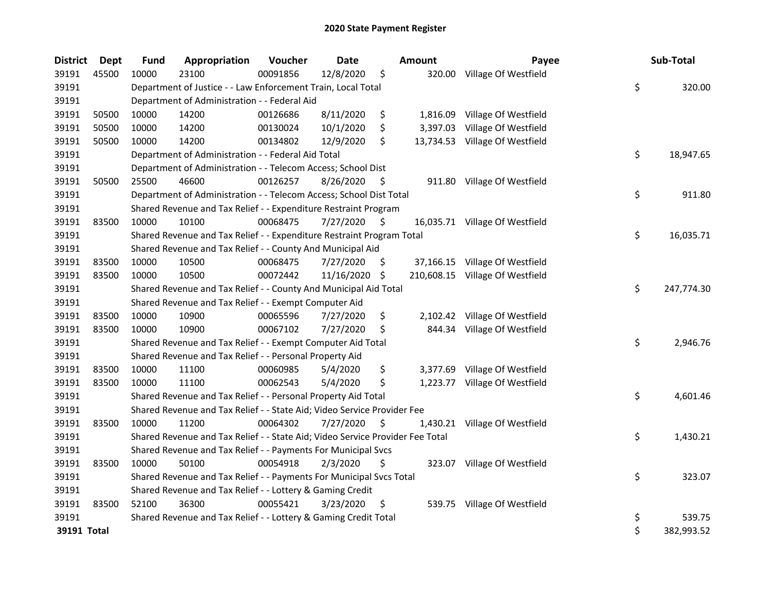# 2020 State Payment Register

| District | Dept | Fund | Appropriation | Voucher | Date | Amount | Payee | Sub-Total |
|---|---|---|---|---|---|---|---|---|
| 39191 | 45500 | 10000 | 23100 | 00091856 | 12/8/2020 | $ 320.00 | Village Of Westfield | |
| 39191 | | Department of Justice - - Law Enforcement Train, Local Total | | | | | | $ 320.00 |
| 39191 | | Department of Administration - - Federal Aid | | | | | | |
| 39191 | 50500 | 10000 | 14200 | 00126686 | 8/11/2020 | $ 1,816.09 | Village Of Westfield | |
| 39191 | 50500 | 10000 | 14200 | 00130024 | 10/1/2020 | $ 3,397.03 | Village Of Westfield | |
| 39191 | 50500 | 10000 | 14200 | 00134802 | 12/9/2020 | $ 13,734.53 | Village Of Westfield | |
| 39191 | | Department of Administration - - Federal Aid Total | | | | | | $ 18,947.65 |
| 39191 | | Department of Administration - - Telecom Access; School Dist | | | | | | |
| 39191 | 50500 | 25500 | 46600 | 00126257 | 8/26/2020 | $ 911.80 | Village Of Westfield | |
| 39191 | | Department of Administration - - Telecom Access; School Dist Total | | | | | | $ 911.80 |
| 39191 | | Shared Revenue and Tax Relief - - Expenditure Restraint Program | | | | | | |
| 39191 | 83500 | 10000 | 10100 | 00068475 | 7/27/2020 | $ 16,035.71 | Village Of Westfield | |
| 39191 | | Shared Revenue and Tax Relief - - Expenditure Restraint Program Total | | | | | | $ 16,035.71 |
| 39191 | | Shared Revenue and Tax Relief - - County And Municipal Aid | | | | | | |
| 39191 | 83500 | 10000 | 10500 | 00068475 | 7/27/2020 | $ 37,166.15 | Village Of Westfield | |
| 39191 | 83500 | 10000 | 10500 | 00072442 | 11/16/2020 | $ 210,608.15 | Village Of Westfield | |
| 39191 | | Shared Revenue and Tax Relief - - County And Municipal Aid Total | | | | | | $ 247,774.30 |
| 39191 | | Shared Revenue and Tax Relief - - Exempt Computer Aid | | | | | | |
| 39191 | 83500 | 10000 | 10900 | 00065596 | 7/27/2020 | $ 2,102.42 | Village Of Westfield | |
| 39191 | 83500 | 10000 | 10900 | 00067102 | 7/27/2020 | $ 844.34 | Village Of Westfield | |
| 39191 | | Shared Revenue and Tax Relief - - Exempt Computer Aid Total | | | | | | $ 2,946.76 |
| 39191 | | Shared Revenue and Tax Relief - - Personal Property Aid | | | | | | |
| 39191 | 83500 | 10000 | 11100 | 00060985 | 5/4/2020 | $ 3,377.69 | Village Of Westfield | |
| 39191 | 83500 | 10000 | 11100 | 00062543 | 5/4/2020 | $ 1,223.77 | Village Of Westfield | |
| 39191 | | Shared Revenue and Tax Relief - - Personal Property Aid Total | | | | | | $ 4,601.46 |
| 39191 | | Shared Revenue and Tax Relief - - State Aid; Video Service Provider Fee | | | | | | |
| 39191 | 83500 | 10000 | 11200 | 00064302 | 7/27/2020 | $ 1,430.21 | Village Of Westfield | |
| 39191 | | Shared Revenue and Tax Relief - - State Aid; Video Service Provider Fee Total | | | | | | $ 1,430.21 |
| 39191 | | Shared Revenue and Tax Relief - - Payments For Municipal Svcs | | | | | | |
| 39191 | 83500 | 10000 | 50100 | 00054918 | 2/3/2020 | $ 323.07 | Village Of Westfield | |
| 39191 | | Shared Revenue and Tax Relief - - Payments For Municipal Svcs Total | | | | | | $ 323.07 |
| 39191 | | Shared Revenue and Tax Relief - - Lottery & Gaming Credit | | | | | | |
| 39191 | 83500 | 52100 | 36300 | 00055421 | 3/23/2020 | $ 539.75 | Village Of Westfield | |
| 39191 | | Shared Revenue and Tax Relief - - Lottery & Gaming Credit Total | | | | | | $ 539.75 |
| **39191 Total** | | | | | | | | $ 382,993.52 |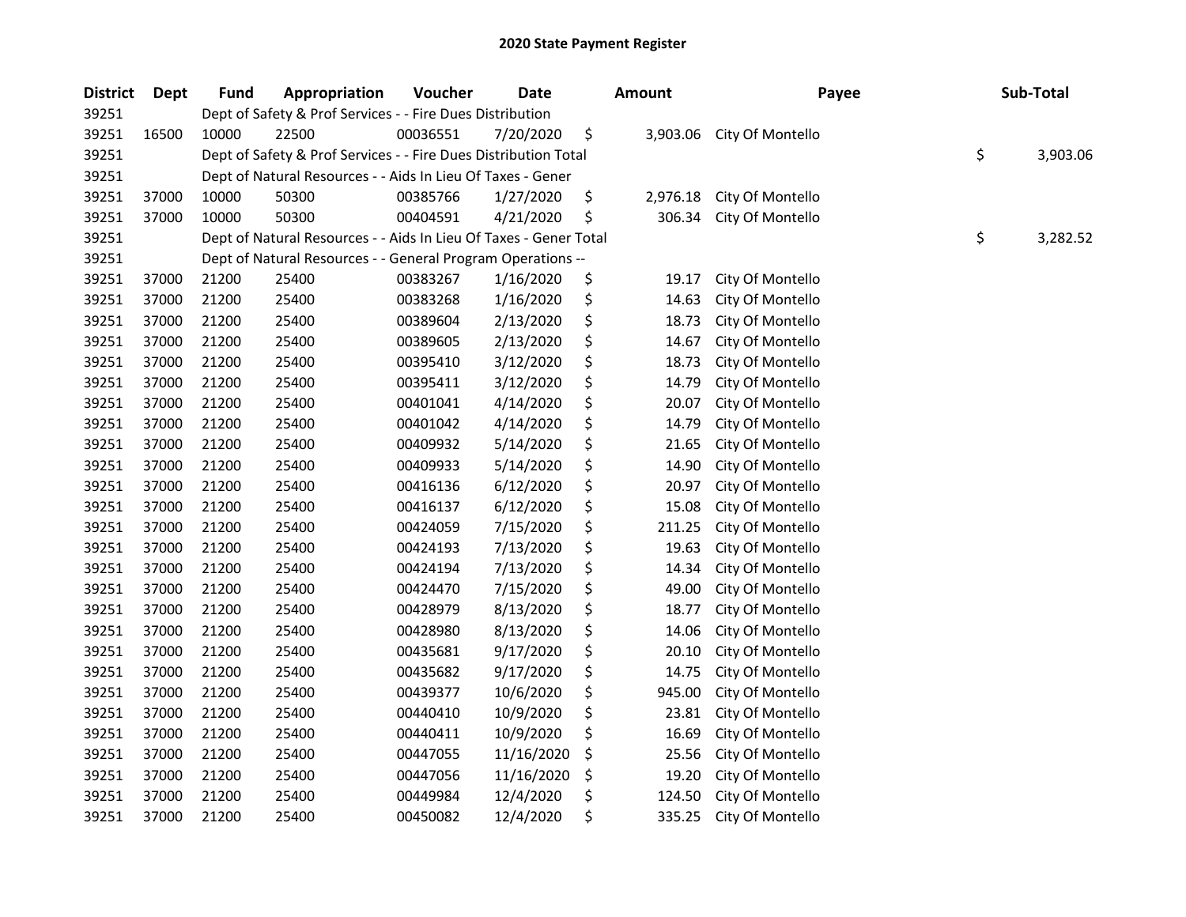# 2020 State Payment Register

| District | Dept | Fund | Appropriation | Voucher | Date | Amount | Payee | Sub-Total |
|---|---|---|---|---|---|---|---|---|
| 39251 | | Dept of Safety & Prof Services - - Fire Dues Distribution | | | | | | |
| 39251 | 16500 | 10000 | 22500 | 00036551 | 7/20/2020 | $ 3,903.06 | City Of Montello | |
| 39251 | | Dept of Safety & Prof Services - - Fire Dues Distribution Total | | | | | | $ 3,903.06 |
| 39251 | | Dept of Natural Resources - - Aids In Lieu Of Taxes - Gener | | | | | | |
| 39251 | 37000 | 10000 | 50300 | 00385766 | 1/27/2020 | $ 2,976.18 | City Of Montello | |
| 39251 | 37000 | 10000 | 50300 | 00404591 | 4/21/2020 | $ 306.34 | City Of Montello | |
| 39251 | | Dept of Natural Resources - - Aids In Lieu Of Taxes - Gener Total | | | | | | $ 3,282.52 |
| 39251 | | Dept of Natural Resources - - General Program Operations -- | | | | | | |
| 39251 | 37000 | 21200 | 25400 | 00383267 | 1/16/2020 | $ 19.17 | City Of Montello | |
| 39251 | 37000 | 21200 | 25400 | 00383268 | 1/16/2020 | $ 14.63 | City Of Montello | |
| 39251 | 37000 | 21200 | 25400 | 00389604 | 2/13/2020 | $ 18.73 | City Of Montello | |
| 39251 | 37000 | 21200 | 25400 | 00389605 | 2/13/2020 | $ 14.67 | City Of Montello | |
| 39251 | 37000 | 21200 | 25400 | 00395410 | 3/12/2020 | $ 18.73 | City Of Montello | |
| 39251 | 37000 | 21200 | 25400 | 00395411 | 3/12/2020 | $ 14.79 | City Of Montello | |
| 39251 | 37000 | 21200 | 25400 | 00401041 | 4/14/2020 | $ 20.07 | City Of Montello | |
| 39251 | 37000 | 21200 | 25400 | 00401042 | 4/14/2020 | $ 14.79 | City Of Montello | |
| 39251 | 37000 | 21200 | 25400 | 00409932 | 5/14/2020 | $ 21.65 | City Of Montello | |
| 39251 | 37000 | 21200 | 25400 | 00409933 | 5/14/2020 | $ 14.90 | City Of Montello | |
| 39251 | 37000 | 21200 | 25400 | 00416136 | 6/12/2020 | $ 20.97 | City Of Montello | |
| 39251 | 37000 | 21200 | 25400 | 00416137 | 6/12/2020 | $ 15.08 | City Of Montello | |
| 39251 | 37000 | 21200 | 25400 | 00424059 | 7/15/2020 | $ 211.25 | City Of Montello | |
| 39251 | 37000 | 21200 | 25400 | 00424193 | 7/13/2020 | $ 19.63 | City Of Montello | |
| 39251 | 37000 | 21200 | 25400 | 00424194 | 7/13/2020 | $ 14.34 | City Of Montello | |
| 39251 | 37000 | 21200 | 25400 | 00424470 | 7/15/2020 | $ 49.00 | City Of Montello | |
| 39251 | 37000 | 21200 | 25400 | 00428979 | 8/13/2020 | $ 18.77 | City Of Montello | |
| 39251 | 37000 | 21200 | 25400 | 00428980 | 8/13/2020 | $ 14.06 | City Of Montello | |
| 39251 | 37000 | 21200 | 25400 | 00435681 | 9/17/2020 | $ 20.10 | City Of Montello | |
| 39251 | 37000 | 21200 | 25400 | 00435682 | 9/17/2020 | $ 14.75 | City Of Montello | |
| 39251 | 37000 | 21200 | 25400 | 00439377 | 10/6/2020 | $ 945.00 | City Of Montello | |
| 39251 | 37000 | 21200 | 25400 | 00440410 | 10/9/2020 | $ 23.81 | City Of Montello | |
| 39251 | 37000 | 21200 | 25400 | 00440411 | 10/9/2020 | $ 16.69 | City Of Montello | |
| 39251 | 37000 | 21200 | 25400 | 00447055 | 11/16/2020 | $ 25.56 | City Of Montello | |
| 39251 | 37000 | 21200 | 25400 | 00447056 | 11/16/2020 | $ 19.20 | City Of Montello | |
| 39251 | 37000 | 21200 | 25400 | 00449984 | 12/4/2020 | $ 124.50 | City Of Montello | |
| 39251 | 37000 | 21200 | 25400 | 00450082 | 12/4/2020 | $ 335.25 | City Of Montello | |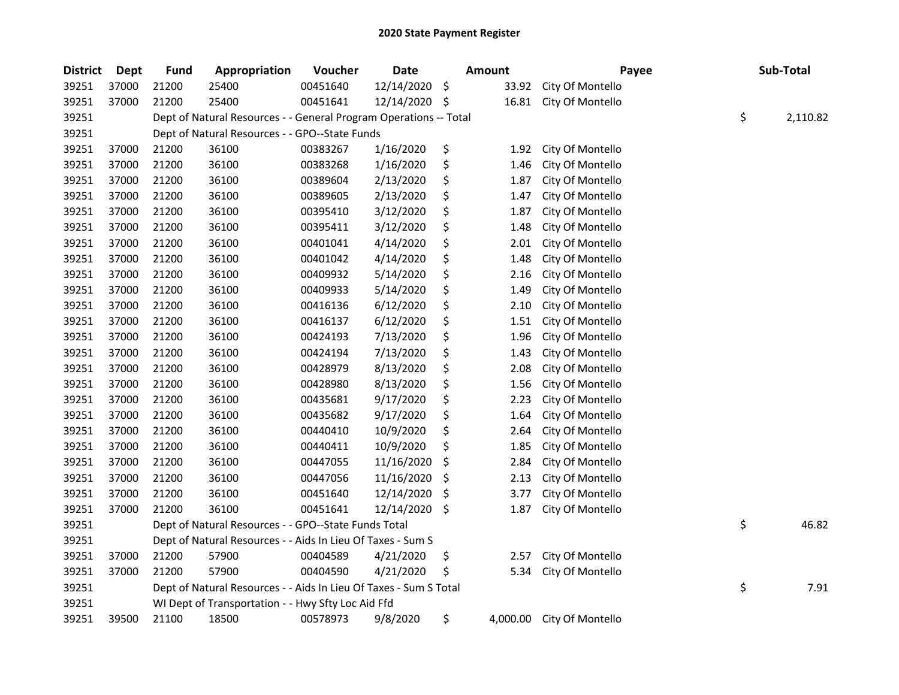# 2020 State Payment Register

| District | Dept | Fund | Appropriation | Voucher | Date | Amount | Payee | Sub-Total |
|---|---|---|---|---|---|---|---|---|
| 39251 | 37000 | 21200 | 25400 | 00451640 | 12/14/2020 | $ 33.92 | City Of Montello | |
| 39251 | 37000 | 21200 | 25400 | 00451641 | 12/14/2020 | $ 16.81 | City Of Montello | |
| 39251 | | Dept of Natural Resources - - General Program Operations -- Total | | | | | | $ 2,110.82 |
| 39251 | | Dept of Natural Resources - - GPO--State Funds | | | | | | |
| 39251 | 37000 | 21200 | 36100 | 00383267 | 1/16/2020 | $ 1.92 | City Of Montello | |
| 39251 | 37000 | 21200 | 36100 | 00383268 | 1/16/2020 | $ 1.46 | City Of Montello | |
| 39251 | 37000 | 21200 | 36100 | 00389604 | 2/13/2020 | $ 1.87 | City Of Montello | |
| 39251 | 37000 | 21200 | 36100 | 00389605 | 2/13/2020 | $ 1.47 | City Of Montello | |
| 39251 | 37000 | 21200 | 36100 | 00395410 | 3/12/2020 | $ 1.87 | City Of Montello | |
| 39251 | 37000 | 21200 | 36100 | 00395411 | 3/12/2020 | $ 1.48 | City Of Montello | |
| 39251 | 37000 | 21200 | 36100 | 00401041 | 4/14/2020 | $ 2.01 | City Of Montello | |
| 39251 | 37000 | 21200 | 36100 | 00401042 | 4/14/2020 | $ 1.48 | City Of Montello | |
| 39251 | 37000 | 21200 | 36100 | 00409932 | 5/14/2020 | $ 2.16 | City Of Montello | |
| 39251 | 37000 | 21200 | 36100 | 00409933 | 5/14/2020 | $ 1.49 | City Of Montello | |
| 39251 | 37000 | 21200 | 36100 | 00416136 | 6/12/2020 | $ 2.10 | City Of Montello | |
| 39251 | 37000 | 21200 | 36100 | 00416137 | 6/12/2020 | $ 1.51 | City Of Montello | |
| 39251 | 37000 | 21200 | 36100 | 00424193 | 7/13/2020 | $ 1.96 | City Of Montello | |
| 39251 | 37000 | 21200 | 36100 | 00424194 | 7/13/2020 | $ 1.43 | City Of Montello | |
| 39251 | 37000 | 21200 | 36100 | 00428979 | 8/13/2020 | $ 2.08 | City Of Montello | |
| 39251 | 37000 | 21200 | 36100 | 00428980 | 8/13/2020 | $ 1.56 | City Of Montello | |
| 39251 | 37000 | 21200 | 36100 | 00435681 | 9/17/2020 | $ 2.23 | City Of Montello | |
| 39251 | 37000 | 21200 | 36100 | 00435682 | 9/17/2020 | $ 1.64 | City Of Montello | |
| 39251 | 37000 | 21200 | 36100 | 00440410 | 10/9/2020 | $ 2.64 | City Of Montello | |
| 39251 | 37000 | 21200 | 36100 | 00440411 | 10/9/2020 | $ 1.85 | City Of Montello | |
| 39251 | 37000 | 21200 | 36100 | 00447055 | 11/16/2020 | $ 2.84 | City Of Montello | |
| 39251 | 37000 | 21200 | 36100 | 00447056 | 11/16/2020 | $ 2.13 | City Of Montello | |
| 39251 | 37000 | 21200 | 36100 | 00451640 | 12/14/2020 | $ 3.77 | City Of Montello | |
| 39251 | 37000 | 21200 | 36100 | 00451641 | 12/14/2020 | $ 1.87 | City Of Montello | |
| 39251 | | Dept of Natural Resources - - GPO--State Funds Total | | | | | | $ 46.82 |
| 39251 | | Dept of Natural Resources - - Aids In Lieu Of Taxes - Sum S | | | | | | |
| 39251 | 37000 | 21200 | 57900 | 00404589 | 4/21/2020 | $ 2.57 | City Of Montello | |
| 39251 | 37000 | 21200 | 57900 | 00404590 | 4/21/2020 | $ 5.34 | City Of Montello | |
| 39251 | | Dept of Natural Resources - - Aids In Lieu Of Taxes - Sum S Total | | | | | | $ 7.91 |
| 39251 | | WI Dept of Transportation - - Hwy Sfty Loc Aid Ffd | | | | | | |
| 39251 | 39500 | 21100 | 18500 | 00578973 | 9/8/2020 | $ 4,000.00 | City Of Montello | |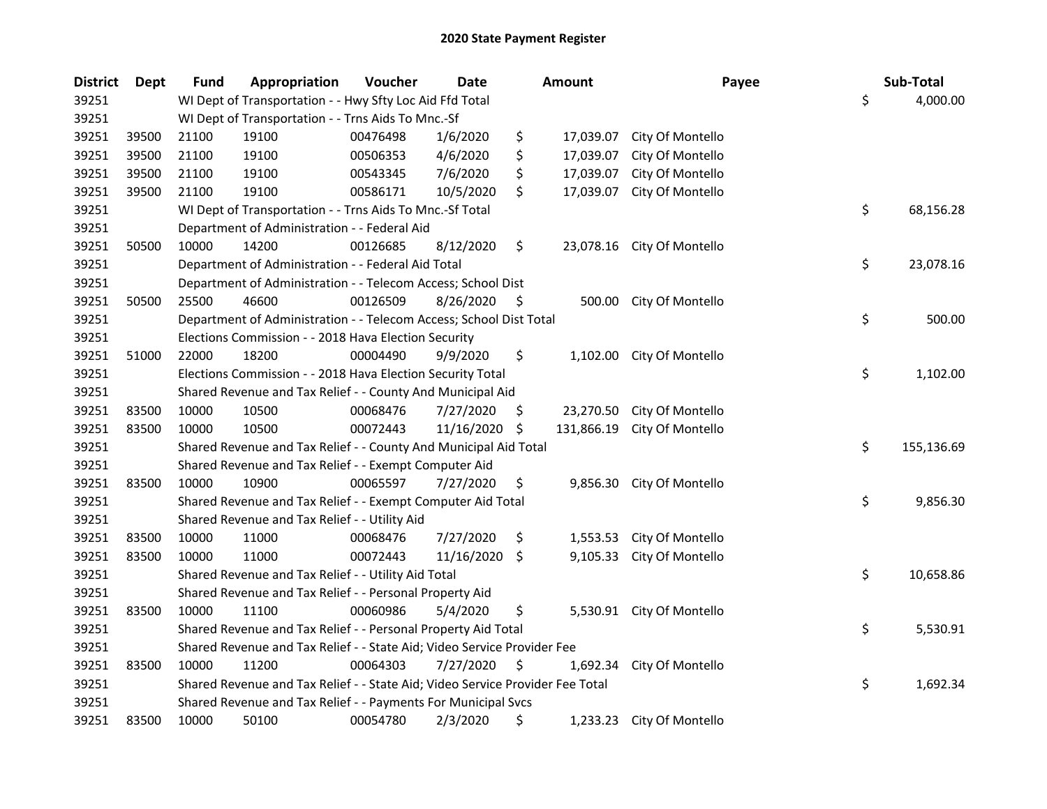# 2020 State Payment Register

| District | Dept | Fund | Appropriation | Voucher | Date | Amount | Payee | Sub-Total |
|---|---|---|---|---|---|---|---|---|
| 39251 | | WI Dept of Transportation - - Hwy Sfty Loc Aid Ffd Total | | | | | | $ 4,000.00 |
| 39251 | | WI Dept of Transportation - - Trns Aids To Mnc.-Sf | | | | | | |
| 39251 | 39500 | 21100 | 19100 | 00476498 | 1/6/2020 | $ 17,039.07 | City Of Montello | |
| 39251 | 39500 | 21100 | 19100 | 00506353 | 4/6/2020 | $ 17,039.07 | City Of Montello | |
| 39251 | 39500 | 21100 | 19100 | 00543345 | 7/6/2020 | $ 17,039.07 | City Of Montello | |
| 39251 | 39500 | 21100 | 19100 | 00586171 | 10/5/2020 | $ 17,039.07 | City Of Montello | |
| 39251 | | WI Dept of Transportation - - Trns Aids To Mnc.-Sf Total | | | | | | $ 68,156.28 |
| 39251 | | Department of Administration - - Federal Aid | | | | | | |
| 39251 | 50500 | 10000 | 14200 | 00126685 | 8/12/2020 | $ 23,078.16 | City Of Montello | |
| 39251 | | Department of Administration - - Federal Aid Total | | | | | | $ 23,078.16 |
| 39251 | | Department of Administration - - Telecom Access; School Dist | | | | | | |
| 39251 | 50500 | 25500 | 46600 | 00126509 | 8/26/2020 | $ 500.00 | City Of Montello | |
| 39251 | | Department of Administration - - Telecom Access; School Dist Total | | | | | | $ 500.00 |
| 39251 | | Elections Commission - - 2018 Hava Election Security | | | | | | |
| 39251 | 51000 | 22000 | 18200 | 00004490 | 9/9/2020 | $ 1,102.00 | City Of Montello | |
| 39251 | | Elections Commission - - 2018 Hava Election Security Total | | | | | | $ 1,102.00 |
| 39251 | | Shared Revenue and Tax Relief - - County And Municipal Aid | | | | | | |
| 39251 | 83500 | 10000 | 10500 | 00068476 | 7/27/2020 | $ 23,270.50 | City Of Montello | |
| 39251 | 83500 | 10000 | 10500 | 00072443 | 11/16/2020 | $ 131,866.19 | City Of Montello | |
| 39251 | | Shared Revenue and Tax Relief - - County And Municipal Aid Total | | | | | | $ 155,136.69 |
| 39251 | | Shared Revenue and Tax Relief - - Exempt Computer Aid | | | | | | |
| 39251 | 83500 | 10000 | 10900 | 00065597 | 7/27/2020 | $ 9,856.30 | City Of Montello | |
| 39251 | | Shared Revenue and Tax Relief - - Exempt Computer Aid Total | | | | | | $ 9,856.30 |
| 39251 | | Shared Revenue and Tax Relief - - Utility Aid | | | | | | |
| 39251 | 83500 | 10000 | 11000 | 00068476 | 7/27/2020 | $ 1,553.53 | City Of Montello | |
| 39251 | 83500 | 10000 | 11000 | 00072443 | 11/16/2020 | $ 9,105.33 | City Of Montello | |
| 39251 | | Shared Revenue and Tax Relief - - Utility Aid Total | | | | | | $ 10,658.86 |
| 39251 | | Shared Revenue and Tax Relief - - Personal Property Aid | | | | | | |
| 39251 | 83500 | 10000 | 11100 | 00060986 | 5/4/2020 | $ 5,530.91 | City Of Montello | |
| 39251 | | Shared Revenue and Tax Relief - - Personal Property Aid Total | | | | | | $ 5,530.91 |
| 39251 | | Shared Revenue and Tax Relief - - State Aid; Video Service Provider Fee | | | | | | |
| 39251 | 83500 | 10000 | 11200 | 00064303 | 7/27/2020 | $ 1,692.34 | City Of Montello | |
| 39251 | | Shared Revenue and Tax Relief - - State Aid; Video Service Provider Fee Total | | | | | | $ 1,692.34 |
| 39251 | | Shared Revenue and Tax Relief - - Payments For Municipal Svcs | | | | | | |
| 39251 | 83500 | 10000 | 50100 | 00054780 | 2/3/2020 | $ 1,233.23 | City Of Montello | |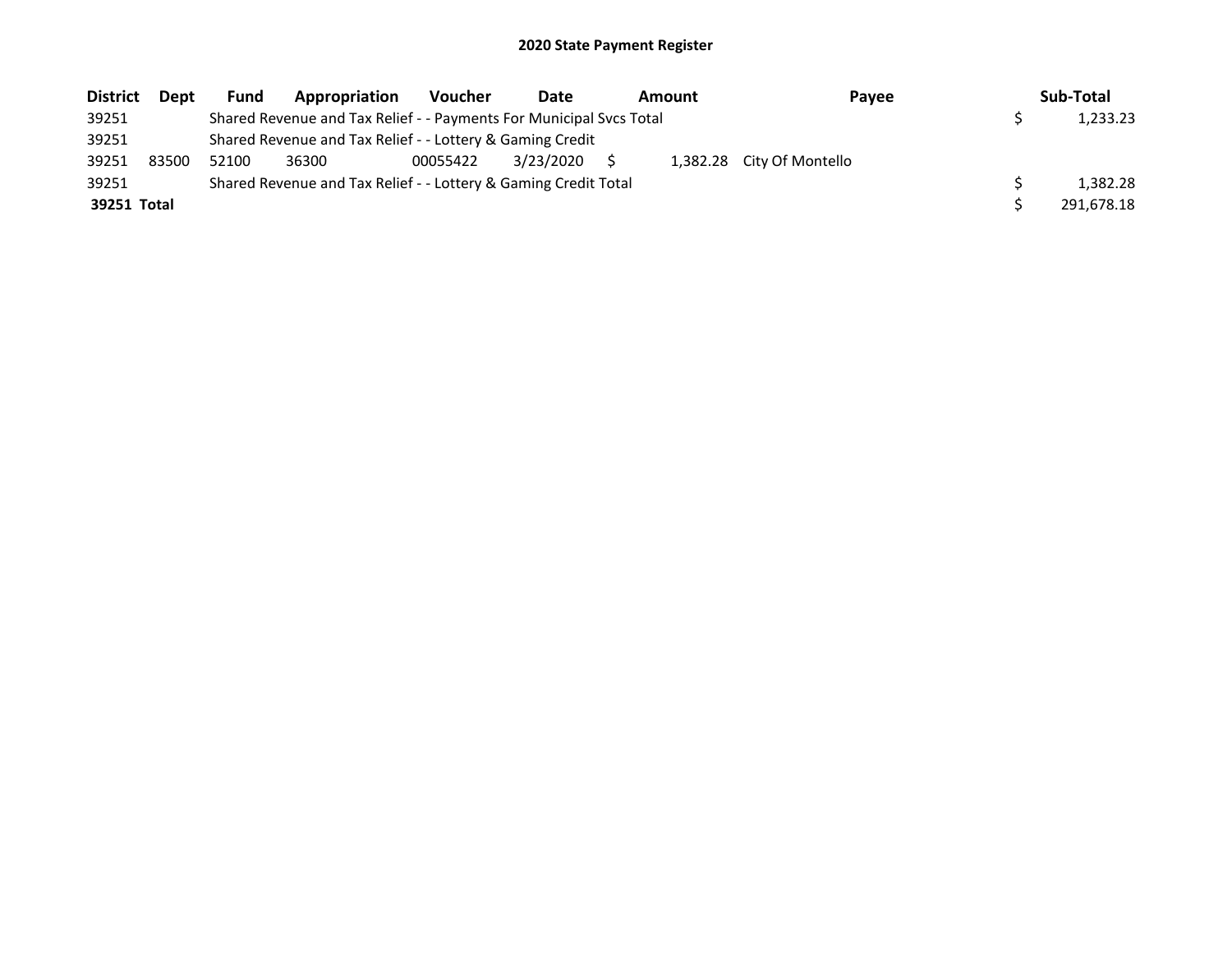# 2020 State Payment Register

| District | Dept | Fund | Appropriation | Voucher | Date | Amount | Payee | Sub-Total |
|---|---|---|---|---|---|---|---|---|
| 39251 | | Shared Revenue and Tax Relief - - Payments For Municipal Svcs Total | | | | | | $ 1,233.23 |
| 39251 | | Shared Revenue and Tax Relief - - Lottery & Gaming Credit | | | | | | |
| 39251 | 83500 | 52100 | 36300 | 00055422 | 3/23/2020 | $ 1,382.28 | City Of Montello | |
| 39251 | | Shared Revenue and Tax Relief - - Lottery & Gaming Credit Total | | | | | | $ 1,382.28 |
| **39251 Total** | | | | | | | | $ 291,678.18 |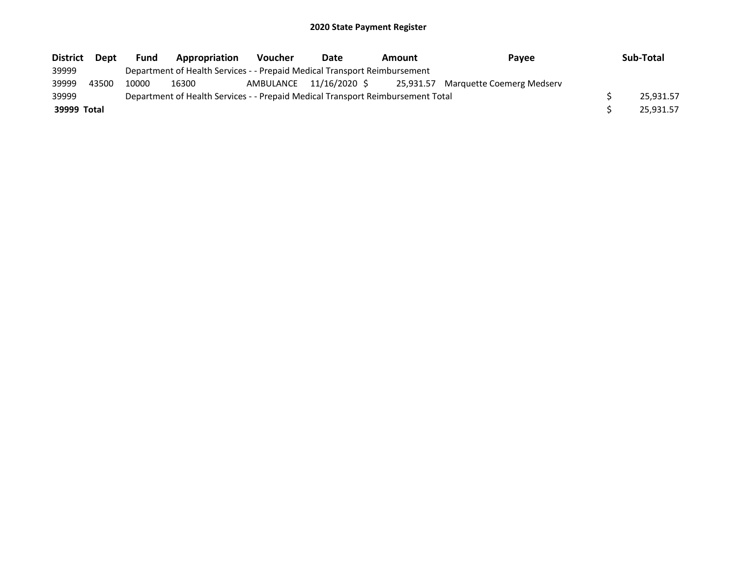# 2020 State Payment Register

| District | Dept | Fund | Appropriation | Voucher | Date | Amount | Payee | Sub-Total |
|---|---|---|---|---|---|---|---|---|
| 39999 | | Department of Health Services - - Prepaid Medical Transport Reimbursement | | | | | | |
| 39999 | 43500 | 10000 | 16300 | AMBULANCE | 11/16/2020 | $ 25,931.57 | Marquette Coemerg Medserv | |
| 39999 | | Department of Health Services - - Prepaid Medical Transport Reimbursement Total | | | | | | $ 25,931.57 |
| **39999 Total** | | | | | | | | $ 25,931.57 |